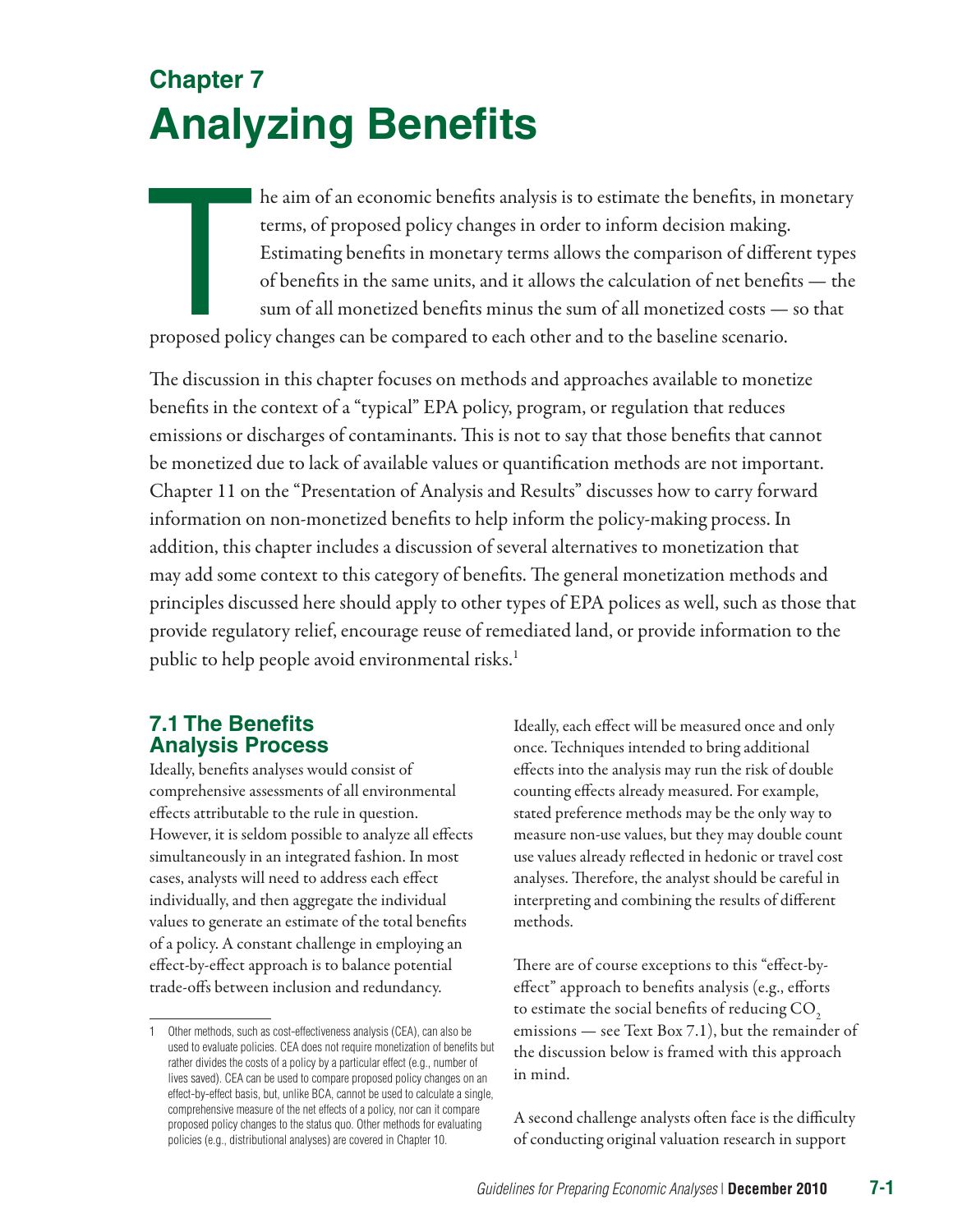# Chapter 7
# Analyzing Benefits

The aim of an economic benefits analysis is to estimate the benefits, in monetary terms, of proposed policy changes in order to inform decision making. Estimating benefits in monetary terms allows the comparison of different types of benefits in the same units, and it allows the calculation of net benefits — the sum of all monetized benefits minus the sum of all monetized costs — so that proposed policy changes can be compared to each other and to the baseline scenario.

The discussion in this chapter focuses on methods and approaches available to monetize benefits in the context of a "typical" EPA policy, program, or regulation that reduces emissions or discharges of contaminants. This is not to say that those benefits that cannot be monetized due to lack of available values or quantification methods are not important. Chapter 11 on the "Presentation of Analysis and Results" discusses how to carry forward information on non-monetized benefits to help inform the policy-making process. In addition, this chapter includes a discussion of several alternatives to monetization that may add some context to this category of benefits. The general monetization methods and principles discussed here should apply to other types of EPA polices as well, such as those that provide regulatory relief, encourage reuse of remediated land, or provide information to the public to help people avoid environmental risks.[1]

## 7.1 The Benefits Analysis Process

Ideally, benefits analyses would consist of comprehensive assessments of all environmental effects attributable to the rule in question. However, it is seldom possible to analyze all effects simultaneously in an integrated fashion. In most cases, analysts will need to address each effect individually, and then aggregate the individual values to generate an estimate of the total benefits of a policy. A constant challenge in employing an effect-by-effect approach is to balance potential trade-offs between inclusion and redundancy.

Ideally, each effect will be measured once and only once. Techniques intended to bring additional effects into the analysis may run the risk of double counting effects already measured. For example, stated preference methods may be the only way to measure non-use values, but they may double count use values already reflected in hedonic or travel cost analyses. Therefore, the analyst should be careful in interpreting and combining the results of different methods.

There are of course exceptions to this "effect-by-effect" approach to benefits analysis (e.g., efforts to estimate the social benefits of reducing $CO_2$ emissions — see Text Box 7.1), but the remainder of the discussion below is framed with this approach in mind.

A second challenge analysts often face is the difficulty of conducting original valuation research in support

---

[1] Other methods, such as cost-effectiveness analysis (CEA), can also be used to evaluate policies. CEA does not require monetization of benefits but rather divides the costs of a policy by a particular effect (e.g., number of lives saved). CEA can be used to compare proposed policy changes on an effect-by-effect basis, but, unlike BCA, cannot be used to calculate a single, comprehensive measure of the net effects of a policy, nor can it compare proposed policy changes to the status quo. Other methods for evaluating policies (e.g., distributional analyses) are covered in Chapter 10.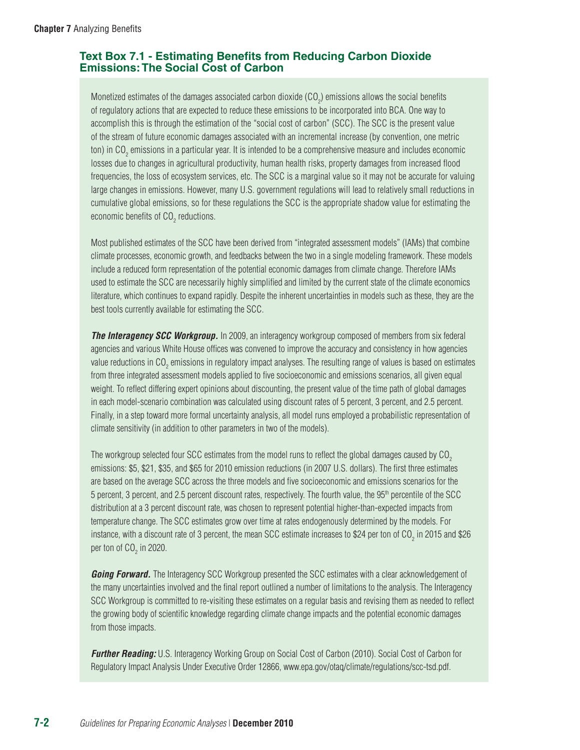### Text Box 7.1 - Estimating Benefits from Reducing Carbon Dioxide Emissions: The Social Cost of Carbon

Monetized estimates of the damages associated carbon dioxide ($CO_2$) emissions allows the social benefits of regulatory actions that are expected to reduce these emissions to be incorporated into BCA. One way to accomplish this is through the estimation of the "social cost of carbon" (SCC). The SCC is the present value of the stream of future economic damages associated with an incremental increase (by convention, one metric ton) in $CO_2$ emissions in a particular year. It is intended to be a comprehensive measure and includes economic losses due to changes in agricultural productivity, human health risks, property damages from increased flood frequencies, the loss of ecosystem services, etc. The SCC is a marginal value so it may not be accurate for valuing large changes in emissions. However, many U.S. government regulations will lead to relatively small reductions in cumulative global emissions, so for these regulations the SCC is the appropriate shadow value for estimating the economic benefits of $CO_2$ reductions.

Most published estimates of the SCC have been derived from "integrated assessment models" (IAMs) that combine climate processes, economic growth, and feedbacks between the two in a single modeling framework. These models include a reduced form representation of the potential economic damages from climate change. Therefore IAMs used to estimate the SCC are necessarily highly simplified and limited by the current state of the climate economics literature, which continues to expand rapidly. Despite the inherent uncertainties in models such as these, they are the best tools currently available for estimating the SCC.

***The Interagency SCC Workgroup.*** In 2009, an interagency workgroup composed of members from six federal agencies and various White House offices was convened to improve the accuracy and consistency in how agencies value reductions in $CO_2$ emissions in regulatory impact analyses. The resulting range of values is based on estimates from three integrated assessment models applied to five socioeconomic and emissions scenarios, all given equal weight. To reflect differing expert opinions about discounting, the present value of the time path of global damages in each model-scenario combination was calculated using discount rates of 5 percent, 3 percent, and 2.5 percent. Finally, in a step toward more formal uncertainty analysis, all model runs employed a probabilistic representation of climate sensitivity (in addition to other parameters in two of the models).

The workgroup selected four SCC estimates from the model runs to reflect the global damages caused by $CO_2$ emissions: $5, $21, $35, and $65 for 2010 emission reductions (in 2007 U.S. dollars). The first three estimates are based on the average SCC across the three models and five socioeconomic and emissions scenarios for the 5 percent, 3 percent, and 2.5 percent discount rates, respectively. The fourth value, the 95th percentile of the SCC distribution at a 3 percent discount rate, was chosen to represent potential higher-than-expected impacts from temperature change. The SCC estimates grow over time at rates endogenously determined by the models. For instance, with a discount rate of 3 percent, the mean SCC estimate increases to $24 per ton of $CO_2$ in 2015 and $26 per ton of $CO_2$ in 2020.

***Going Forward.*** The Interagency SCC Workgroup presented the SCC estimates with a clear acknowledgement of the many uncertainties involved and the final report outlined a number of limitations to the analysis. The Interagency SCC Workgroup is committed to re-visiting these estimates on a regular basis and revising them as needed to reflect the growing body of scientific knowledge regarding climate change impacts and the potential economic damages from those impacts.

***Further Reading:*** U.S. Interagency Working Group on Social Cost of Carbon (2010). Social Cost of Carbon for Regulatory Impact Analysis Under Executive Order 12866, www.epa.gov/otaq/climate/regulations/scc-tsd.pdf.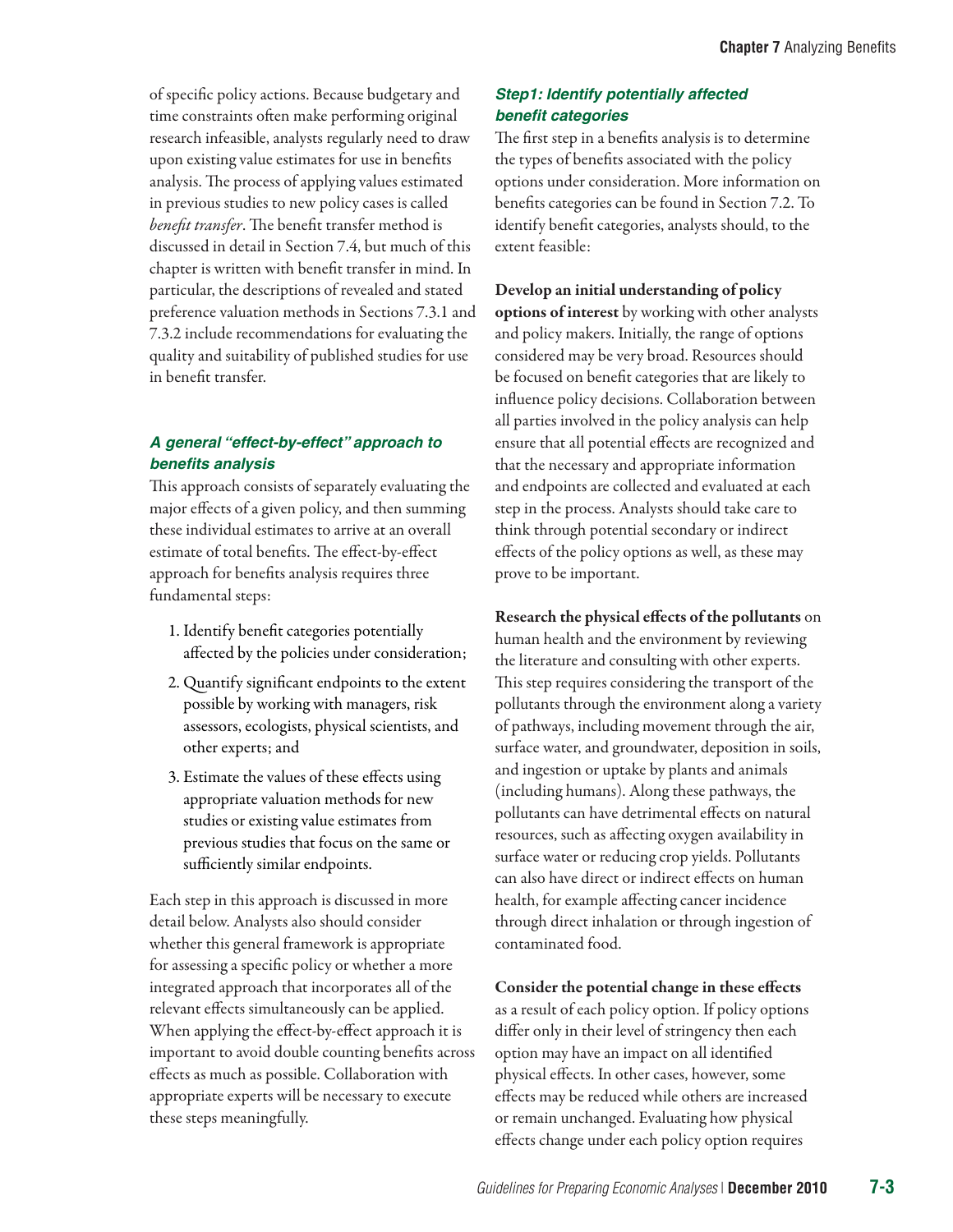of specific policy actions. Because budgetary and time constraints often make performing original research infeasible, analysts regularly need to draw upon existing value estimates for use in benefits analysis. The process of applying values estimated in previous studies to new policy cases is called *benefit transfer*. The benefit transfer method is discussed in detail in Section 7.4, but much of this chapter is written with benefit transfer in mind. In particular, the descriptions of revealed and stated preference valuation methods in Sections 7.3.1 and 7.3.2 include recommendations for evaluating the quality and suitability of published studies for use in benefit transfer.

### *A general "effect-by-effect" approach to benefits analysis*

This approach consists of separately evaluating the major effects of a given policy, and then summing these individual estimates to arrive at an overall estimate of total benefits. The effect-by-effect approach for benefits analysis requires three fundamental steps:

1. Identify benefit categories potentially affected by the policies under consideration;
2. Quantify significant endpoints to the extent possible by working with managers, risk assessors, ecologists, physical scientists, and other experts; and
3. Estimate the values of these effects using appropriate valuation methods for new studies or existing value estimates from previous studies that focus on the same or sufficiently similar endpoints.

Each step in this approach is discussed in more detail below. Analysts also should consider whether this general framework is appropriate for assessing a specific policy or whether a more integrated approach that incorporates all of the relevant effects simultaneously can be applied. When applying the effect-by-effect approach it is important to avoid double counting benefits across effects as much as possible. Collaboration with appropriate experts will be necessary to execute these steps meaningfully.

### *Step1: Identify potentially affected benefit categories*

The first step in a benefits analysis is to determine the types of benefits associated with the policy options under consideration. More information on benefits categories can be found in Section 7.2. To identify benefit categories, analysts should, to the extent feasible:

**Develop an initial understanding of policy options of interest** by working with other analysts and policy makers. Initially, the range of options considered may be very broad. Resources should be focused on benefit categories that are likely to influence policy decisions. Collaboration between all parties involved in the policy analysis can help ensure that all potential effects are recognized and that the necessary and appropriate information and endpoints are collected and evaluated at each step in the process. Analysts should take care to think through potential secondary or indirect effects of the policy options as well, as these may prove to be important.

**Research the physical effects of the pollutants** on human health and the environment by reviewing the literature and consulting with other experts. This step requires considering the transport of the pollutants through the environment along a variety of pathways, including movement through the air, surface water, and groundwater, deposition in soils, and ingestion or uptake by plants and animals (including humans). Along these pathways, the pollutants can have detrimental effects on natural resources, such as affecting oxygen availability in surface water or reducing crop yields. Pollutants can also have direct or indirect effects on human health, for example affecting cancer incidence through direct inhalation or through ingestion of contaminated food.

**Consider the potential change in these effects** as a result of each policy option. If policy options differ only in their level of stringency then each option may have an impact on all identified physical effects. In other cases, however, some effects may be reduced while others are increased or remain unchanged. Evaluating how physical effects change under each policy option requires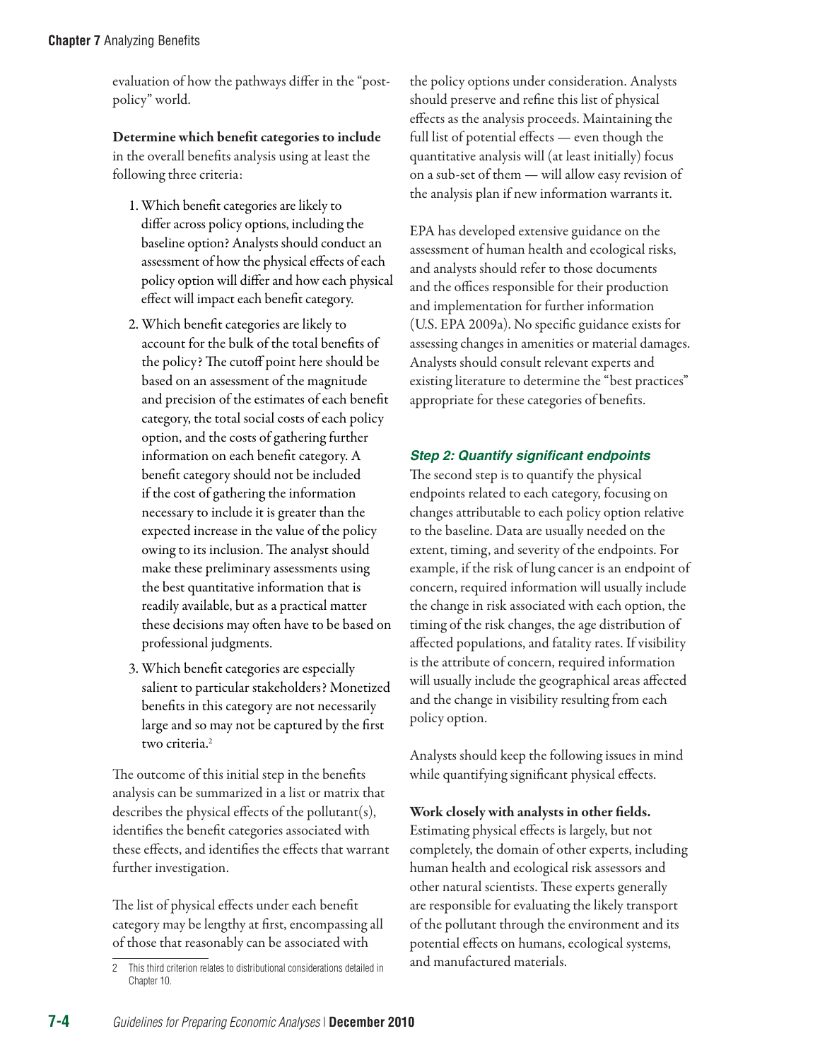evaluation of how the pathways differ in the "post-policy" world.

**Determine which benefit categories to include** in the overall benefits analysis using at least the following three criteria:

1. Which benefit categories are likely to differ across policy options, including the baseline option? Analysts should conduct an assessment of how the physical effects of each policy option will differ and how each physical effect will impact each benefit category.
2. Which benefit categories are likely to account for the bulk of the total benefits of the policy? The cutoff point here should be based on an assessment of the magnitude and precision of the estimates of each benefit category, the total social costs of each policy option, and the costs of gathering further information on each benefit category. A benefit category should not be included if the cost of gathering the information necessary to include it is greater than the expected increase in the value of the policy owing to its inclusion. The analyst should make these preliminary assessments using the best quantitative information that is readily available, but as a practical matter these decisions may often have to be based on professional judgments.
3. Which benefit categories are especially salient to particular stakeholders? Monetized benefits in this category are not necessarily large and so may not be captured by the first two criteria.[2]

The outcome of this initial step in the benefits analysis can be summarized in a list or matrix that describes the physical effects of the pollutant(s), identifies the benefit categories associated with these effects, and identifies the effects that warrant further investigation.

The list of physical effects under each benefit category may be lengthy at first, encompassing all of those that reasonably can be associated with the policy options under consideration. Analysts should preserve and refine this list of physical effects as the analysis proceeds. Maintaining the full list of potential effects — even though the quantitative analysis will (at least initially) focus on a sub-set of them — will allow easy revision of the analysis plan if new information warrants it.

EPA has developed extensive guidance on the assessment of human health and ecological risks, and analysts should refer to those documents and the offices responsible for their production and implementation for further information (U.S. EPA 2009a). No specific guidance exists for assessing changes in amenities or material damages. Analysts should consult relevant experts and existing literature to determine the "best practices" appropriate for these categories of benefits.

### *Step 2: Quantify significant endpoints*

The second step is to quantify the physical endpoints related to each category, focusing on changes attributable to each policy option relative to the baseline. Data are usually needed on the extent, timing, and severity of the endpoints. For example, if the risk of lung cancer is an endpoint of concern, required information will usually include the change in risk associated with each option, the timing of the risk changes, the age distribution of affected populations, and fatality rates. If visibility is the attribute of concern, required information will usually include the geographical areas affected and the change in visibility resulting from each policy option.

Analysts should keep the following issues in mind while quantifying significant physical effects.

**Work closely with analysts in other fields.** Estimating physical effects is largely, but not completely, the domain of other experts, including human health and ecological risk assessors and other natural scientists. These experts generally are responsible for evaluating the likely transport of the pollutant through the environment and its potential effects on humans, ecological systems, and manufactured materials.

---

[2] This third criterion relates to distributional considerations detailed in Chapter 10.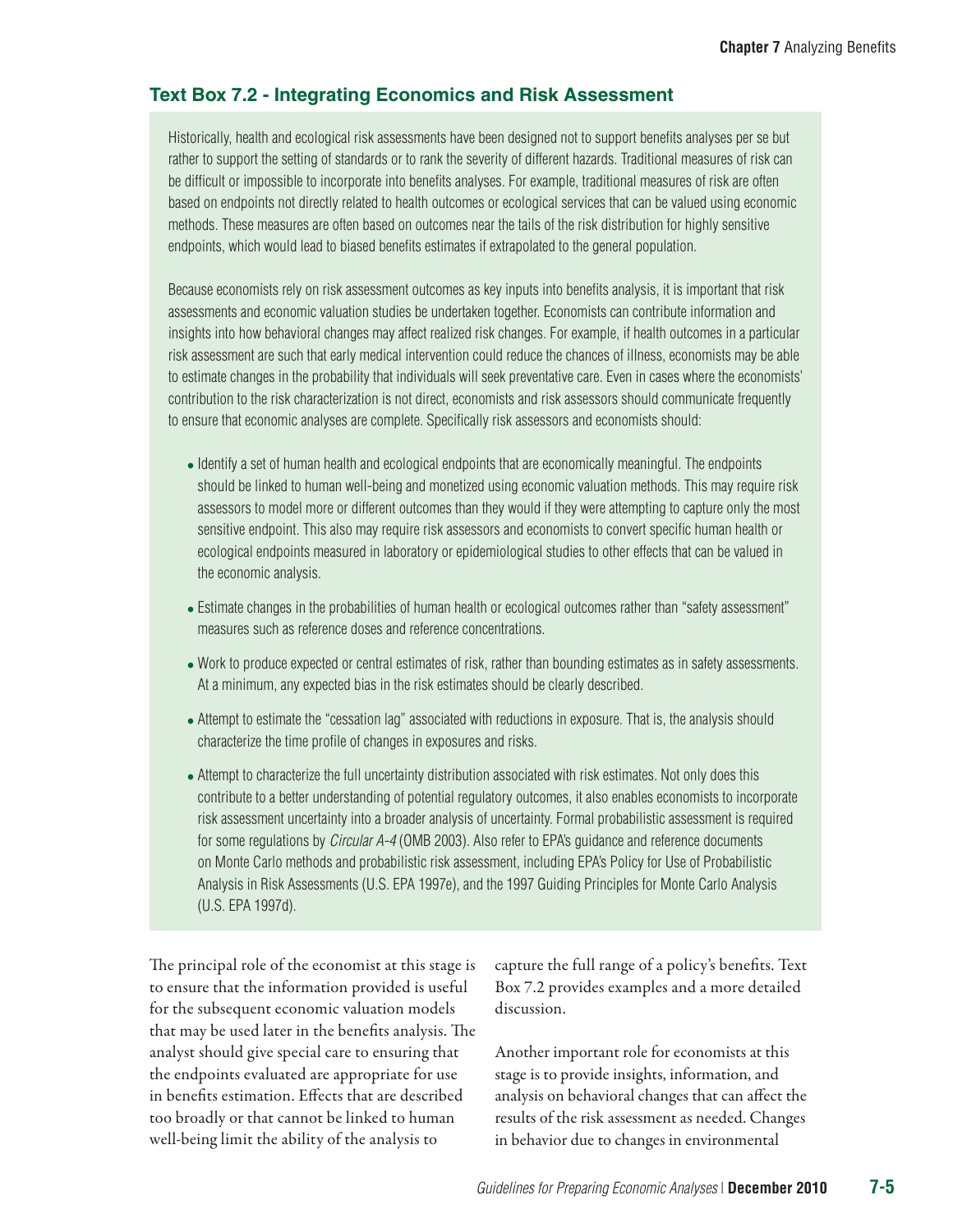### Text Box 7.2 - Integrating Economics and Risk Assessment

Historically, health and ecological risk assessments have been designed not to support benefits analyses per se but rather to support the setting of standards or to rank the severity of different hazards. Traditional measures of risk can be difficult or impossible to incorporate into benefits analyses. For example, traditional measures of risk are often based on endpoints not directly related to health outcomes or ecological services that can be valued using economic methods. These measures are often based on outcomes near the tails of the risk distribution for highly sensitive endpoints, which would lead to biased benefits estimates if extrapolated to the general population.

Because economists rely on risk assessment outcomes as key inputs into benefits analysis, it is important that risk assessments and economic valuation studies be undertaken together. Economists can contribute information and insights into how behavioral changes may affect realized risk changes. For example, if health outcomes in a particular risk assessment are such that early medical intervention could reduce the chances of illness, economists may be able to estimate changes in the probability that individuals will seek preventative care. Even in cases where the economists' contribution to the risk characterization is not direct, economists and risk assessors should communicate frequently to ensure that economic analyses are complete. Specifically risk assessors and economists should:

- Identify a set of human health and ecological endpoints that are economically meaningful. The endpoints should be linked to human well-being and monetized using economic valuation methods. This may require risk assessors to model more or different outcomes than they would if they were attempting to capture only the most sensitive endpoint. This also may require risk assessors and economists to convert specific human health or ecological endpoints measured in laboratory or epidemiological studies to other effects that can be valued in the economic analysis.
- Estimate changes in the probabilities of human health or ecological outcomes rather than "safety assessment" measures such as reference doses and reference concentrations.
- Work to produce expected or central estimates of risk, rather than bounding estimates as in safety assessments. At a minimum, any expected bias in the risk estimates should be clearly described.
- Attempt to estimate the "cessation lag" associated with reductions in exposure. That is, the analysis should characterize the time profile of changes in exposures and risks.
- Attempt to characterize the full uncertainty distribution associated with risk estimates. Not only does this contribute to a better understanding of potential regulatory outcomes, it also enables economists to incorporate risk assessment uncertainty into a broader analysis of uncertainty. Formal probabilistic assessment is required for some regulations by *Circular A-4* (OMB 2003). Also refer to EPA's guidance and reference documents on Monte Carlo methods and probabilistic risk assessment, including EPA's Policy for Use of Probabilistic Analysis in Risk Assessments (U.S. EPA 1997e), and the 1997 Guiding Principles for Monte Carlo Analysis (U.S. EPA 1997d).

The principal role of the economist at this stage is to ensure that the information provided is useful for the subsequent economic valuation models that may be used later in the benefits analysis. The analyst should give special care to ensuring that the endpoints evaluated are appropriate for use in benefits estimation. Effects that are described too broadly or that cannot be linked to human well-being limit the ability of the analysis to capture the full range of a policy's benefits. Text Box 7.2 provides examples and a more detailed discussion.

Another important role for economists at this stage is to provide insights, information, and analysis on behavioral changes that can affect the results of the risk assessment as needed. Changes in behavior due to changes in environmental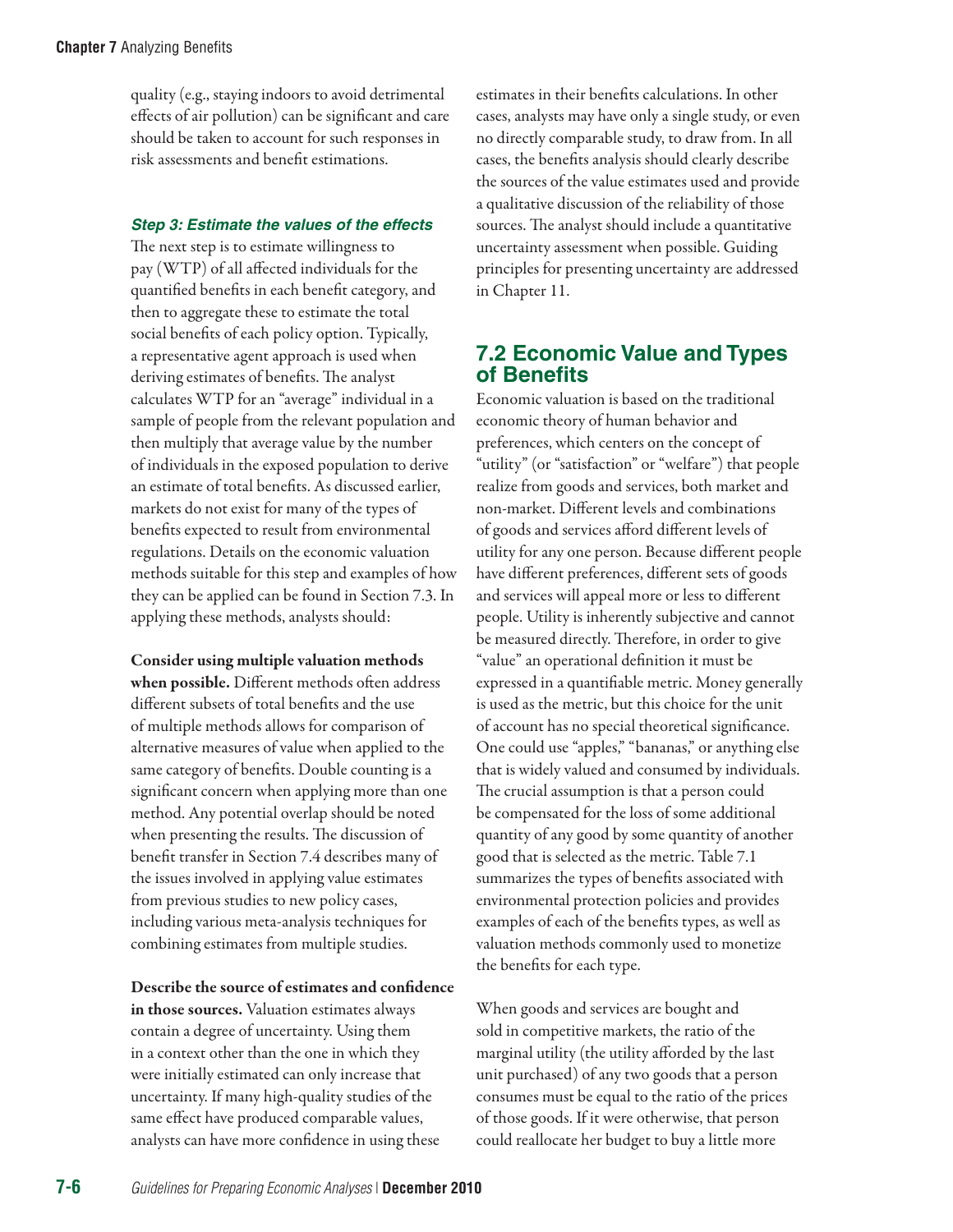quality (e.g., staying indoors to avoid detrimental effects of air pollution) can be significant and care should be taken to account for such responses in risk assessments and benefit estimations.

#### *Step 3: Estimate the values of the effects*

The next step is to estimate willingness to pay (WTP) of all affected individuals for the quantified benefits in each benefit category, and then to aggregate these to estimate the total social benefits of each policy option. Typically, a representative agent approach is used when deriving estimates of benefits. The analyst calculates WTP for an "average" individual in a sample of people from the relevant population and then multiply that average value by the number of individuals in the exposed population to derive an estimate of total benefits. As discussed earlier, markets do not exist for many of the types of benefits expected to result from environmental regulations. Details on the economic valuation methods suitable for this step and examples of how they can be applied can be found in Section 7.3. In applying these methods, analysts should:

**Consider using multiple valuation methods when possible.** Different methods often address different subsets of total benefits and the use of multiple methods allows for comparison of alternative measures of value when applied to the same category of benefits. Double counting is a significant concern when applying more than one method. Any potential overlap should be noted when presenting the results. The discussion of benefit transfer in Section 7.4 describes many of the issues involved in applying value estimates from previous studies to new policy cases, including various meta-analysis techniques for combining estimates from multiple studies.

**Describe the source of estimates and confidence in those sources.** Valuation estimates always contain a degree of uncertainty. Using them in a context other than the one in which they were initially estimated can only increase that uncertainty. If many high-quality studies of the same effect have produced comparable values, analysts can have more confidence in using these estimates in their benefits calculations. In other cases, analysts may have only a single study, or even no directly comparable study, to draw from. In all cases, the benefits analysis should clearly describe the sources of the value estimates used and provide a qualitative discussion of the reliability of those sources. The analyst should include a quantitative uncertainty assessment when possible. Guiding principles for presenting uncertainty are addressed in Chapter 11.

## 7.2 Economic Value and Types of Benefits

Economic valuation is based on the traditional economic theory of human behavior and preferences, which centers on the concept of "utility" (or "satisfaction" or "welfare") that people realize from goods and services, both market and non-market. Different levels and combinations of goods and services afford different levels of utility for any one person. Because different people have different preferences, different sets of goods and services will appeal more or less to different people. Utility is inherently subjective and cannot be measured directly. Therefore, in order to give "value" an operational definition it must be expressed in a quantifiable metric. Money generally is used as the metric, but this choice for the unit of account has no special theoretical significance. One could use "apples," "bananas," or anything else that is widely valued and consumed by individuals. The crucial assumption is that a person could be compensated for the loss of some additional quantity of any good by some quantity of another good that is selected as the metric. Table 7.1 summarizes the types of benefits associated with environmental protection policies and provides examples of each of the benefits types, as well as valuation methods commonly used to monetize the benefits for each type.

When goods and services are bought and sold in competitive markets, the ratio of the marginal utility (the utility afforded by the last unit purchased) of any two goods that a person consumes must be equal to the ratio of the prices of those goods. If it were otherwise, that person could reallocate her budget to buy a little more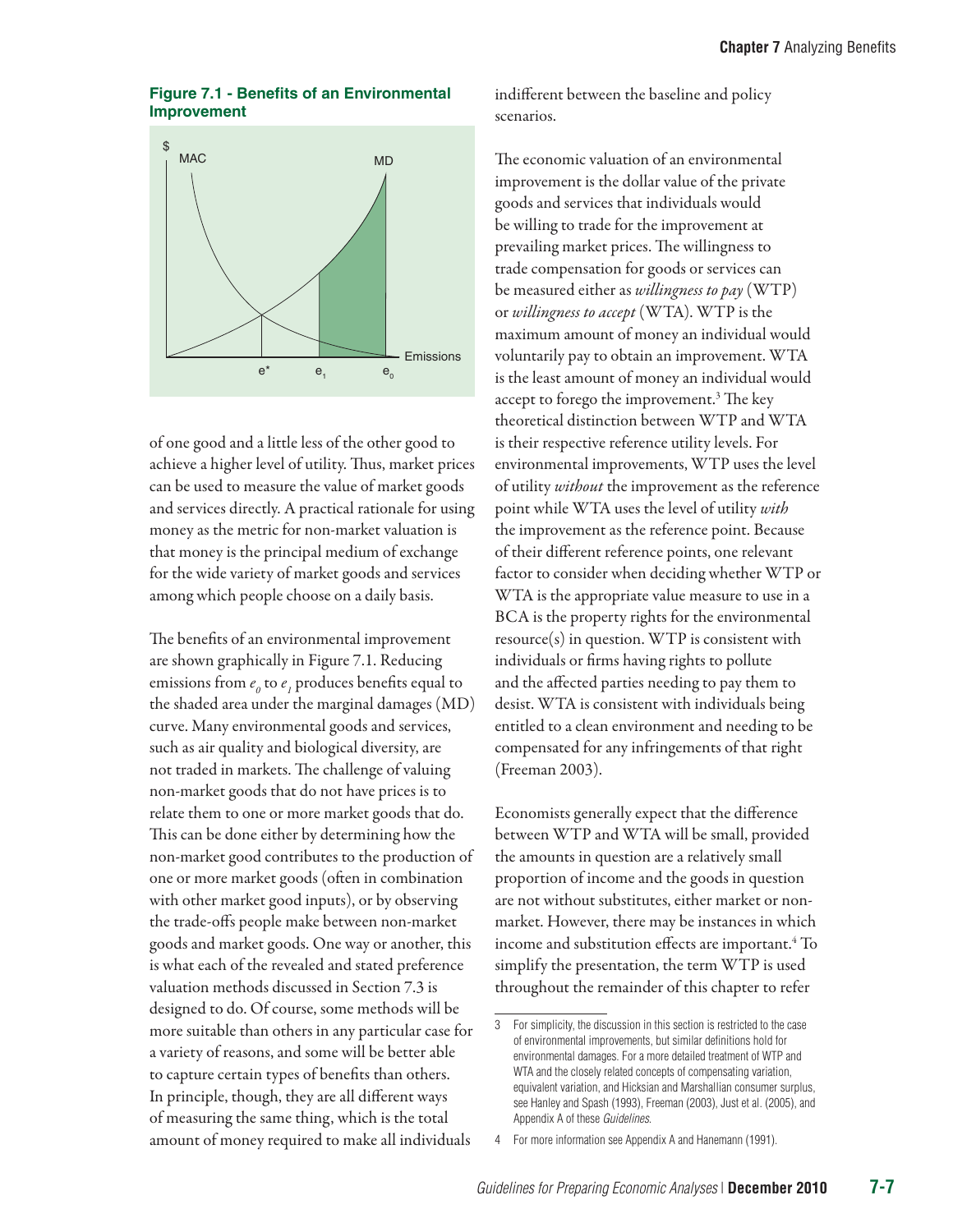**Figure 7.1 - Benefits of an Environmental Improvement**

of one good and a little less of the other good to achieve a higher level of utility. Thus, market prices can be used to measure the value of market goods and services directly. A practical rationale for using money as the metric for non-market valuation is that money is the principal medium of exchange for the wide variety of market goods and services among which people choose on a daily basis.

The benefits of an environmental improvement are shown graphically in Figure 7.1. Reducing emissions from $e_0$ to $e_1$ produces benefits equal to the shaded area under the marginal damages (MD) curve. Many environmental goods and services, such as air quality and biological diversity, are not traded in markets. The challenge of valuing non-market goods that do not have prices is to relate them to one or more market goods that do. This can be done either by determining how the non-market good contributes to the production of one or more market goods (often in combination with other market good inputs), or by observing the trade-offs people make between non-market goods and market goods. One way or another, this is what each of the revealed and stated preference valuation methods discussed in Section 7.3 is designed to do. Of course, some methods will be more suitable than others in any particular case for a variety of reasons, and some will be better able to capture certain types of benefits than others. In principle, though, they are all different ways of measuring the same thing, which is the total amount of money required to make all individuals indifferent between the baseline and policy scenarios.

The economic valuation of an environmental improvement is the dollar value of the private goods and services that individuals would be willing to trade for the improvement at prevailing market prices. The willingness to trade compensation for goods or services can be measured either as *willingness to pay* (WTP) or *willingness to accept* (WTA). WTP is the maximum amount of money an individual would voluntarily pay to obtain an improvement. WTA is the least amount of money an individual would accept to forego the improvement.[3] The key theoretical distinction between WTP and WTA is their respective reference utility levels. For environmental improvements, WTP uses the level of utility *without* the improvement as the reference point while WTA uses the level of utility *with* the improvement as the reference point. Because of their different reference points, one relevant factor to consider when deciding whether WTP or WTA is the appropriate value measure to use in a BCA is the property rights for the environmental resource(s) in question. WTP is consistent with individuals or firms having rights to pollute and the affected parties needing to pay them to desist. WTA is consistent with individuals being entitled to a clean environment and needing to be compensated for any infringements of that right (Freeman 2003).

Economists generally expect that the difference between WTP and WTA will be small, provided the amounts in question are a relatively small proportion of income and the goods in question are not without substitutes, either market or non-market. However, there may be instances in which income and substitution effects are important.[4] To simplify the presentation, the term WTP is used throughout the remainder of this chapter to refer

---

3 For simplicity, the discussion in this section is restricted to the case of environmental improvements, but similar definitions hold for environmental damages. For a more detailed treatment of WTP and WTA and the closely related concepts of compensating variation, equivalent variation, and Hicksian and Marshallian consumer surplus, see Hanley and Spash (1993), Freeman (2003), Just et al. (2005), and Appendix A of these *Guidelines*.

4 For more information see Appendix A and Hanemann (1991).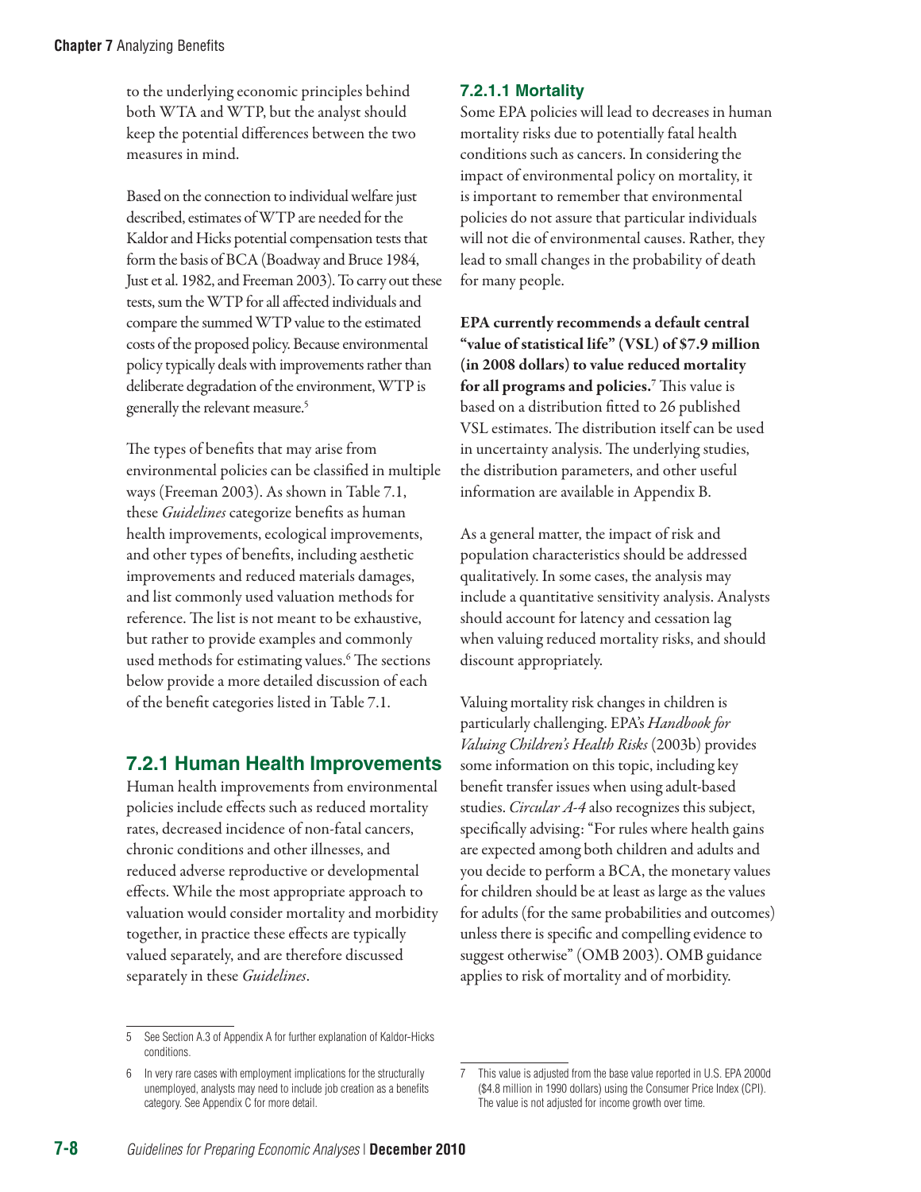to the underlying economic principles behind both WTA and WTP, but the analyst should keep the potential differences between the two measures in mind.

Based on the connection to individual welfare just described, estimates of WTP are needed for the Kaldor and Hicks potential compensation tests that form the basis of BCA (Boadway and Bruce 1984, Just et al. 1982, and Freeman 2003). To carry out these tests, sum the WTP for all affected individuals and compare the summed WTP value to the estimated costs of the proposed policy. Because environmental policy typically deals with improvements rather than deliberate degradation of the environment, WTP is generally the relevant measure.[5]

The types of benefits that may arise from environmental policies can be classified in multiple ways (Freeman 2003). As shown in Table 7.1, these *Guidelines* categorize benefits as human health improvements, ecological improvements, and other types of benefits, including aesthetic improvements and reduced materials damages, and list commonly used valuation methods for reference. The list is not meant to be exhaustive, but rather to provide examples and commonly used methods for estimating values.[6] The sections below provide a more detailed discussion of each of the benefit categories listed in Table 7.1.

## 7.2.1 Human Health Improvements

Human health improvements from environmental policies include effects such as reduced mortality rates, decreased incidence of non-fatal cancers, chronic conditions and other illnesses, and reduced adverse reproductive or developmental effects. While the most appropriate approach to valuation would consider mortality and morbidity together, in practice these effects are typically valued separately, and are therefore discussed separately in these *Guidelines*.

### 7.2.1.1 Mortality

Some EPA policies will lead to decreases in human mortality risks due to potentially fatal health conditions such as cancers. In considering the impact of environmental policy on mortality, it is important to remember that environmental policies do not assure that particular individuals will not die of environmental causes. Rather, they lead to small changes in the probability of death for many people.

**EPA currently recommends a default central "value of statistical life" (VSL) of $7.9 million (in 2008 dollars) to value reduced mortality for all programs and policies.**[7] This value is based on a distribution fitted to 26 published VSL estimates. The distribution itself can be used in uncertainty analysis. The underlying studies, the distribution parameters, and other useful information are available in Appendix B.

As a general matter, the impact of risk and population characteristics should be addressed qualitatively. In some cases, the analysis may include a quantitative sensitivity analysis. Analysts should account for latency and cessation lag when valuing reduced mortality risks, and should discount appropriately.

Valuing mortality risk changes in children is particularly challenging. EPA's *Handbook for Valuing Children's Health Risks* (2003b) provides some information on this topic, including key benefit transfer issues when using adult-based studies. *Circular A-4* also recognizes this subject, specifically advising: "For rules where health gains are expected among both children and adults and you decide to perform a BCA, the monetary values for children should be at least as large as the values for adults (for the same probabilities and outcomes) unless there is specific and compelling evidence to suggest otherwise" (OMB 2003). OMB guidance applies to risk of mortality and of morbidity.

---

5 See Section A.3 of Appendix A for further explanation of Kaldor-Hicks conditions.

6 In very rare cases with employment implications for the structurally unemployed, analysts may need to include job creation as a benefits category. See Appendix C for more detail.

7 This value is adjusted from the base value reported in U.S. EPA 2000d ($4.8 million in 1990 dollars) using the Consumer Price Index (CPI). The value is not adjusted for income growth over time.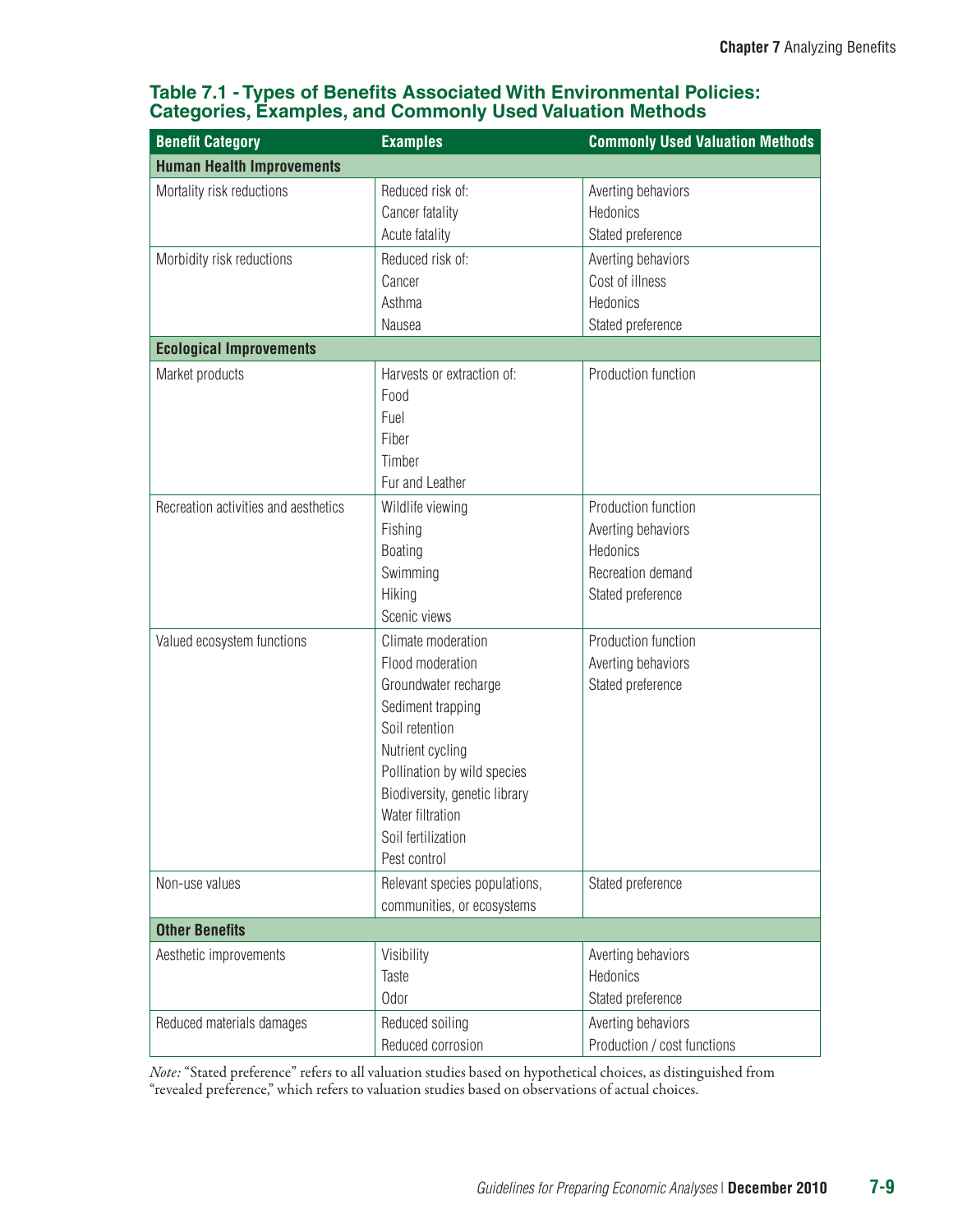### Table 7.1 - Types of Benefits Associated With Environmental Policies: Categories, Examples, and Commonly Used Valuation Methods

| Benefit Category | Examples | Commonly Used Valuation Methods |
|---|---|---|
| **Human Health Improvements** | | |
| Mortality risk reductions | Reduced risk of:<br>Cancer fatality<br>Acute fatality | Averting behaviors<br>Hedonics<br>Stated preference |
| Morbidity risk reductions | Reduced risk of:<br>Cancer<br>Asthma<br>Nausea | Averting behaviors<br>Cost of illness<br>Hedonics<br>Stated preference |
| **Ecological Improvements** | | |
| Market products | Harvests or extraction of:<br>Food<br>Fuel<br>Fiber<br>Timber<br>Fur and Leather | Production function |
| Recreation activities and aesthetics | Wildlife viewing<br>Fishing<br>Boating<br>Swimming<br>Hiking<br>Scenic views | Production function<br>Averting behaviors<br>Hedonics<br>Recreation demand<br>Stated preference |
| Valued ecosystem functions | Climate moderation<br>Flood moderation<br>Groundwater recharge<br>Sediment trapping<br>Soil retention<br>Nutrient cycling<br>Pollination by wild species<br>Biodiversity, genetic library<br>Water filtration<br>Soil fertilization<br>Pest control | Production function<br>Averting behaviors<br>Stated preference |
| Non-use values | Relevant species populations, communities, or ecosystems | Stated preference |
| **Other Benefits** | | |
| Aesthetic improvements | Visibility<br>Taste<br>Odor | Averting behaviors<br>Hedonics<br>Stated preference |
| Reduced materials damages | Reduced soiling<br>Reduced corrosion | Averting behaviors<br>Production / cost functions |

*Note:* "Stated preference" refers to all valuation studies based on hypothetical choices, as distinguished from "revealed preference," which refers to valuation studies based on observations of actual choices.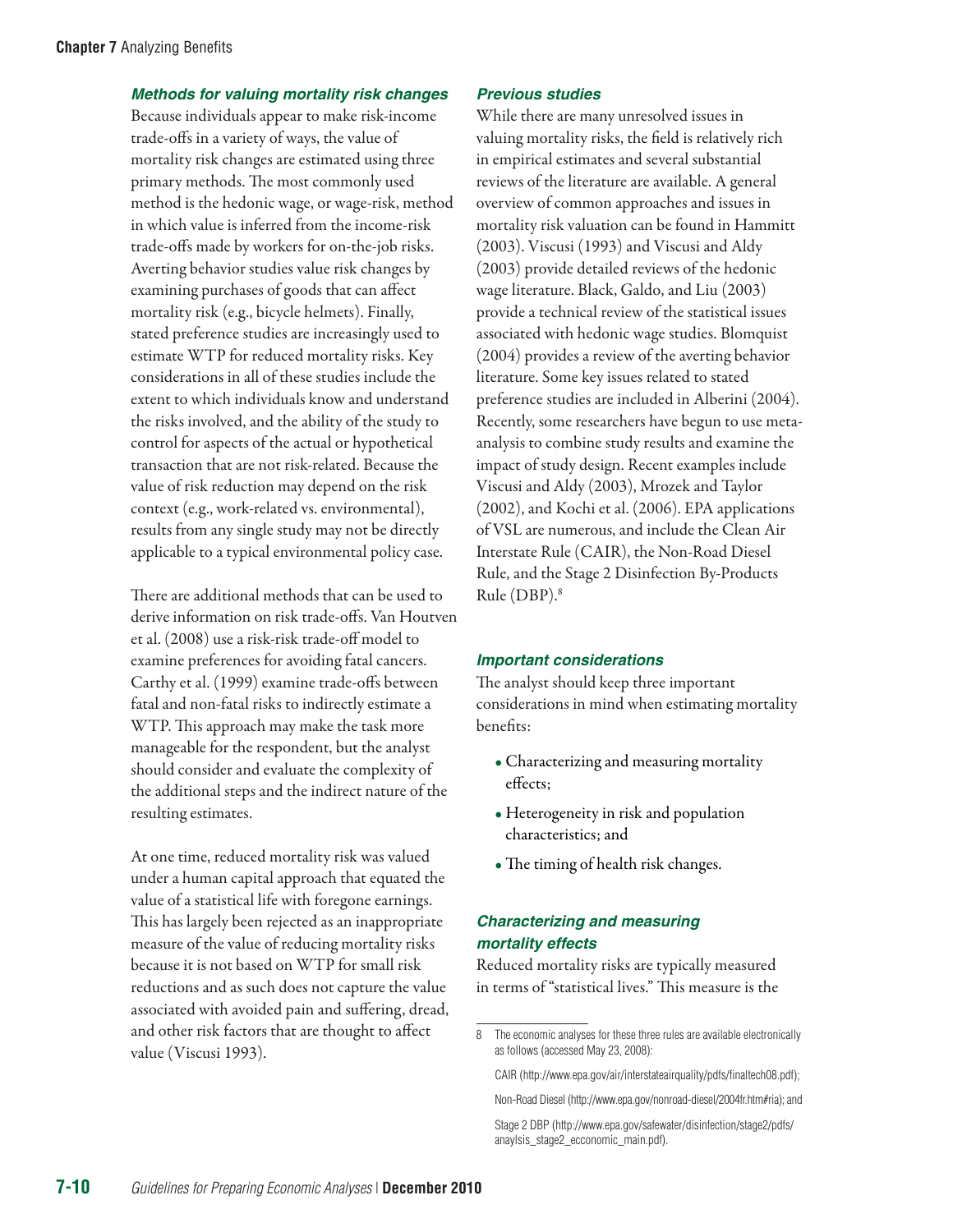### Methods for valuing mortality risk changes

Because individuals appear to make risk-income trade-offs in a variety of ways, the value of mortality risk changes are estimated using three primary methods. The most commonly used method is the hedonic wage, or wage-risk, method in which value is inferred from the income-risk trade-offs made by workers for on-the-job risks. Averting behavior studies value risk changes by examining purchases of goods that can affect mortality risk (e.g., bicycle helmets). Finally, stated preference studies are increasingly used to estimate WTP for reduced mortality risks. Key considerations in all of these studies include the extent to which individuals know and understand the risks involved, and the ability of the study to control for aspects of the actual or hypothetical transaction that are not risk-related. Because the value of risk reduction may depend on the risk context (e.g., work-related vs. environmental), results from any single study may not be directly applicable to a typical environmental policy case.

There are additional methods that can be used to derive information on risk trade-offs. Van Houtven et al. (2008) use a risk-risk trade-off model to examine preferences for avoiding fatal cancers. Carthy et al. (1999) examine trade-offs between fatal and non-fatal risks to indirectly estimate a WTP. This approach may make the task more manageable for the respondent, but the analyst should consider and evaluate the complexity of the additional steps and the indirect nature of the resulting estimates.

At one time, reduced mortality risk was valued under a human capital approach that equated the value of a statistical life with foregone earnings. This has largely been rejected as an inappropriate measure of the value of reducing mortality risks because it is not based on WTP for small risk reductions and as such does not capture the value associated with avoided pain and suffering, dread, and other risk factors that are thought to affect value (Viscusi 1993).

### Previous studies

While there are many unresolved issues in valuing mortality risks, the field is relatively rich in empirical estimates and several substantial reviews of the literature are available. A general overview of common approaches and issues in mortality risk valuation can be found in Hammitt (2003). Viscusi (1993) and Viscusi and Aldy (2003) provide detailed reviews of the hedonic wage literature. Black, Galdo, and Liu (2003) provide a technical review of the statistical issues associated with hedonic wage studies. Blomquist (2004) provides a review of the averting behavior literature. Some key issues related to stated preference studies are included in Alberini (2004). Recently, some researchers have begun to use meta-analysis to combine study results and examine the impact of study design. Recent examples include Viscusi and Aldy (2003), Mrozek and Taylor (2002), and Kochi et al. (2006). EPA applications of VSL are numerous, and include the Clean Air Interstate Rule (CAIR), the Non-Road Diesel Rule, and the Stage 2 Disinfection By-Products Rule (DBP).[8]

### Important considerations

The analyst should keep three important considerations in mind when estimating mortality benefits:

- Characterizing and measuring mortality effects;
- Heterogeneity in risk and population characteristics; and
- The timing of health risk changes.

### Characterizing and measuring mortality effects

Reduced mortality risks are typically measured in terms of "statistical lives." This measure is the

---

8 The economic analyses for these three rules are available electronically as follows (accessed May 23, 2008):

CAIR (http://www.epa.gov/air/interstateairquality/pdfs/finaltech08.pdf);

Non-Road Diesel (http://www.epa.gov/nonroad-diesel/2004fr.htm#ria); and

Stage 2 DBP (http://www.epa.gov/safewater/disinfection/stage2/pdfs/anaylsis_stage2_ecconomic_main.pdf).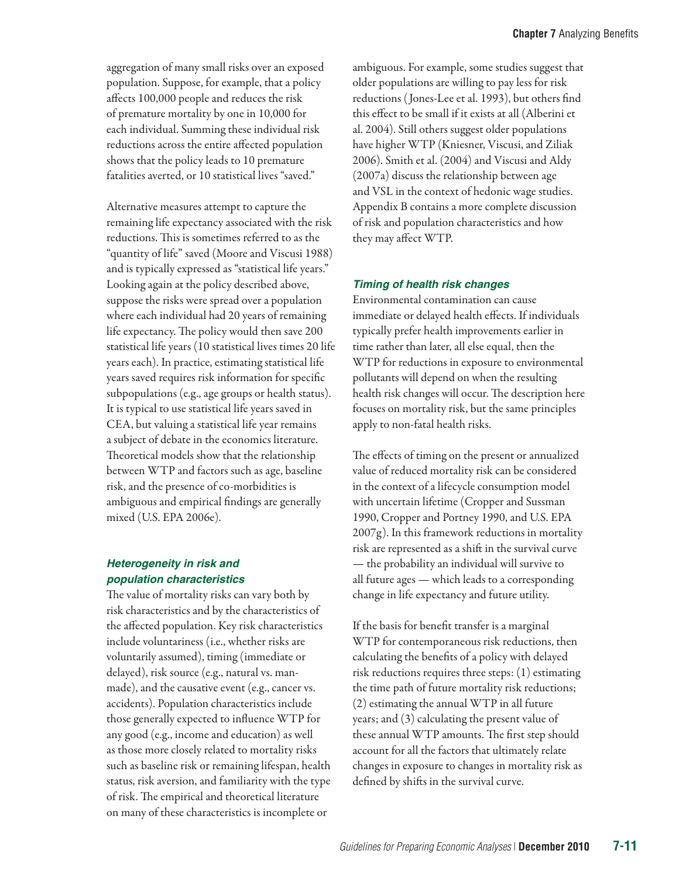aggregation of many small risks over an exposed population. Suppose, for example, that a policy affects 100,000 people and reduces the risk of premature mortality by one in 10,000 for each individual. Summing these individual risk reductions across the entire affected population shows that the policy leads to 10 premature fatalities averted, or 10 statistical lives "saved."

Alternative measures attempt to capture the remaining life expectancy associated with the risk reductions. This is sometimes referred to as the "quantity of life" saved (Moore and Viscusi 1988) and is typically expressed as "statistical life years." Looking again at the policy described above, suppose the risks were spread over a population where each individual had 20 years of remaining life expectancy. The policy would then save 200 statistical life years (10 statistical lives times 20 life years each). In practice, estimating statistical life years saved requires risk information for specific subpopulations (e.g., age groups or health status). It is typical to use statistical life years saved in CEA, but valuing a statistical life year remains a subject of debate in the economics literature. Theoretical models show that the relationship between WTP and factors such as age, baseline risk, and the presence of co-morbidities is ambiguous and empirical findings are generally mixed (U.S. EPA 2006e).

#### *Heterogeneity in risk and population characteristics*

The value of mortality risks can vary both by risk characteristics and by the characteristics of the affected population. Key risk characteristics include voluntariness (i.e., whether risks are voluntarily assumed), timing (immediate or delayed), risk source (e.g., natural vs. man-made), and the causative event (e.g., cancer vs. accidents). Population characteristics include those generally expected to influence WTP for any good (e.g., income and education) as well as those more closely related to mortality risks such as baseline risk or remaining lifespan, health status, risk aversion, and familiarity with the type of risk. The empirical and theoretical literature on many of these characteristics is incomplete or ambiguous. For example, some studies suggest that older populations are willing to pay less for risk reductions (Jones-Lee et al. 1993), but others find this effect to be small if it exists at all (Alberini et al. 2004). Still others suggest older populations have higher WTP (Kniesner, Viscusi, and Ziliak 2006). Smith et al. (2004) and Viscusi and Aldy (2007a) discuss the relationship between age and VSL in the context of hedonic wage studies. Appendix B contains a more complete discussion of risk and population characteristics and how they may affect WTP.

#### *Timing of health risk changes*

Environmental contamination can cause immediate or delayed health effects. If individuals typically prefer health improvements earlier in time rather than later, all else equal, then the WTP for reductions in exposure to environmental pollutants will depend on when the resulting health risk changes will occur. The description here focuses on mortality risk, but the same principles apply to non-fatal health risks.

The effects of timing on the present or annualized value of reduced mortality risk can be considered in the context of a lifecycle consumption model with uncertain lifetime (Cropper and Sussman 1990, Cropper and Portney 1990, and U.S. EPA 2007g). In this framework reductions in mortality risk are represented as a shift in the survival curve — the probability an individual will survive to all future ages — which leads to a corresponding change in life expectancy and future utility.

If the basis for benefit transfer is a marginal WTP for contemporaneous risk reductions, then calculating the benefits of a policy with delayed risk reductions requires three steps: (1) estimating the time path of future mortality risk reductions; (2) estimating the annual WTP in all future years; and (3) calculating the present value of these annual WTP amounts. The first step should account for all the factors that ultimately relate changes in exposure to changes in mortality risk as defined by shifts in the survival curve.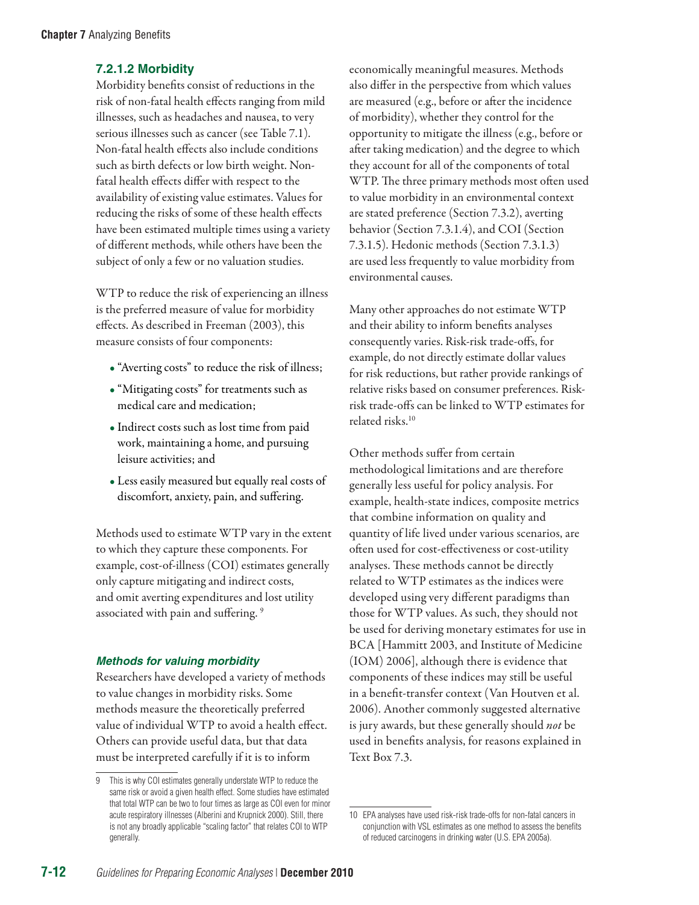#### 7.2.1.2 Morbidity

Morbidity benefits consist of reductions in the risk of non-fatal health effects ranging from mild illnesses, such as headaches and nausea, to very serious illnesses such as cancer (see Table 7.1). Non-fatal health effects also include conditions such as birth defects or low birth weight. Non-fatal health effects differ with respect to the availability of existing value estimates. Values for reducing the risks of some of these health effects have been estimated multiple times using a variety of different methods, while others have been the subject of only a few or no valuation studies.

WTP to reduce the risk of experiencing an illness is the preferred measure of value for morbidity effects. As described in Freeman (2003), this measure consists of four components:

- "Averting costs" to reduce the risk of illness;
- "Mitigating costs" for treatments such as medical care and medication;
- Indirect costs such as lost time from paid work, maintaining a home, and pursuing leisure activities; and
- Less easily measured but equally real costs of discomfort, anxiety, pain, and suffering.

Methods used to estimate WTP vary in the extent to which they capture these components. For example, cost-of-illness (COI) estimates generally only capture mitigating and indirect costs, and omit averting expenditures and lost utility associated with pain and suffering. [9]

##### *Methods for valuing morbidity*

Researchers have developed a variety of methods to value changes in morbidity risks. Some methods measure the theoretically preferred value of individual WTP to avoid a health effect. Others can provide useful data, but that data must be interpreted carefully if it is to inform economically meaningful measures. Methods also differ in the perspective from which values are measured (e.g., before or after the incidence of morbidity), whether they control for the opportunity to mitigate the illness (e.g., before or after taking medication) and the degree to which they account for all of the components of total WTP. The three primary methods most often used to value morbidity in an environmental context are stated preference (Section 7.3.2), averting behavior (Section 7.3.1.4), and COI (Section 7.3.1.5). Hedonic methods (Section 7.3.1.3) are used less frequently to value morbidity from environmental causes.

Many other approaches do not estimate WTP and their ability to inform benefits analyses consequently varies. Risk-risk trade-offs, for example, do not directly estimate dollar values for risk reductions, but rather provide rankings of relative risks based on consumer preferences. Risk-risk trade-offs can be linked to WTP estimates for related risks.[10]

Other methods suffer from certain methodological limitations and are therefore generally less useful for policy analysis. For example, health-state indices, composite metrics that combine information on quality and quantity of life lived under various scenarios, are often used for cost-effectiveness or cost-utility analyses. These methods cannot be directly related to WTP estimates as the indices were developed using very different paradigms than those for WTP values. As such, they should not be used for deriving monetary estimates for use in BCA [Hammitt 2003, and Institute of Medicine (IOM) 2006], although there is evidence that components of these indices may still be useful in a benefit-transfer context (Van Houtven et al. 2006). Another commonly suggested alternative is jury awards, but these generally should *not* be used in benefits analysis, for reasons explained in Text Box 7.3.

---

9 This is why COI estimates generally understate WTP to reduce the same risk or avoid a given health effect. Some studies have estimated that total WTP can be two to four times as large as COI even for minor acute respiratory illnesses (Alberini and Krupnick 2000). Still, there is not any broadly applicable "scaling factor" that relates COI to WTP generally.

10 EPA analyses have used risk-risk trade-offs for non-fatal cancers in conjunction with VSL estimates as one method to assess the benefits of reduced carcinogens in drinking water (U.S. EPA 2005a).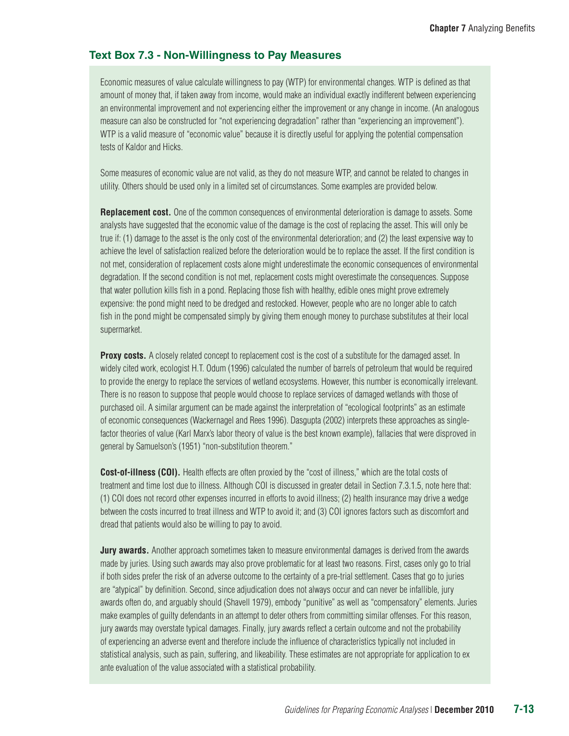## Text Box 7.3 - Non-Willingness to Pay Measures

Economic measures of value calculate willingness to pay (WTP) for environmental changes. WTP is defined as that amount of money that, if taken away from income, would make an individual exactly indifferent between experiencing an environmental improvement and not experiencing either the improvement or any change in income. (An analogous measure can also be constructed for "not experiencing degradation" rather than "experiencing an improvement"). WTP is a valid measure of "economic value" because it is directly useful for applying the potential compensation tests of Kaldor and Hicks.

Some measures of economic value are not valid, as they do not measure WTP, and cannot be related to changes in utility. Others should be used only in a limited set of circumstances. Some examples are provided below.

**Replacement cost.** One of the common consequences of environmental deterioration is damage to assets. Some analysts have suggested that the economic value of the damage is the cost of replacing the asset. This will only be true if: (1) damage to the asset is the only cost of the environmental deterioration; and (2) the least expensive way to achieve the level of satisfaction realized before the deterioration would be to replace the asset. If the first condition is not met, consideration of replacement costs alone might underestimate the economic consequences of environmental degradation. If the second condition is not met, replacement costs might overestimate the consequences. Suppose that water pollution kills fish in a pond. Replacing those fish with healthy, edible ones might prove extremely expensive: the pond might need to be dredged and restocked. However, people who are no longer able to catch fish in the pond might be compensated simply by giving them enough money to purchase substitutes at their local supermarket.

**Proxy costs.** A closely related concept to replacement cost is the cost of a substitute for the damaged asset. In widely cited work, ecologist H.T. Odum (1996) calculated the number of barrels of petroleum that would be required to provide the energy to replace the services of wetland ecosystems. However, this number is economically irrelevant. There is no reason to suppose that people would choose to replace services of damaged wetlands with those of purchased oil. A similar argument can be made against the interpretation of "ecological footprints" as an estimate of economic consequences (Wackernagel and Rees 1996). Dasgupta (2002) interprets these approaches as single-factor theories of value (Karl Marx's labor theory of value is the best known example), fallacies that were disproved in general by Samuelson's (1951) "non-substitution theorem."

**Cost-of-illness (COI).** Health effects are often proxied by the "cost of illness," which are the total costs of treatment and time lost due to illness. Although COI is discussed in greater detail in Section 7.3.1.5, note here that: (1) COI does not record other expenses incurred in efforts to avoid illness; (2) health insurance may drive a wedge between the costs incurred to treat illness and WTP to avoid it; and (3) COI ignores factors such as discomfort and dread that patients would also be willing to pay to avoid.

**Jury awards.** Another approach sometimes taken to measure environmental damages is derived from the awards made by juries. Using such awards may also prove problematic for at least two reasons. First, cases only go to trial if both sides prefer the risk of an adverse outcome to the certainty of a pre-trial settlement. Cases that go to juries are "atypical" by definition. Second, since adjudication does not always occur and can never be infallible, jury awards often do, and arguably should (Shavell 1979), embody "punitive" as well as "compensatory" elements. Juries make examples of guilty defendants in an attempt to deter others from committing similar offenses. For this reason, jury awards may overstate typical damages. Finally, jury awards reflect a certain outcome and not the probability of experiencing an adverse event and therefore include the influence of characteristics typically not included in statistical analysis, such as pain, suffering, and likeability. These estimates are not appropriate for application to ex ante evaluation of the value associated with a statistical probability.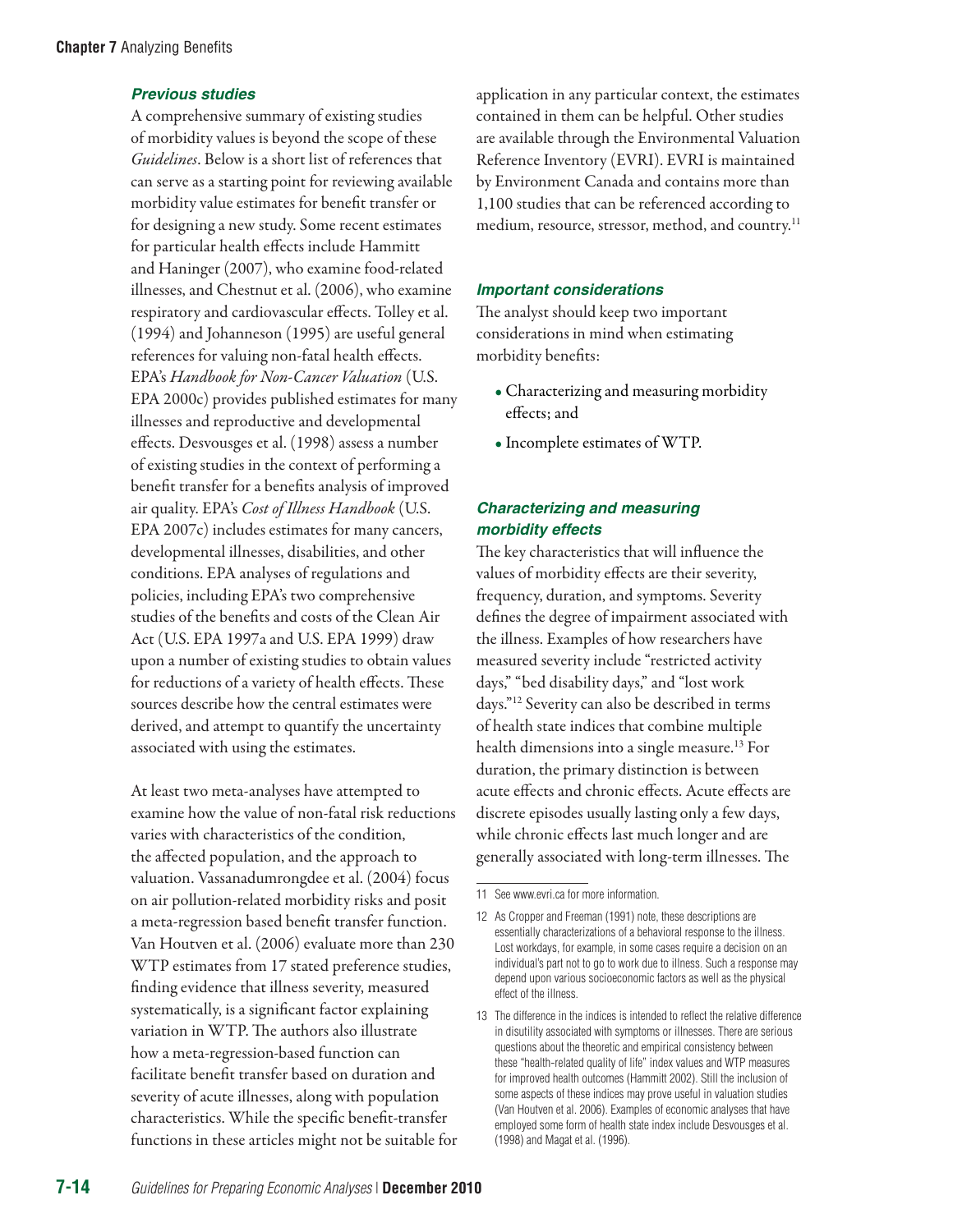### *Previous studies*

A comprehensive summary of existing studies of morbidity values is beyond the scope of these *Guidelines*. Below is a short list of references that can serve as a starting point for reviewing available morbidity value estimates for benefit transfer or for designing a new study. Some recent estimates for particular health effects include Hammitt and Haninger (2007), who examine food-related illnesses, and Chestnut et al. (2006), who examine respiratory and cardiovascular effects. Tolley et al. (1994) and Johanneson (1995) are useful general references for valuing non-fatal health effects. EPA's *Handbook for Non-Cancer Valuation* (U.S. EPA 2000c) provides published estimates for many illnesses and reproductive and developmental effects. Desvousges et al. (1998) assess a number of existing studies in the context of performing a benefit transfer for a benefits analysis of improved air quality. EPA's *Cost of Illness Handbook* (U.S. EPA 2007c) includes estimates for many cancers, developmental illnesses, disabilities, and other conditions. EPA analyses of regulations and policies, including EPA's two comprehensive studies of the benefits and costs of the Clean Air Act (U.S. EPA 1997a and U.S. EPA 1999) draw upon a number of existing studies to obtain values for reductions of a variety of health effects. These sources describe how the central estimates were derived, and attempt to quantify the uncertainty associated with using the estimates.

At least two meta-analyses have attempted to examine how the value of non-fatal risk reductions varies with characteristics of the condition, the affected population, and the approach to valuation. Vassanadumrongdee et al. (2004) focus on air pollution-related morbidity risks and posit a meta-regression based benefit transfer function. Van Houtven et al. (2006) evaluate more than 230 WTP estimates from 17 stated preference studies, finding evidence that illness severity, measured systematically, is a significant factor explaining variation in WTP. The authors also illustrate how a meta-regression-based function can facilitate benefit transfer based on duration and severity of acute illnesses, along with population characteristics. While the specific benefit-transfer functions in these articles might not be suitable for application in any particular context, the estimates contained in them can be helpful. Other studies are available through the Environmental Valuation Reference Inventory (EVRI). EVRI is maintained by Environment Canada and contains more than 1,100 studies that can be referenced according to medium, resource, stressor, method, and country.[11]

### *Important considerations*

The analyst should keep two important considerations in mind when estimating morbidity benefits:

- Characterizing and measuring morbidity effects; and
- Incomplete estimates of WTP.

### *Characterizing and measuring morbidity effects*

The key characteristics that will influence the values of morbidity effects are their severity, frequency, duration, and symptoms. Severity defines the degree of impairment associated with the illness. Examples of how researchers have measured severity include "restricted activity days," "bed disability days," and "lost work days."[12] Severity can also be described in terms of health state indices that combine multiple health dimensions into a single measure.[13] For duration, the primary distinction is between acute effects and chronic effects. Acute effects are discrete episodes usually lasting only a few days, while chronic effects last much longer and are generally associated with long-term illnesses. The

---

11 See www.evri.ca for more information.

12 As Cropper and Freeman (1991) note, these descriptions are essentially characterizations of a behavioral response to the illness. Lost workdays, for example, in some cases require a decision on an individual's part not to go to work due to illness. Such a response may depend upon various socioeconomic factors as well as the physical effect of the illness.

13 The difference in the indices is intended to reflect the relative difference in disutility associated with symptoms or illnesses. There are serious questions about the theoretic and empirical consistency between these "health-related quality of life" index values and WTP measures for improved health outcomes (Hammitt 2002). Still the inclusion of some aspects of these indices may prove useful in valuation studies (Van Houtven et al. 2006). Examples of economic analyses that have employed some form of health state index include Desvousges et al. (1998) and Magat et al. (1996).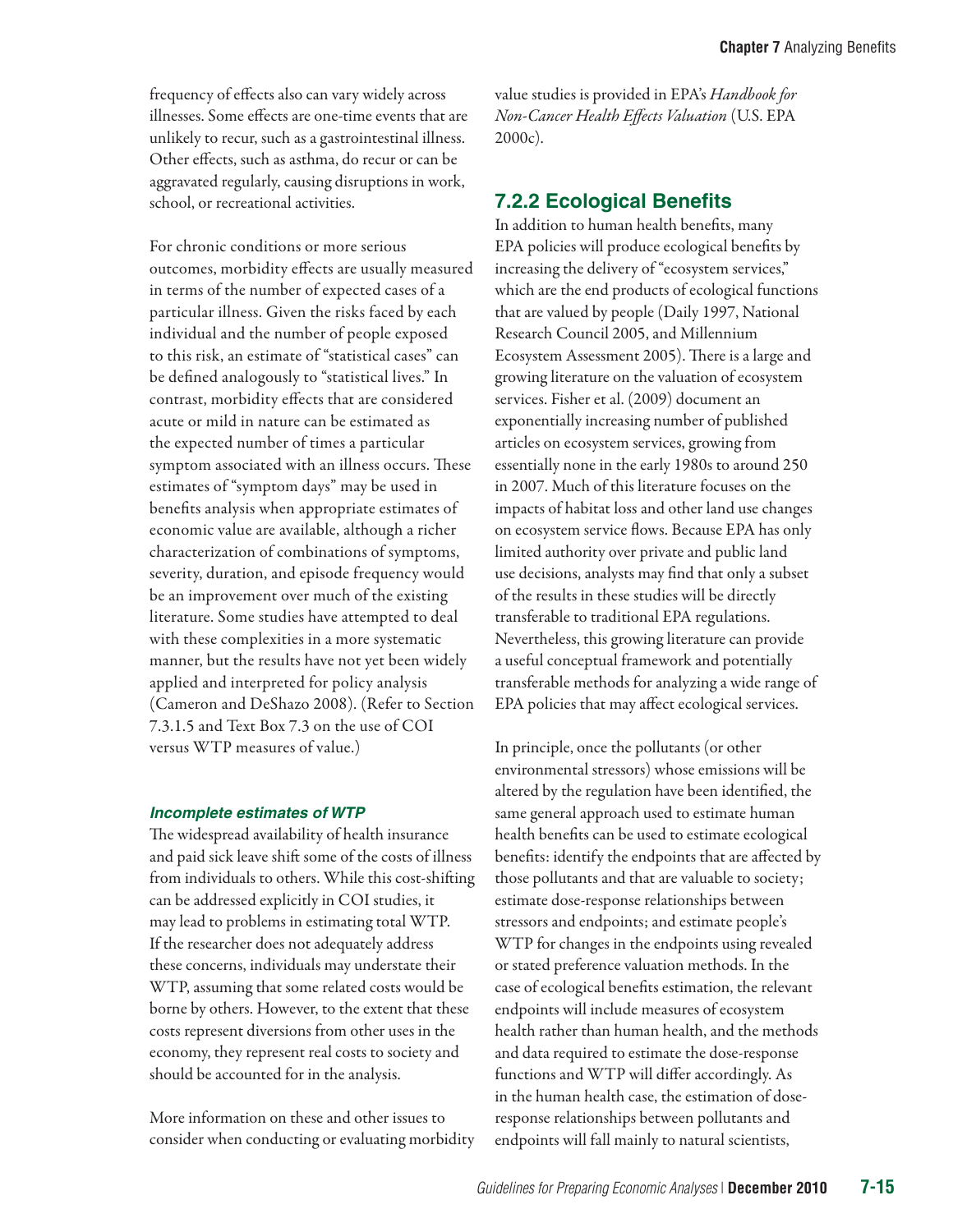frequency of effects also can vary widely across illnesses. Some effects are one-time events that are unlikely to recur, such as a gastrointestinal illness. Other effects, such as asthma, do recur or can be aggravated regularly, causing disruptions in work, school, or recreational activities.

For chronic conditions or more serious outcomes, morbidity effects are usually measured in terms of the number of expected cases of a particular illness. Given the risks faced by each individual and the number of people exposed to this risk, an estimate of "statistical cases" can be defined analogously to "statistical lives." In contrast, morbidity effects that are considered acute or mild in nature can be estimated as the expected number of times a particular symptom associated with an illness occurs. These estimates of "symptom days" may be used in benefits analysis when appropriate estimates of economic value are available, although a richer characterization of combinations of symptoms, severity, duration, and episode frequency would be an improvement over much of the existing literature. Some studies have attempted to deal with these complexities in a more systematic manner, but the results have not yet been widely applied and interpreted for policy analysis (Cameron and DeShazo 2008). (Refer to Section 7.3.1.5 and Text Box 7.3 on the use of COI versus WTP measures of value.)

#### *Incomplete estimates of WTP*

The widespread availability of health insurance and paid sick leave shift some of the costs of illness from individuals to others. While this cost-shifting can be addressed explicitly in COI studies, it may lead to problems in estimating total WTP. If the researcher does not adequately address these concerns, individuals may understate their WTP, assuming that some related costs would be borne by others. However, to the extent that these costs represent diversions from other uses in the economy, they represent real costs to society and should be accounted for in the analysis.

More information on these and other issues to consider when conducting or evaluating morbidity value studies is provided in EPA's *Handbook for Non-Cancer Health Effects Valuation* (U.S. EPA 2000c).

### 7.2.2 Ecological Benefits

In addition to human health benefits, many EPA policies will produce ecological benefits by increasing the delivery of "ecosystem services," which are the end products of ecological functions that are valued by people (Daily 1997, National Research Council 2005, and Millennium Ecosystem Assessment 2005). There is a large and growing literature on the valuation of ecosystem services. Fisher et al. (2009) document an exponentially increasing number of published articles on ecosystem services, growing from essentially none in the early 1980s to around 250 in 2007. Much of this literature focuses on the impacts of habitat loss and other land use changes on ecosystem service flows. Because EPA has only limited authority over private and public land use decisions, analysts may find that only a subset of the results in these studies will be directly transferable to traditional EPA regulations. Nevertheless, this growing literature can provide a useful conceptual framework and potentially transferable methods for analyzing a wide range of EPA policies that may affect ecological services.

In principle, once the pollutants (or other environmental stressors) whose emissions will be altered by the regulation have been identified, the same general approach used to estimate human health benefits can be used to estimate ecological benefits: identify the endpoints that are affected by those pollutants and that are valuable to society; estimate dose-response relationships between stressors and endpoints; and estimate people's WTP for changes in the endpoints using revealed or stated preference valuation methods. In the case of ecological benefits estimation, the relevant endpoints will include measures of ecosystem health rather than human health, and the methods and data required to estimate the dose-response functions and WTP will differ accordingly. As in the human health case, the estimation of dose-response relationships between pollutants and endpoints will fall mainly to natural scientists,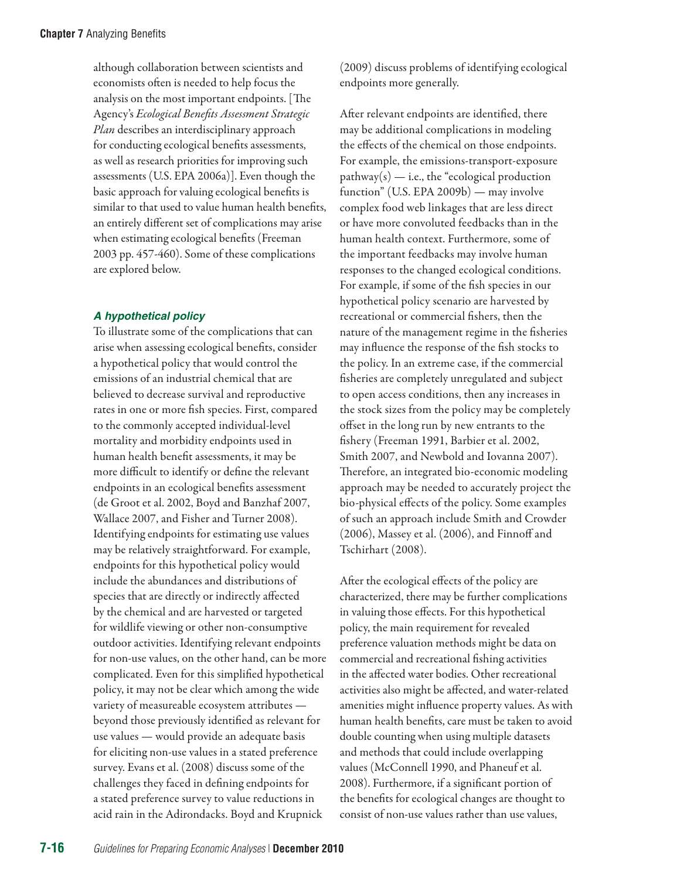although collaboration between scientists and economists often is needed to help focus the analysis on the most important endpoints. [The Agency's *Ecological Benefits Assessment Strategic Plan* describes an interdisciplinary approach for conducting ecological benefits assessments, as well as research priorities for improving such assessments (U.S. EPA 2006a)]. Even though the basic approach for valuing ecological benefits is similar to that used to value human health benefits, an entirely different set of complications may arise when estimating ecological benefits (Freeman 2003 pp. 457-460). Some of these complications are explored below.

### *A hypothetical policy*

To illustrate some of the complications that can arise when assessing ecological benefits, consider a hypothetical policy that would control the emissions of an industrial chemical that are believed to decrease survival and reproductive rates in one or more fish species. First, compared to the commonly accepted individual-level mortality and morbidity endpoints used in human health benefit assessments, it may be more difficult to identify or define the relevant endpoints in an ecological benefits assessment (de Groot et al. 2002, Boyd and Banzhaf 2007, Wallace 2007, and Fisher and Turner 2008). Identifying endpoints for estimating use values may be relatively straightforward. For example, endpoints for this hypothetical policy would include the abundances and distributions of species that are directly or indirectly affected by the chemical and are harvested or targeted for wildlife viewing or other non-consumptive outdoor activities. Identifying relevant endpoints for non-use values, on the other hand, can be more complicated. Even for this simplified hypothetical policy, it may not be clear which among the wide variety of measureable ecosystem attributes — beyond those previously identified as relevant for use values — would provide an adequate basis for eliciting non-use values in a stated preference survey. Evans et al. (2008) discuss some of the challenges they faced in defining endpoints for a stated preference survey to value reductions in acid rain in the Adirondacks. Boyd and Krupnick (2009) discuss problems of identifying ecological endpoints more generally.

After relevant endpoints are identified, there may be additional complications in modeling the effects of the chemical on those endpoints. For example, the emissions-transport-exposure pathway(s) — i.e., the "ecological production function" (U.S. EPA 2009b) — may involve complex food web linkages that are less direct or have more convoluted feedbacks than in the human health context. Furthermore, some of the important feedbacks may involve human responses to the changed ecological conditions. For example, if some of the fish species in our hypothetical policy scenario are harvested by recreational or commercial fishers, then the nature of the management regime in the fisheries may influence the response of the fish stocks to the policy. In an extreme case, if the commercial fisheries are completely unregulated and subject to open access conditions, then any increases in the stock sizes from the policy may be completely offset in the long run by new entrants to the fishery (Freeman 1991, Barbier et al. 2002, Smith 2007, and Newbold and Iovanna 2007). Therefore, an integrated bio-economic modeling approach may be needed to accurately project the bio-physical effects of the policy. Some examples of such an approach include Smith and Crowder (2006), Massey et al. (2006), and Finnoff and Tschirhart (2008).

After the ecological effects of the policy are characterized, there may be further complications in valuing those effects. For this hypothetical policy, the main requirement for revealed preference valuation methods might be data on commercial and recreational fishing activities in the affected water bodies. Other recreational activities also might be affected, and water-related amenities might influence property values. As with human health benefits, care must be taken to avoid double counting when using multiple datasets and methods that could include overlapping values (McConnell 1990, and Phaneuf et al. 2008). Furthermore, if a significant portion of the benefits for ecological changes are thought to consist of non-use values rather than use values,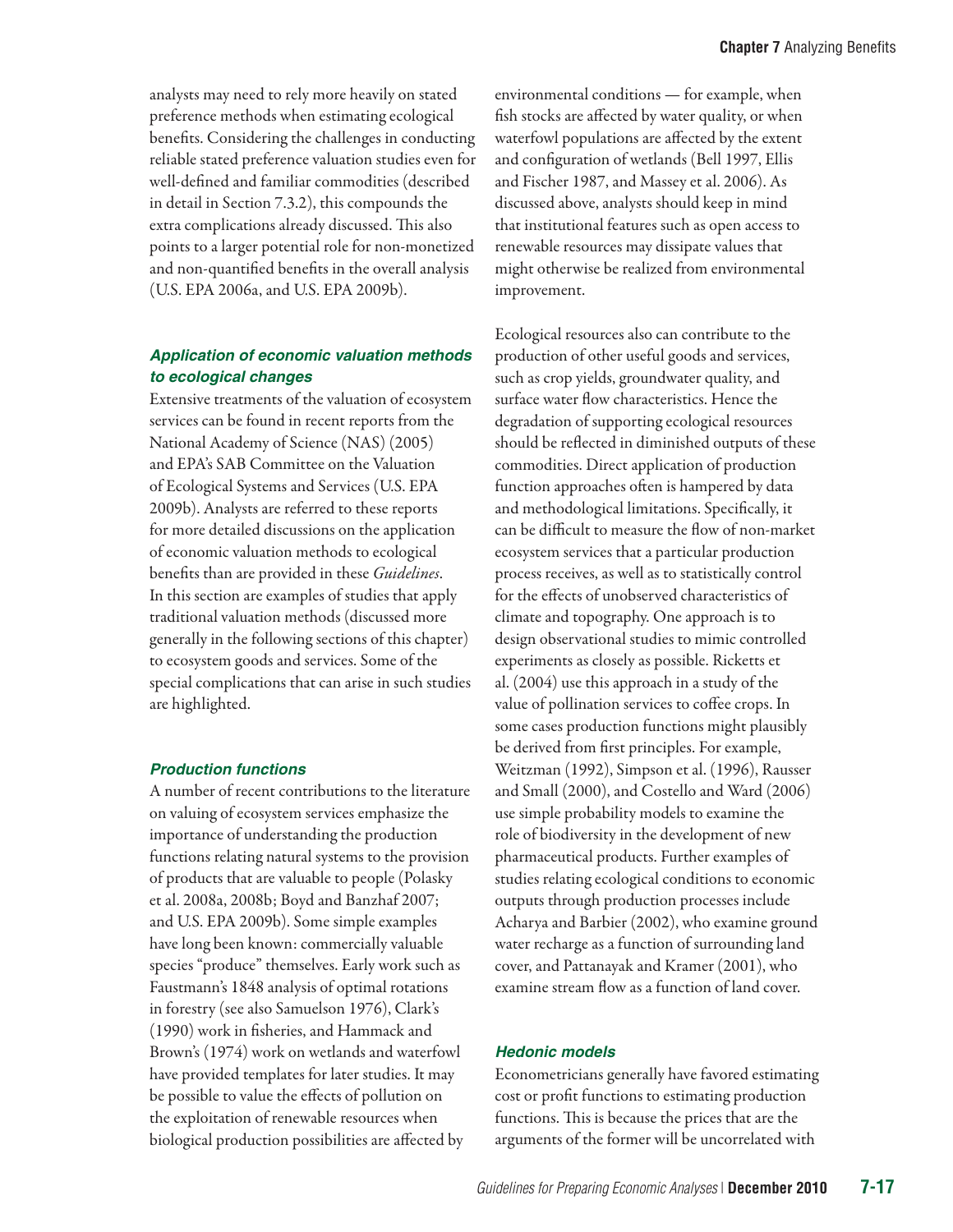analysts may need to rely more heavily on stated preference methods when estimating ecological benefits. Considering the challenges in conducting reliable stated preference valuation studies even for well-defined and familiar commodities (described in detail in Section 7.3.2), this compounds the extra complications already discussed. This also points to a larger potential role for non-monetized and non-quantified benefits in the overall analysis (U.S. EPA 2006a, and U.S. EPA 2009b).

#### *Application of economic valuation methods to ecological changes*

Extensive treatments of the valuation of ecosystem services can be found in recent reports from the National Academy of Science (NAS) (2005) and EPA's SAB Committee on the Valuation of Ecological Systems and Services (U.S. EPA 2009b). Analysts are referred to these reports for more detailed discussions on the application of economic valuation methods to ecological benefits than are provided in these *Guidelines*. In this section are examples of studies that apply traditional valuation methods (discussed more generally in the following sections of this chapter) to ecosystem goods and services. Some of the special complications that can arise in such studies are highlighted.

#### *Production functions*

A number of recent contributions to the literature on valuing of ecosystem services emphasize the importance of understanding the production functions relating natural systems to the provision of products that are valuable to people (Polasky et al. 2008a, 2008b; Boyd and Banzhaf 2007; and U.S. EPA 2009b). Some simple examples have long been known: commercially valuable species "produce" themselves. Early work such as Faustmann's 1848 analysis of optimal rotations in forestry (see also Samuelson 1976), Clark's (1990) work in fisheries, and Hammack and Brown's (1974) work on wetlands and waterfowl have provided templates for later studies. It may be possible to value the effects of pollution on the exploitation of renewable resources when biological production possibilities are affected by environmental conditions — for example, when fish stocks are affected by water quality, or when waterfowl populations are affected by the extent and configuration of wetlands (Bell 1997, Ellis and Fischer 1987, and Massey et al. 2006). As discussed above, analysts should keep in mind that institutional features such as open access to renewable resources may dissipate values that might otherwise be realized from environmental improvement.

Ecological resources also can contribute to the production of other useful goods and services, such as crop yields, groundwater quality, and surface water flow characteristics. Hence the degradation of supporting ecological resources should be reflected in diminished outputs of these commodities. Direct application of production function approaches often is hampered by data and methodological limitations. Specifically, it can be difficult to measure the flow of non-market ecosystem services that a particular production process receives, as well as to statistically control for the effects of unobserved characteristics of climate and topography. One approach is to design observational studies to mimic controlled experiments as closely as possible. Ricketts et al. (2004) use this approach in a study of the value of pollination services to coffee crops. In some cases production functions might plausibly be derived from first principles. For example, Weitzman (1992), Simpson et al. (1996), Rausser and Small (2000), and Costello and Ward (2006) use simple probability models to examine the role of biodiversity in the development of new pharmaceutical products. Further examples of studies relating ecological conditions to economic outputs through production processes include Acharya and Barbier (2002), who examine ground water recharge as a function of surrounding land cover, and Pattanayak and Kramer (2001), who examine stream flow as a function of land cover.

#### *Hedonic models*

Econometricians generally have favored estimating cost or profit functions to estimating production functions. This is because the prices that are the arguments of the former will be uncorrelated with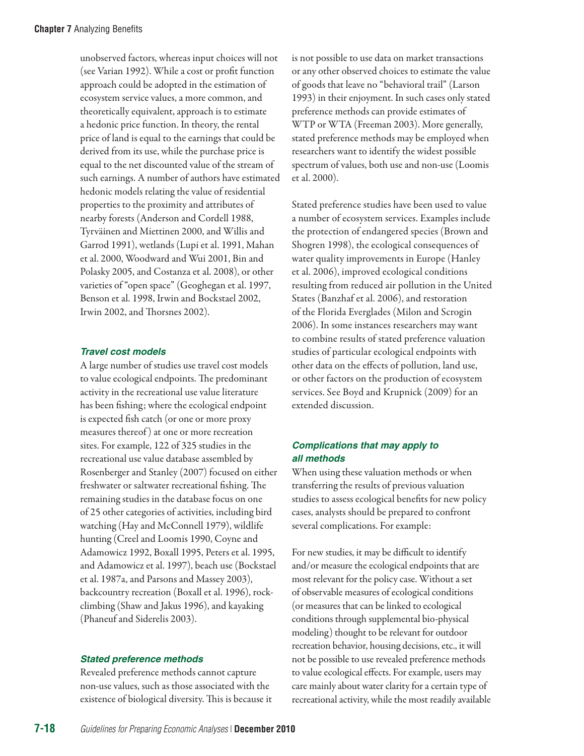unobserved factors, whereas input choices will not (see Varian 1992). While a cost or profit function approach could be adopted in the estimation of ecosystem service values, a more common, and theoretically equivalent, approach is to estimate a hedonic price function. In theory, the rental price of land is equal to the earnings that could be derived from its use, while the purchase price is equal to the net discounted value of the stream of such earnings. A number of authors have estimated hedonic models relating the value of residential properties to the proximity and attributes of nearby forests (Anderson and Cordell 1988, Tyrväinen and Miettinen 2000, and Willis and Garrod 1991), wetlands (Lupi et al. 1991, Mahan et al. 2000, Woodward and Wui 2001, Bin and Polasky 2005, and Costanza et al. 2008), or other varieties of "open space" (Geoghegan et al. 1997, Benson et al. 1998, Irwin and Bockstael 2002, Irwin 2002, and Thorsnes 2002).

#### *Travel cost models*

A large number of studies use travel cost models to value ecological endpoints. The predominant activity in the recreational use value literature has been fishing; where the ecological endpoint is expected fish catch (or one or more proxy measures thereof) at one or more recreation sites. For example, 122 of 325 studies in the recreational use value database assembled by Rosenberger and Stanley (2007) focused on either freshwater or saltwater recreational fishing. The remaining studies in the database focus on one of 25 other categories of activities, including bird watching (Hay and McConnell 1979), wildlife hunting (Creel and Loomis 1990, Coyne and Adamowicz 1992, Boxall 1995, Peters et al. 1995, and Adamowicz et al. 1997), beach use (Bockstael et al. 1987a, and Parsons and Massey 2003), backcountry recreation (Boxall et al. 1996), rock-climbing (Shaw and Jakus 1996), and kayaking (Phaneuf and Siderelis 2003).

#### *Stated preference methods*

Revealed preference methods cannot capture non-use values, such as those associated with the existence of biological diversity. This is because it is not possible to use data on market transactions or any other observed choices to estimate the value of goods that leave no "behavioral trail" (Larson 1993) in their enjoyment. In such cases only stated preference methods can provide estimates of WTP or WTA (Freeman 2003). More generally, stated preference methods may be employed when researchers want to identify the widest possible spectrum of values, both use and non-use (Loomis et al. 2000).

Stated preference studies have been used to value a number of ecosystem services. Examples include the protection of endangered species (Brown and Shogren 1998), the ecological consequences of water quality improvements in Europe (Hanley et al. 2006), improved ecological conditions resulting from reduced air pollution in the United States (Banzhaf et al. 2006), and restoration of the Florida Everglades (Milon and Scrogin 2006). In some instances researchers may want to combine results of stated preference valuation studies of particular ecological endpoints with other data on the effects of pollution, land use, or other factors on the production of ecosystem services. See Boyd and Krupnick (2009) for an extended discussion.

#### *Complications that may apply to all methods*

When using these valuation methods or when transferring the results of previous valuation studies to assess ecological benefits for new policy cases, analysts should be prepared to confront several complications. For example:

For new studies, it may be difficult to identify and/or measure the ecological endpoints that are most relevant for the policy case. Without a set of observable measures of ecological conditions (or measures that can be linked to ecological conditions through supplemental bio-physical modeling) thought to be relevant for outdoor recreation behavior, housing decisions, etc., it will not be possible to use revealed preference methods to value ecological effects. For example, users may care mainly about water clarity for a certain type of recreational activity, while the most readily available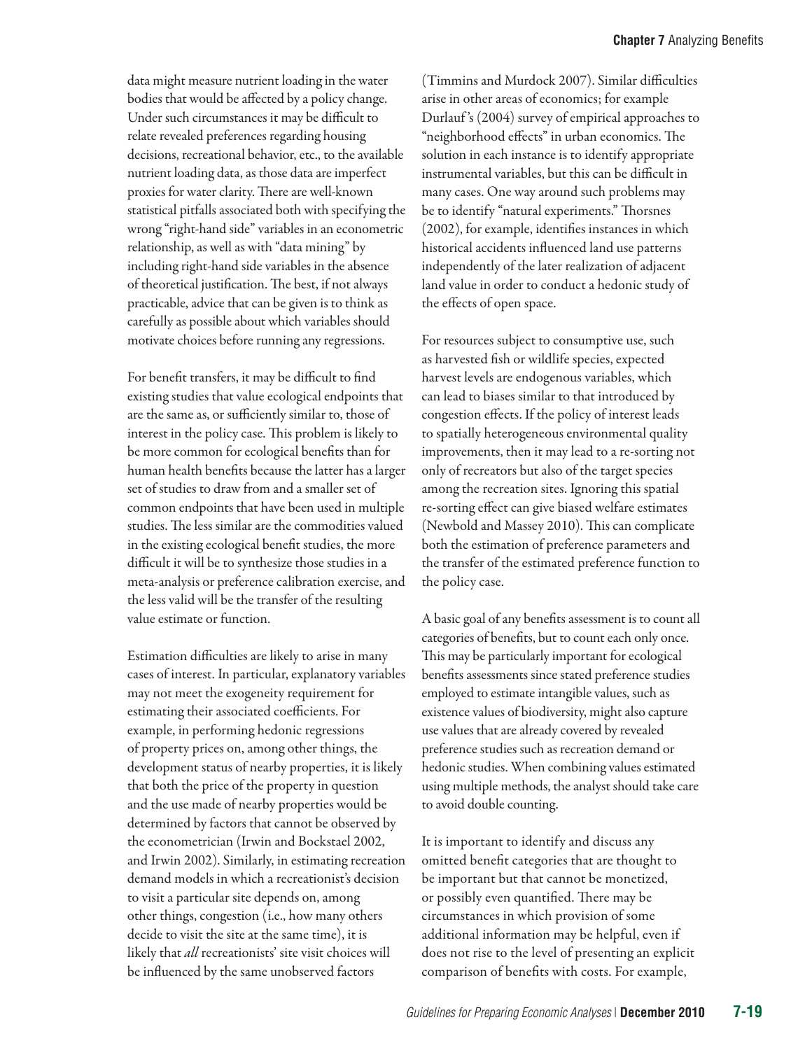data might measure nutrient loading in the water bodies that would be affected by a policy change. Under such circumstances it may be difficult to relate revealed preferences regarding housing decisions, recreational behavior, etc., to the available nutrient loading data, as those data are imperfect proxies for water clarity. There are well-known statistical pitfalls associated both with specifying the wrong "right-hand side" variables in an econometric relationship, as well as with "data mining" by including right-hand side variables in the absence of theoretical justification. The best, if not always practicable, advice that can be given is to think as carefully as possible about which variables should motivate choices before running any regressions.

For benefit transfers, it may be difficult to find existing studies that value ecological endpoints that are the same as, or sufficiently similar to, those of interest in the policy case. This problem is likely to be more common for ecological benefits than for human health benefits because the latter has a larger set of studies to draw from and a smaller set of common endpoints that have been used in multiple studies. The less similar are the commodities valued in the existing ecological benefit studies, the more difficult it will be to synthesize those studies in a meta-analysis or preference calibration exercise, and the less valid will be the transfer of the resulting value estimate or function.

Estimation difficulties are likely to arise in many cases of interest. In particular, explanatory variables may not meet the exogeneity requirement for estimating their associated coefficients. For example, in performing hedonic regressions of property prices on, among other things, the development status of nearby properties, it is likely that both the price of the property in question and the use made of nearby properties would be determined by factors that cannot be observed by the econometrician (Irwin and Bockstael 2002, and Irwin 2002). Similarly, in estimating recreation demand models in which a recreationist's decision to visit a particular site depends on, among other things, congestion (i.e., how many others decide to visit the site at the same time), it is likely that *all* recreationists' site visit choices will be influenced by the same unobserved factors (Timmins and Murdock 2007). Similar difficulties arise in other areas of economics; for example Durlauf's (2004) survey of empirical approaches to "neighborhood effects" in urban economics. The solution in each instance is to identify appropriate instrumental variables, but this can be difficult in many cases. One way around such problems may be to identify "natural experiments." Thorsnes (2002), for example, identifies instances in which historical accidents influenced land use patterns independently of the later realization of adjacent land value in order to conduct a hedonic study of the effects of open space.

For resources subject to consumptive use, such as harvested fish or wildlife species, expected harvest levels are endogenous variables, which can lead to biases similar to that introduced by congestion effects. If the policy of interest leads to spatially heterogeneous environmental quality improvements, then it may lead to a re-sorting not only of recreators but also of the target species among the recreation sites. Ignoring this spatial re-sorting effect can give biased welfare estimates (Newbold and Massey 2010). This can complicate both the estimation of preference parameters and the transfer of the estimated preference function to the policy case.

A basic goal of any benefits assessment is to count all categories of benefits, but to count each only once. This may be particularly important for ecological benefits assessments since stated preference studies employed to estimate intangible values, such as existence values of biodiversity, might also capture use values that are already covered by revealed preference studies such as recreation demand or hedonic studies. When combining values estimated using multiple methods, the analyst should take care to avoid double counting.

It is important to identify and discuss any omitted benefit categories that are thought to be important but that cannot be monetized, or possibly even quantified. There may be circumstances in which provision of some additional information may be helpful, even if does not rise to the level of presenting an explicit comparison of benefits with costs. For example,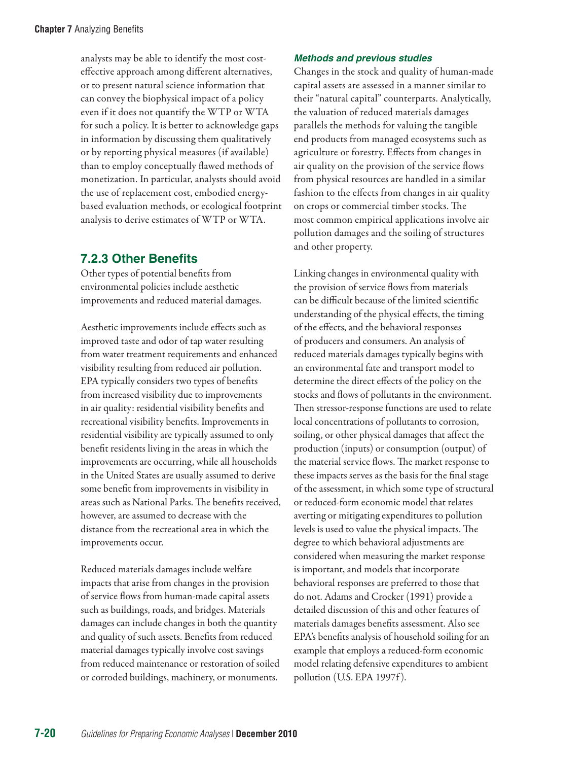analysts may be able to identify the most cost-effective approach among different alternatives, or to present natural science information that can convey the biophysical impact of a policy even if it does not quantify the WTP or WTA for such a policy. It is better to acknowledge gaps in information by discussing them qualitatively or by reporting physical measures (if available) than to employ conceptually flawed methods of monetization. In particular, analysts should avoid the use of replacement cost, embodied energy-based evaluation methods, or ecological footprint analysis to derive estimates of WTP or WTA.

## 7.2.3 Other Benefits

Other types of potential benefits from environmental policies include aesthetic improvements and reduced material damages.

Aesthetic improvements include effects such as improved taste and odor of tap water resulting from water treatment requirements and enhanced visibility resulting from reduced air pollution. EPA typically considers two types of benefits from increased visibility due to improvements in air quality: residential visibility benefits and recreational visibility benefits. Improvements in residential visibility are typically assumed to only benefit residents living in the areas in which the improvements are occurring, while all households in the United States are usually assumed to derive some benefit from improvements in visibility in areas such as National Parks. The benefits received, however, are assumed to decrease with the distance from the recreational area in which the improvements occur.

Reduced materials damages include welfare impacts that arise from changes in the provision of service flows from human-made capital assets such as buildings, roads, and bridges. Materials damages can include changes in both the quantity and quality of such assets. Benefits from reduced material damages typically involve cost savings from reduced maintenance or restoration of soiled or corroded buildings, machinery, or monuments.

#### *Methods and previous studies*

Changes in the stock and quality of human-made capital assets are assessed in a manner similar to their "natural capital" counterparts. Analytically, the valuation of reduced materials damages parallels the methods for valuing the tangible end products from managed ecosystems such as agriculture or forestry. Effects from changes in air quality on the provision of the service flows from physical resources are handled in a similar fashion to the effects from changes in air quality on crops or commercial timber stocks. The most common empirical applications involve air pollution damages and the soiling of structures and other property.

Linking changes in environmental quality with the provision of service flows from materials can be difficult because of the limited scientific understanding of the physical effects, the timing of the effects, and the behavioral responses of producers and consumers. An analysis of reduced materials damages typically begins with an environmental fate and transport model to determine the direct effects of the policy on the stocks and flows of pollutants in the environment. Then stressor-response functions are used to relate local concentrations of pollutants to corrosion, soiling, or other physical damages that affect the production (inputs) or consumption (output) of the material service flows. The market response to these impacts serves as the basis for the final stage of the assessment, in which some type of structural or reduced-form economic model that relates averting or mitigating expenditures to pollution levels is used to value the physical impacts. The degree to which behavioral adjustments are considered when measuring the market response is important, and models that incorporate behavioral responses are preferred to those that do not. Adams and Crocker (1991) provide a detailed discussion of this and other features of materials damages benefits assessment. Also see EPA's benefits analysis of household soiling for an example that employs a reduced-form economic model relating defensive expenditures to ambient pollution (U.S. EPA 1997f).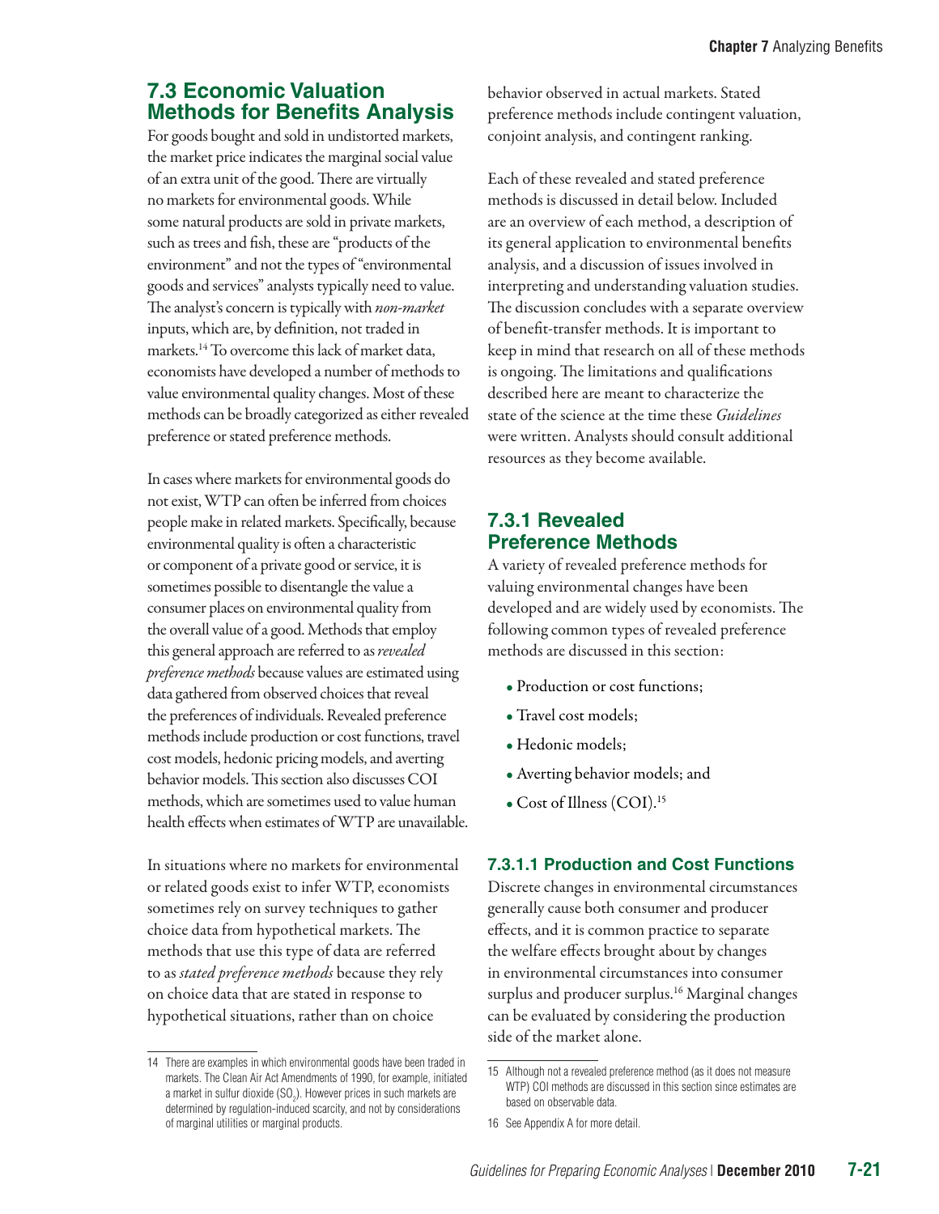## 7.3 Economic Valuation Methods for Benefits Analysis

For goods bought and sold in undistorted markets, the market price indicates the marginal social value of an extra unit of the good. There are virtually no markets for environmental goods. While some natural products are sold in private markets, such as trees and fish, these are "products of the environment" and not the types of "environmental goods and services" analysts typically need to value. The analyst's concern is typically with *non-market* inputs, which are, by definition, not traded in markets.[14] To overcome this lack of market data, economists have developed a number of methods to value environmental quality changes. Most of these methods can be broadly categorized as either revealed preference or stated preference methods.

In cases where markets for environmental goods do not exist, WTP can often be inferred from choices people make in related markets. Specifically, because environmental quality is often a characteristic or component of a private good or service, it is sometimes possible to disentangle the value a consumer places on environmental quality from the overall value of a good. Methods that employ this general approach are referred to as *revealed preference methods* because values are estimated using data gathered from observed choices that reveal the preferences of individuals. Revealed preference methods include production or cost functions, travel cost models, hedonic pricing models, and averting behavior models. This section also discusses COI methods, which are sometimes used to value human health effects when estimates of WTP are unavailable.

In situations where no markets for environmental or related goods exist to infer WTP, economists sometimes rely on survey techniques to gather choice data from hypothetical markets. The methods that use this type of data are referred to as *stated preference methods* because they rely on choice data that are stated in response to hypothetical situations, rather than on choice behavior observed in actual markets. Stated preference methods include contingent valuation, conjoint analysis, and contingent ranking.

Each of these revealed and stated preference methods is discussed in detail below. Included are an overview of each method, a description of its general application to environmental benefits analysis, and a discussion of issues involved in interpreting and understanding valuation studies. The discussion concludes with a separate overview of benefit-transfer methods. It is important to keep in mind that research on all of these methods is ongoing. The limitations and qualifications described here are meant to characterize the state of the science at the time these *Guidelines* were written. Analysts should consult additional resources as they become available.

### 7.3.1 Revealed Preference Methods

A variety of revealed preference methods for valuing environmental changes have been developed and are widely used by economists. The following common types of revealed preference methods are discussed in this section:

- Production or cost functions;
- Travel cost models;
- Hedonic models;
- Averting behavior models; and
- Cost of Illness (COI).[15]

#### 7.3.1.1 Production and Cost Functions

Discrete changes in environmental circumstances generally cause both consumer and producer effects, and it is common practice to separate the welfare effects brought about by changes in environmental circumstances into consumer surplus and producer surplus.[16] Marginal changes can be evaluated by considering the production side of the market alone.

---

14 There are examples in which environmental goods have been traded in markets. The Clean Air Act Amendments of 1990, for example, initiated a market in sulfur dioxide ($SO_2$). However prices in such markets are determined by regulation-induced scarcity, and not by considerations of marginal utilities or marginal products.

15 Although not a revealed preference method (as it does not measure WTP) COI methods are discussed in this section since estimates are based on observable data.

16 See Appendix A for more detail.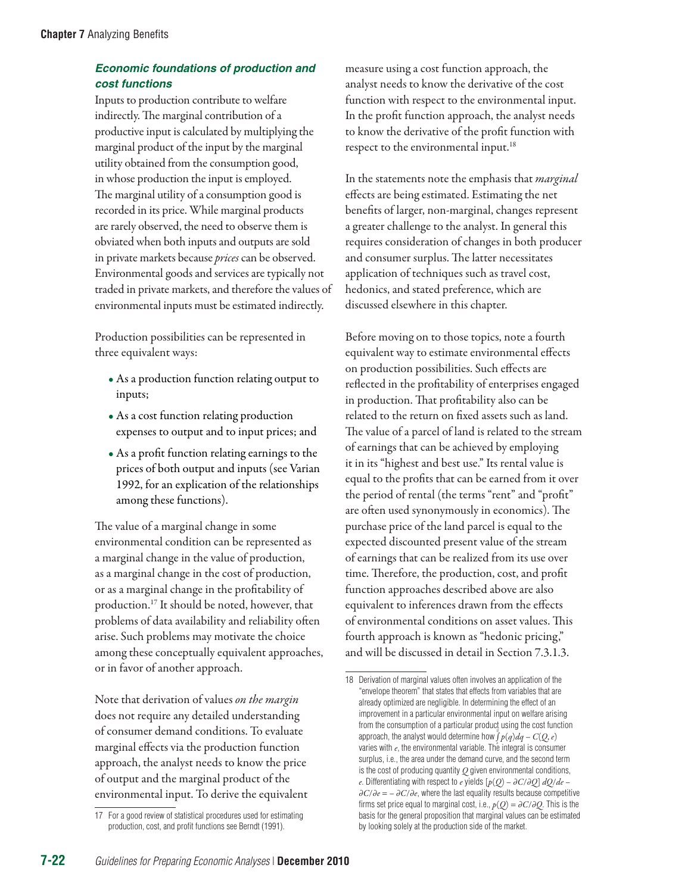#### *Economic foundations of production and cost functions*

Inputs to production contribute to welfare indirectly. The marginal contribution of a productive input is calculated by multiplying the marginal product of the input by the marginal utility obtained from the consumption good, in whose production the input is employed. The marginal utility of a consumption good is recorded in its price. While marginal products are rarely observed, the need to observe them is obviated when both inputs and outputs are sold in private markets because *prices* can be observed. Environmental goods and services are typically not traded in private markets, and therefore the values of environmental inputs must be estimated indirectly.

Production possibilities can be represented in three equivalent ways:

- As a production function relating output to inputs;
- As a cost function relating production expenses to output and to input prices; and
- As a profit function relating earnings to the prices of both output and inputs (see Varian 1992, for an explication of the relationships among these functions).

The value of a marginal change in some environmental condition can be represented as a marginal change in the value of production, as a marginal change in the cost of production, or as a marginal change in the profitability of production.[17] It should be noted, however, that problems of data availability and reliability often arise. Such problems may motivate the choice among these conceptually equivalent approaches, or in favor of another approach.

Note that derivation of values *on the margin* does not require any detailed understanding of consumer demand conditions. To evaluate marginal effects via the production function approach, the analyst needs to know the price of output and the marginal product of the environmental input. To derive the equivalent measure using a cost function approach, the analyst needs to know the derivative of the cost function with respect to the environmental input. In the profit function approach, the analyst needs to know the derivative of the profit function with respect to the environmental input.[18]

In the statements note the emphasis that *marginal* effects are being estimated. Estimating the net benefits of larger, non-marginal, changes represent a greater challenge to the analyst. In general this requires consideration of changes in both producer and consumer surplus. The latter necessitates application of techniques such as travel cost, hedonics, and stated preference, which are discussed elsewhere in this chapter.

Before moving on to those topics, note a fourth equivalent way to estimate environmental effects on production possibilities. Such effects are reflected in the profitability of enterprises engaged in production. That profitability also can be related to the return on fixed assets such as land. The value of a parcel of land is related to the stream of earnings that can be achieved by employing it in its "highest and best use." Its rental value is equal to the profits that can be earned from it over the period of rental (the terms "rent" and "profit" are often used synonymously in economics). The purchase price of the land parcel is equal to the expected discounted present value of the stream of earnings that can be realized from its use over time. Therefore, the production, cost, and profit function approaches described above are also equivalent to inferences drawn from the effects of environmental conditions on asset values. This fourth approach is known as "hedonic pricing," and will be discussed in detail in Section 7.3.1.3.

---

17 For a good review of statistical procedures used for estimating production, cost, and profit functions see Berndt (1991).

18 Derivation of marginal values often involves an application of the "envelope theorem" that states that effects from variables that are already optimized are negligible. In determining the effect of an improvement in a particular environmental input on welfare arising from the consumption of a particular product using the cost function approach, the analyst would determine how $\int_0^Q p(q)dq - C(Q, e)$ varies with $e$, the environmental variable. The integral is consumer surplus, i.e., the area under the demand curve, and the second term is the cost of producing quantity $Q$ given environmental conditions, $e$. Differentiating with respect to $e$ yields $[p(Q) - \partial C/\partial Q]\, dQ/de - \partial C/\partial e = -\partial C/\partial e$, where the last equality results because competitive firms set price equal to marginal cost, i.e., $p(Q) = \partial C/\partial Q$. This is the basis for the general proposition that marginal values can be estimated by looking solely at the production side of the market.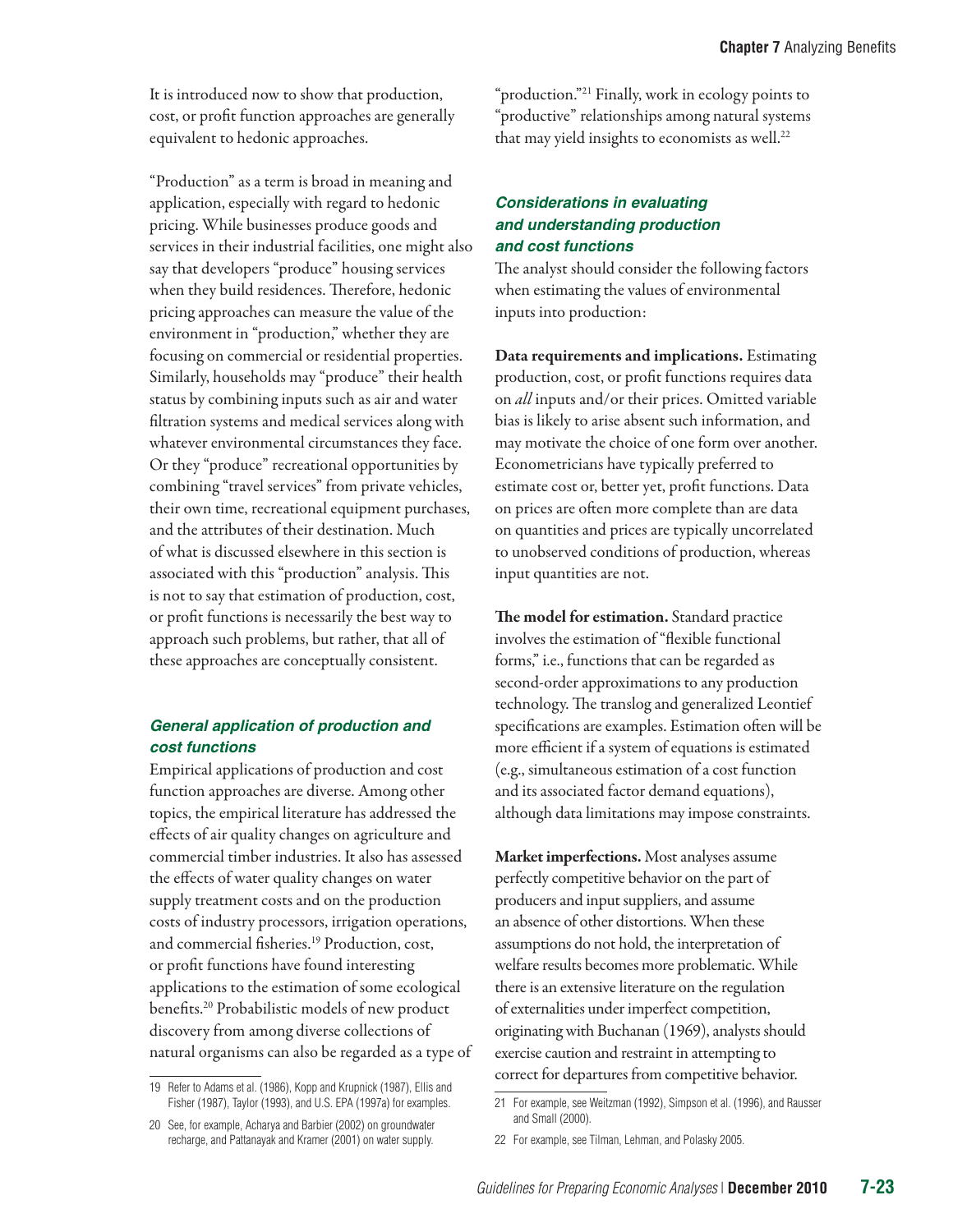It is introduced now to show that production, cost, or profit function approaches are generally equivalent to hedonic approaches.

"Production" as a term is broad in meaning and application, especially with regard to hedonic pricing. While businesses produce goods and services in their industrial facilities, one might also say that developers "produce" housing services when they build residences. Therefore, hedonic pricing approaches can measure the value of the environment in "production," whether they are focusing on commercial or residential properties. Similarly, households may "produce" their health status by combining inputs such as air and water filtration systems and medical services along with whatever environmental circumstances they face. Or they "produce" recreational opportunities by combining "travel services" from private vehicles, their own time, recreational equipment purchases, and the attributes of their destination. Much of what is discussed elsewhere in this section is associated with this "production" analysis. This is not to say that estimation of production, cost, or profit functions is necessarily the best way to approach such problems, but rather, that all of these approaches are conceptually consistent.

### *General application of production and cost functions*

Empirical applications of production and cost function approaches are diverse. Among other topics, the empirical literature has addressed the effects of air quality changes on agriculture and commercial timber industries. It also has assessed the effects of water quality changes on water supply treatment costs and on the production costs of industry processors, irrigation operations, and commercial fisheries.[19] Production, cost, or profit functions have found interesting applications to the estimation of some ecological benefits.[20] Probabilistic models of new product discovery from among diverse collections of natural organisms can also be regarded as a type of "production."[21] Finally, work in ecology points to "productive" relationships among natural systems that may yield insights to economists as well.[22]

### *Considerations in evaluating and understanding production and cost functions*

The analyst should consider the following factors when estimating the values of environmental inputs into production:

**Data requirements and implications.** Estimating production, cost, or profit functions requires data on *all* inputs and/or their prices. Omitted variable bias is likely to arise absent such information, and may motivate the choice of one form over another. Econometricians have typically preferred to estimate cost or, better yet, profit functions. Data on prices are often more complete than are data on quantities and prices are typically uncorrelated to unobserved conditions of production, whereas input quantities are not.

**The model for estimation.** Standard practice involves the estimation of "flexible functional forms," i.e., functions that can be regarded as second-order approximations to any production technology. The translog and generalized Leontief specifications are examples. Estimation often will be more efficient if a system of equations is estimated (e.g., simultaneous estimation of a cost function and its associated factor demand equations), although data limitations may impose constraints.

**Market imperfections.** Most analyses assume perfectly competitive behavior on the part of producers and input suppliers, and assume an absence of other distortions. When these assumptions do not hold, the interpretation of welfare results becomes more problematic. While there is an extensive literature on the regulation of externalities under imperfect competition, originating with Buchanan (1969), analysts should exercise caution and restraint in attempting to correct for departures from competitive behavior.

---

19 Refer to Adams et al. (1986), Kopp and Krupnick (1987), Ellis and Fisher (1987), Taylor (1993), and U.S. EPA (1997a) for examples.

20 See, for example, Acharya and Barbier (2002) on groundwater recharge, and Pattanayak and Kramer (2001) on water supply.

21 For example, see Weitzman (1992), Simpson et al. (1996), and Rausser and Small (2000).

22 For example, see Tilman, Lehman, and Polasky 2005.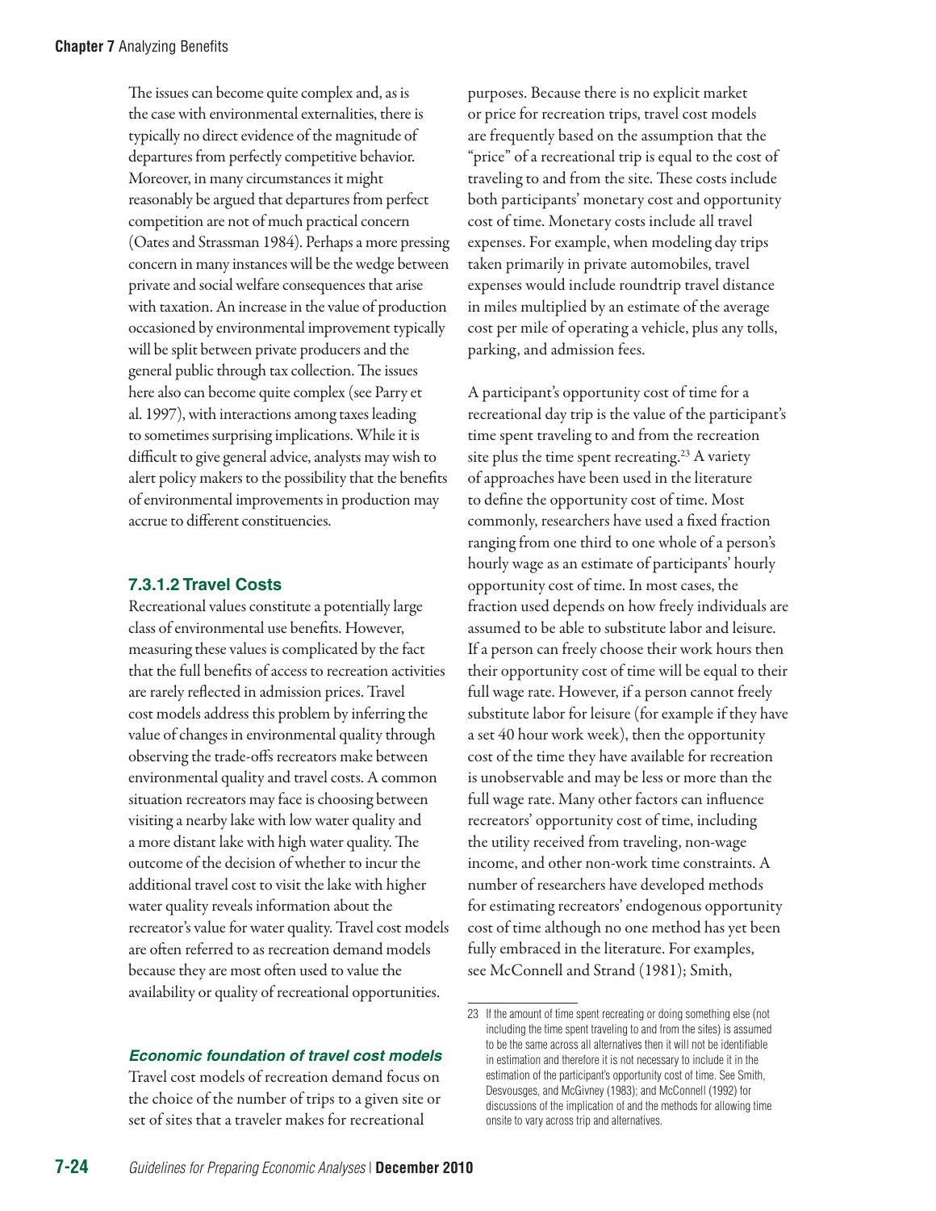The issues can become quite complex and, as is the case with environmental externalities, there is typically no direct evidence of the magnitude of departures from perfectly competitive behavior. Moreover, in many circumstances it might reasonably be argued that departures from perfect competition are not of much practical concern (Oates and Strassman 1984). Perhaps a more pressing concern in many instances will be the wedge between private and social welfare consequences that arise with taxation. An increase in the value of production occasioned by environmental improvement typically will be split between private producers and the general public through tax collection. The issues here also can become quite complex (see Parry et al. 1997), with interactions among taxes leading to sometimes surprising implications. While it is difficult to give general advice, analysts may wish to alert policy makers to the possibility that the benefits of environmental improvements in production may accrue to different constituencies.

### 7.3.1.2 Travel Costs

Recreational values constitute a potentially large class of environmental use benefits. However, measuring these values is complicated by the fact that the full benefits of access to recreation activities are rarely reflected in admission prices. Travel cost models address this problem by inferring the value of changes in environmental quality through observing the trade-offs recreators make between environmental quality and travel costs. A common situation recreators may face is choosing between visiting a nearby lake with low water quality and a more distant lake with high water quality. The outcome of the decision of whether to incur the additional travel cost to visit the lake with higher water quality reveals information about the recreator's value for water quality. Travel cost models are often referred to as recreation demand models because they are most often used to value the availability or quality of recreational opportunities.

#### *Economic foundation of travel cost models*

Travel cost models of recreation demand focus on the choice of the number of trips to a given site or set of sites that a traveler makes for recreational purposes. Because there is no explicit market or price for recreation trips, travel cost models are frequently based on the assumption that the "price" of a recreational trip is equal to the cost of traveling to and from the site. These costs include both participants' monetary cost and opportunity cost of time. Monetary costs include all travel expenses. For example, when modeling day trips taken primarily in private automobiles, travel expenses would include roundtrip travel distance in miles multiplied by an estimate of the average cost per mile of operating a vehicle, plus any tolls, parking, and admission fees.

A participant's opportunity cost of time for a recreational day trip is the value of the participant's time spent traveling to and from the recreation site plus the time spent recreating.[23] A variety of approaches have been used in the literature to define the opportunity cost of time. Most commonly, researchers have used a fixed fraction ranging from one third to one whole of a person's hourly wage as an estimate of participants' hourly opportunity cost of time. In most cases, the fraction used depends on how freely individuals are assumed to be able to substitute labor and leisure. If a person can freely choose their work hours then their opportunity cost of time will be equal to their full wage rate. However, if a person cannot freely substitute labor for leisure (for example if they have a set 40 hour work week), then the opportunity cost of the time they have available for recreation is unobservable and may be less or more than the full wage rate. Many other factors can influence recreators' opportunity cost of time, including the utility received from traveling, non-wage income, and other non-work time constraints. A number of researchers have developed methods for estimating recreators' endogenous opportunity cost of time although no one method has yet been fully embraced in the literature. For examples, see McConnell and Strand (1981); Smith,

---

23 If the amount of time spent recreating or doing something else (not including the time spent traveling to and from the sites) is assumed to be the same across all alternatives then it will not be identifiable in estimation and therefore it is not necessary to include it in the estimation of the participant's opportunity cost of time. See Smith, Desvousges, and McGivney (1983); and McConnell (1992) for discussions of the implication of and the methods for allowing time onsite to vary across trip and alternatives.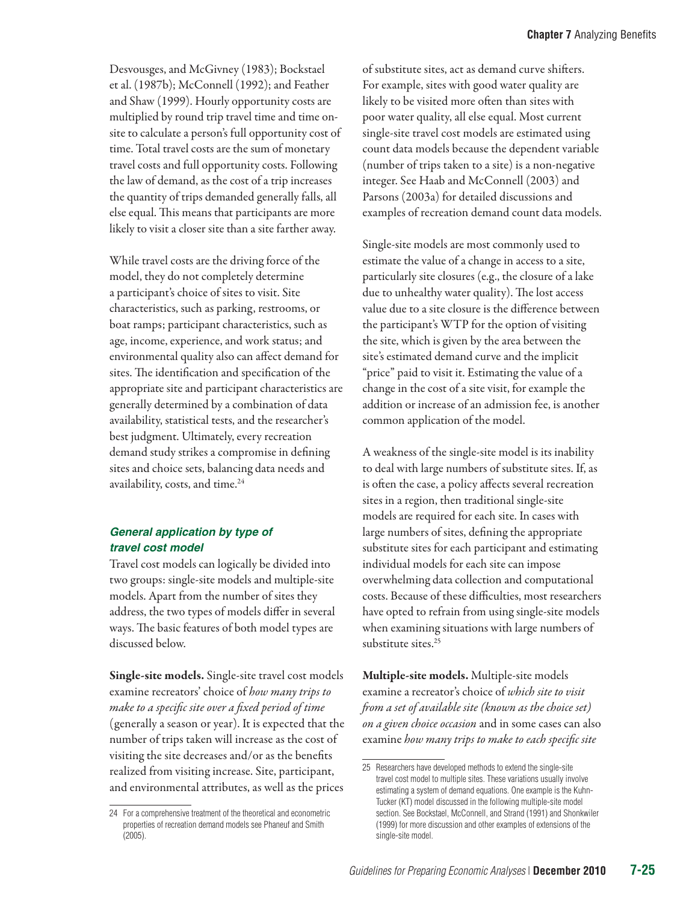Desvousges, and McGivney (1983); Bockstael et al. (1987b); McConnell (1992); and Feather and Shaw (1999). Hourly opportunity costs are multiplied by round trip travel time and time on-site to calculate a person's full opportunity cost of time. Total travel costs are the sum of monetary travel costs and full opportunity costs. Following the law of demand, as the cost of a trip increases the quantity of trips demanded generally falls, all else equal. This means that participants are more likely to visit a closer site than a site farther away.

While travel costs are the driving force of the model, they do not completely determine a participant's choice of sites to visit. Site characteristics, such as parking, restrooms, or boat ramps; participant characteristics, such as age, income, experience, and work status; and environmental quality also can affect demand for sites. The identification and specification of the appropriate site and participant characteristics are generally determined by a combination of data availability, statistical tests, and the researcher's best judgment. Ultimately, every recreation demand study strikes a compromise in defining sites and choice sets, balancing data needs and availability, costs, and time.[24]

### *General application by type of travel cost model*

Travel cost models can logically be divided into two groups: single-site models and multiple-site models. Apart from the number of sites they address, the two types of models differ in several ways. The basic features of both model types are discussed below.

**Single-site models.** Single-site travel cost models examine recreators' choice of *how many trips to make to a specific site over a fixed period of time* (generally a season or year). It is expected that the number of trips taken will increase as the cost of visiting the site decreases and/or as the benefits realized from visiting increase. Site, participant, and environmental attributes, as well as the prices of substitute sites, act as demand curve shifters. For example, sites with good water quality are likely to be visited more often than sites with poor water quality, all else equal. Most current single-site travel cost models are estimated using count data models because the dependent variable (number of trips taken to a site) is a non-negative integer. See Haab and McConnell (2003) and Parsons (2003a) for detailed discussions and examples of recreation demand count data models.

Single-site models are most commonly used to estimate the value of a change in access to a site, particularly site closures (e.g., the closure of a lake due to unhealthy water quality). The lost access value due to a site closure is the difference between the participant's WTP for the option of visiting the site, which is given by the area between the site's estimated demand curve and the implicit "price" paid to visit it. Estimating the value of a change in the cost of a site visit, for example the addition or increase of an admission fee, is another common application of the model.

A weakness of the single-site model is its inability to deal with large numbers of substitute sites. If, as is often the case, a policy affects several recreation sites in a region, then traditional single-site models are required for each site. In cases with large numbers of sites, defining the appropriate substitute sites for each participant and estimating individual models for each site can impose overwhelming data collection and computational costs. Because of these difficulties, most researchers have opted to refrain from using single-site models when examining situations with large numbers of substitute sites.[25]

**Multiple-site models.** Multiple-site models examine a recreator's choice of *which site to visit from a set of available site (known as the choice set) on a given choice occasion* and in some cases can also examine *how many trips to make to each specific site*

---

24 For a comprehensive treatment of the theoretical and econometric properties of recreation demand models see Phaneuf and Smith (2005).

25 Researchers have developed methods to extend the single-site travel cost model to multiple sites. These variations usually involve estimating a system of demand equations. One example is the Kuhn-Tucker (KT) model discussed in the following multiple-site model section. See Bockstael, McConnell, and Strand (1991) and Shonkwiler (1999) for more discussion and other examples of extensions of the single-site model.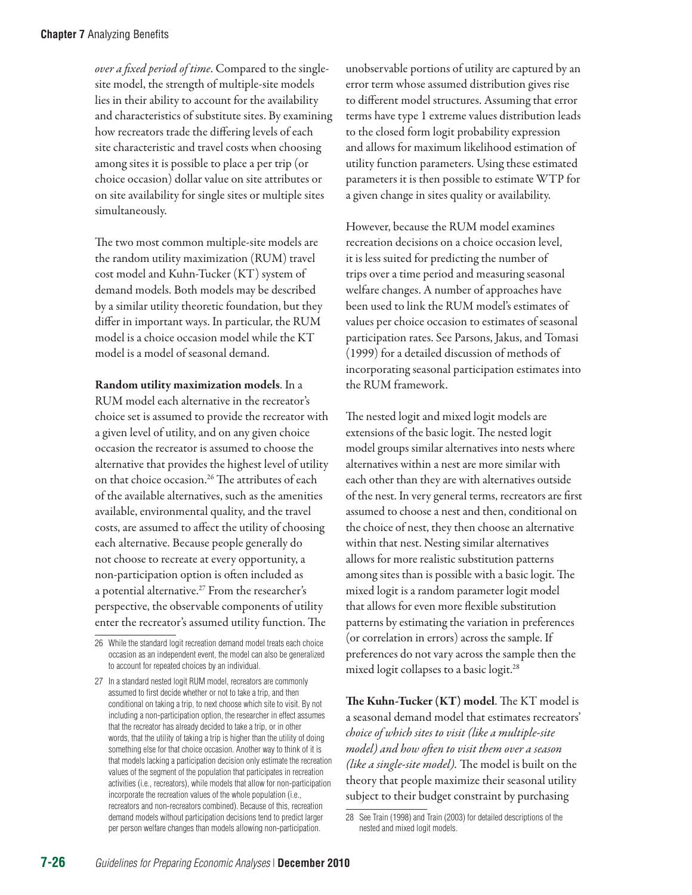*over a fixed period of time*. Compared to the single-site model, the strength of multiple-site models lies in their ability to account for the availability and characteristics of substitute sites. By examining how recreators trade the differing levels of each site characteristic and travel costs when choosing among sites it is possible to place a per trip (or choice occasion) dollar value on site attributes or on site availability for single sites or multiple sites simultaneously.

The two most common multiple-site models are the random utility maximization (RUM) travel cost model and Kuhn-Tucker (KT) system of demand models. Both models may be described by a similar utility theoretic foundation, but they differ in important ways. In particular, the RUM model is a choice occasion model while the KT model is a model of seasonal demand.

**Random utility maximization models**. In a RUM model each alternative in the recreator's choice set is assumed to provide the recreator with a given level of utility, and on any given choice occasion the recreator is assumed to choose the alternative that provides the highest level of utility on that choice occasion.[26] The attributes of each of the available alternatives, such as the amenities available, environmental quality, and the travel costs, are assumed to affect the utility of choosing each alternative. Because people generally do not choose to recreate at every opportunity, a non-participation option is often included as a potential alternative.[27] From the researcher's perspective, the observable components of utility enter the recreator's assumed utility function. The unobservable portions of utility are captured by an error term whose assumed distribution gives rise to different model structures. Assuming that error terms have type 1 extreme values distribution leads to the closed form logit probability expression and allows for maximum likelihood estimation of utility function parameters. Using these estimated parameters it is then possible to estimate WTP for a given change in sites quality or availability.

However, because the RUM model examines recreation decisions on a choice occasion level, it is less suited for predicting the number of trips over a time period and measuring seasonal welfare changes. A number of approaches have been used to link the RUM model's estimates of values per choice occasion to estimates of seasonal participation rates. See Parsons, Jakus, and Tomasi (1999) for a detailed discussion of methods of incorporating seasonal participation estimates into the RUM framework.

The nested logit and mixed logit models are extensions of the basic logit. The nested logit model groups similar alternatives into nests where alternatives within a nest are more similar with each other than they are with alternatives outside of the nest. In very general terms, recreators are first assumed to choose a nest and then, conditional on the choice of nest, they then choose an alternative within that nest. Nesting similar alternatives allows for more realistic substitution patterns among sites than is possible with a basic logit. The mixed logit is a random parameter logit model that allows for even more flexible substitution patterns by estimating the variation in preferences (or correlation in errors) across the sample. If preferences do not vary across the sample then the mixed logit collapses to a basic logit.[28]

**The Kuhn-Tucker (KT) model**. The KT model is a seasonal demand model that estimates recreators' *choice of which sites to visit (like a multiple-site model) and how often to visit them over a season (like a single-site model)*. The model is built on the theory that people maximize their seasonal utility subject to their budget constraint by purchasing

---

26 While the standard logit recreation demand model treats each choice occasion as an independent event, the model can also be generalized to account for repeated choices by an individual.

27 In a standard nested logit RUM model, recreators are commonly assumed to first decide whether or not to take a trip, and then conditional on taking a trip, to next choose which site to visit. By not including a non-participation option, the researcher in effect assumes that the recreator has already decided to take a trip, or in other words, that the utility of taking a trip is higher than the utility of doing something else for that choice occasion. Another way to think of it is that models lacking a participation decision only estimate the recreation values of the segment of the population that participates in recreation activities (i.e., recreators), while models that allow for non-participation incorporate the recreation values of the whole population (i.e., recreators and non-recreators combined). Because of this, recreation demand models without participation decisions tend to predict larger per person welfare changes than models allowing non-participation.

28 See Train (1998) and Train (2003) for detailed descriptions of the nested and mixed logit models.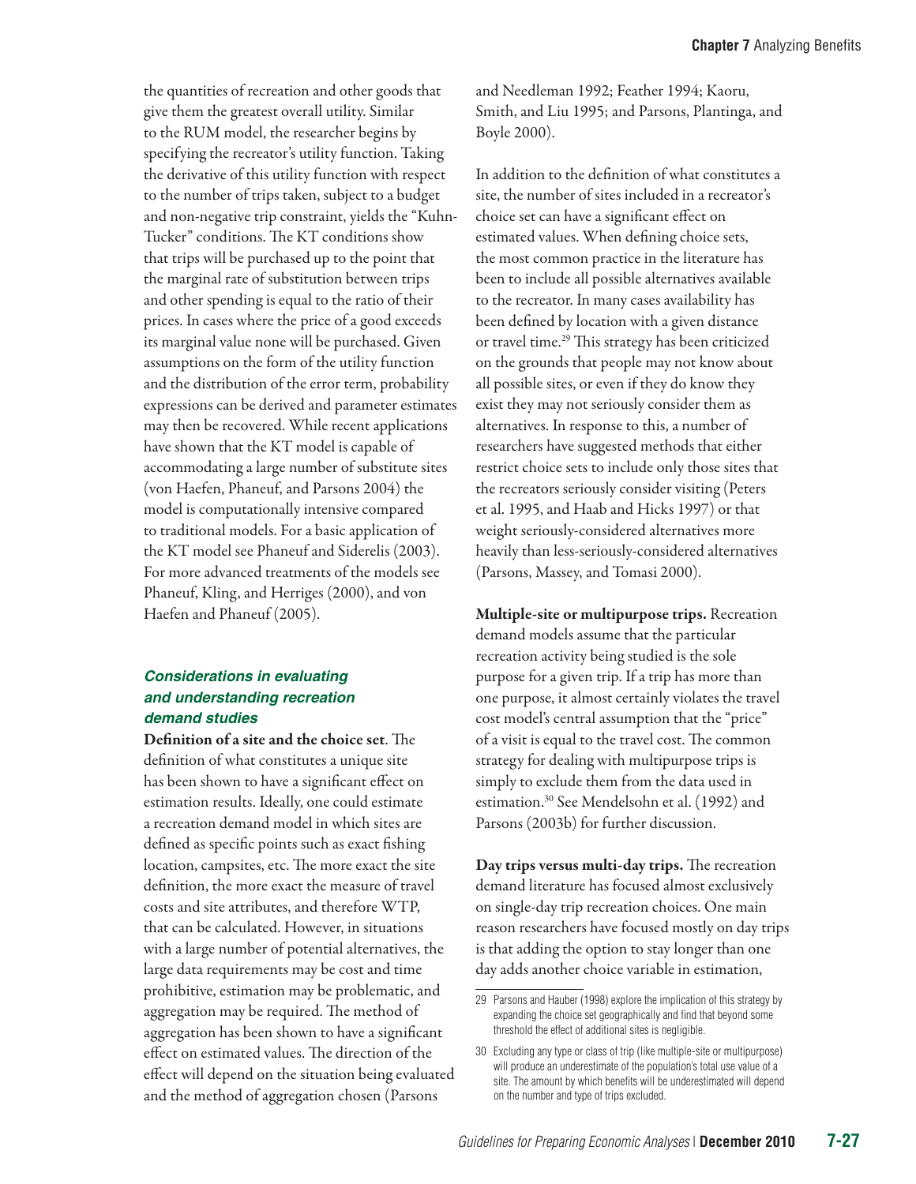the quantities of recreation and other goods that give them the greatest overall utility. Similar to the RUM model, the researcher begins by specifying the recreator's utility function. Taking the derivative of this utility function with respect to the number of trips taken, subject to a budget and non-negative trip constraint, yields the "Kuhn-Tucker" conditions. The KT conditions show that trips will be purchased up to the point that the marginal rate of substitution between trips and other spending is equal to the ratio of their prices. In cases where the price of a good exceeds its marginal value none will be purchased. Given assumptions on the form of the utility function and the distribution of the error term, probability expressions can be derived and parameter estimates may then be recovered. While recent applications have shown that the KT model is capable of accommodating a large number of substitute sites (von Haefen, Phaneuf, and Parsons 2004) the model is computationally intensive compared to traditional models. For a basic application of the KT model see Phaneuf and Siderelis (2003). For more advanced treatments of the models see Phaneuf, Kling, and Herriges (2000), and von Haefen and Phaneuf (2005).

### *Considerations in evaluating and understanding recreation demand studies*

**Definition of a site and the choice set**. The definition of what constitutes a unique site has been shown to have a significant effect on estimation results. Ideally, one could estimate a recreation demand model in which sites are defined as specific points such as exact fishing location, campsites, etc. The more exact the site definition, the more exact the measure of travel costs and site attributes, and therefore WTP, that can be calculated. However, in situations with a large number of potential alternatives, the large data requirements may be cost and time prohibitive, estimation may be problematic, and aggregation may be required. The method of aggregation has been shown to have a significant effect on estimated values. The direction of the effect will depend on the situation being evaluated and the method of aggregation chosen (Parsons and Needleman 1992; Feather 1994; Kaoru, Smith, and Liu 1995; and Parsons, Plantinga, and Boyle 2000).

In addition to the definition of what constitutes a site, the number of sites included in a recreator's choice set can have a significant effect on estimated values. When defining choice sets, the most common practice in the literature has been to include all possible alternatives available to the recreator. In many cases availability has been defined by location with a given distance or travel time.[29] This strategy has been criticized on the grounds that people may not know about all possible sites, or even if they do know they exist they may not seriously consider them as alternatives. In response to this, a number of researchers have suggested methods that either restrict choice sets to include only those sites that the recreators seriously consider visiting (Peters et al. 1995, and Haab and Hicks 1997) or that weight seriously-considered alternatives more heavily than less-seriously-considered alternatives (Parsons, Massey, and Tomasi 2000).

**Multiple-site or multipurpose trips.** Recreation demand models assume that the particular recreation activity being studied is the sole purpose for a given trip. If a trip has more than one purpose, it almost certainly violates the travel cost model's central assumption that the "price" of a visit is equal to the travel cost. The common strategy for dealing with multipurpose trips is simply to exclude them from the data used in estimation.[30] See Mendelsohn et al. (1992) and Parsons (2003b) for further discussion.

**Day trips versus multi-day trips.** The recreation demand literature has focused almost exclusively on single-day trip recreation choices. One main reason researchers have focused mostly on day trips is that adding the option to stay longer than one day adds another choice variable in estimation,

---

29 Parsons and Hauber (1998) explore the implication of this strategy by expanding the choice set geographically and find that beyond some threshold the effect of additional sites is negligible.

30 Excluding any type or class of trip (like multiple-site or multipurpose) will produce an underestimate of the population's total use value of a site. The amount by which benefits will be underestimated will depend on the number and type of trips excluded.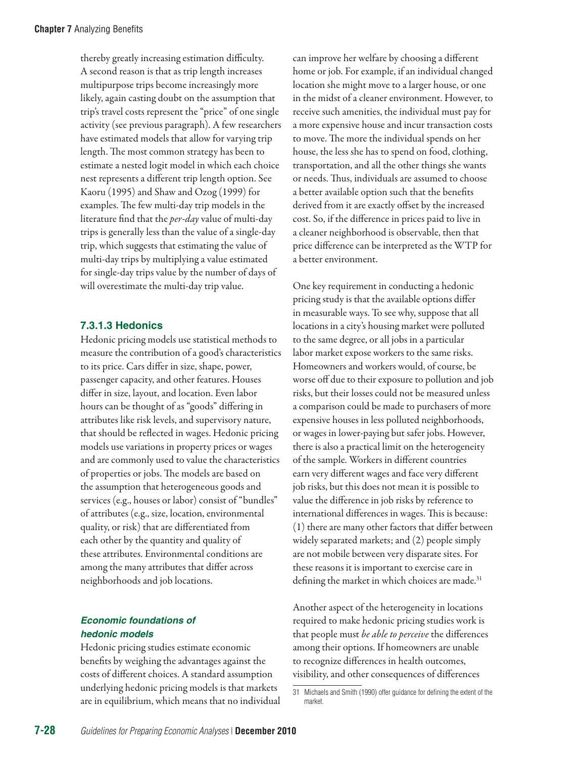thereby greatly increasing estimation difficulty. A second reason is that as trip length increases multipurpose trips become increasingly more likely, again casting doubt on the assumption that trip's travel costs represent the "price" of one single activity (see previous paragraph). A few researchers have estimated models that allow for varying trip length. The most common strategy has been to estimate a nested logit model in which each choice nest represents a different trip length option. See Kaoru (1995) and Shaw and Ozog (1999) for examples. The few multi-day trip models in the literature find that the *per-day* value of multi-day trips is generally less than the value of a single-day trip, which suggests that estimating the value of multi-day trips by multiplying a value estimated for single-day trips value by the number of days of will overestimate the multi-day trip value.

### 7.3.1.3 Hedonics

Hedonic pricing models use statistical methods to measure the contribution of a good's characteristics to its price. Cars differ in size, shape, power, passenger capacity, and other features. Houses differ in size, layout, and location. Even labor hours can be thought of as "goods" differing in attributes like risk levels, and supervisory nature, that should be reflected in wages. Hedonic pricing models use variations in property prices or wages and are commonly used to value the characteristics of properties or jobs. The models are based on the assumption that heterogeneous goods and services (e.g., houses or labor) consist of "bundles" of attributes (e.g., size, location, environmental quality, or risk) that are differentiated from each other by the quantity and quality of these attributes. Environmental conditions are among the many attributes that differ across neighborhoods and job locations.

#### *Economic foundations of hedonic models*

Hedonic pricing studies estimate economic benefits by weighing the advantages against the costs of different choices. A standard assumption underlying hedonic pricing models is that markets are in equilibrium, which means that no individual can improve her welfare by choosing a different home or job. For example, if an individual changed location she might move to a larger house, or one in the midst of a cleaner environment. However, to receive such amenities, the individual must pay for a more expensive house and incur transaction costs to move. The more the individual spends on her house, the less she has to spend on food, clothing, transportation, and all the other things she wants or needs. Thus, individuals are assumed to choose a better available option such that the benefits derived from it are exactly offset by the increased cost. So, if the difference in prices paid to live in a cleaner neighborhood is observable, then that price difference can be interpreted as the WTP for a better environment.

One key requirement in conducting a hedonic pricing study is that the available options differ in measurable ways. To see why, suppose that all locations in a city's housing market were polluted to the same degree, or all jobs in a particular labor market expose workers to the same risks. Homeowners and workers would, of course, be worse off due to their exposure to pollution and job risks, but their losses could not be measured unless a comparison could be made to purchasers of more expensive houses in less polluted neighborhoods, or wages in lower-paying but safer jobs. However, there is also a practical limit on the heterogeneity of the sample. Workers in different countries earn very different wages and face very different job risks, but this does not mean it is possible to value the difference in job risks by reference to international differences in wages. This is because: (1) there are many other factors that differ between widely separated markets; and (2) people simply are not mobile between very disparate sites. For these reasons it is important to exercise care in defining the market in which choices are made.[31]

Another aspect of the heterogeneity in locations required to make hedonic pricing studies work is that people must *be able to perceive* the differences among their options. If homeowners are unable to recognize differences in health outcomes, visibility, and other consequences of differences

31 Michaels and Smith (1990) offer guidance for defining the extent of the market.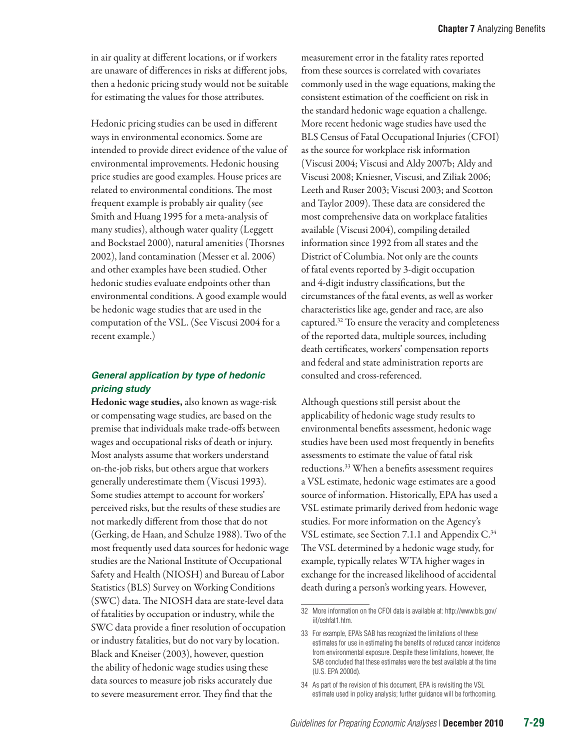in air quality at different locations, or if workers are unaware of differences in risks at different jobs, then a hedonic pricing study would not be suitable for estimating the values for those attributes.

Hedonic pricing studies can be used in different ways in environmental economics. Some are intended to provide direct evidence of the value of environmental improvements. Hedonic housing price studies are good examples. House prices are related to environmental conditions. The most frequent example is probably air quality (see Smith and Huang 1995 for a meta-analysis of many studies), although water quality (Leggett and Bockstael 2000), natural amenities (Thorsnes 2002), land contamination (Messer et al. 2006) and other examples have been studied. Other hedonic studies evaluate endpoints other than environmental conditions. A good example would be hedonic wage studies that are used in the computation of the VSL. (See Viscusi 2004 for a recent example.)

### *General application by type of hedonic pricing study*

**Hedonic wage studies,** also known as wage-risk or compensating wage studies, are based on the premise that individuals make trade-offs between wages and occupational risks of death or injury. Most analysts assume that workers understand on-the-job risks, but others argue that workers generally underestimate them (Viscusi 1993). Some studies attempt to account for workers' perceived risks, but the results of these studies are not markedly different from those that do not (Gerking, de Haan, and Schulze 1988). Two of the most frequently used data sources for hedonic wage studies are the National Institute of Occupational Safety and Health (NIOSH) and Bureau of Labor Statistics (BLS) Survey on Working Conditions (SWC) data. The NIOSH data are state-level data of fatalities by occupation or industry, while the SWC data provide a finer resolution of occupation or industry fatalities, but do not vary by location. Black and Kneiser (2003), however, question the ability of hedonic wage studies using these data sources to measure job risks accurately due to severe measurement error. They find that the measurement error in the fatality rates reported from these sources is correlated with covariates commonly used in the wage equations, making the consistent estimation of the coefficient on risk in the standard hedonic wage equation a challenge. More recent hedonic wage studies have used the BLS Census of Fatal Occupational Injuries (CFOI) as the source for workplace risk information (Viscusi 2004; Viscusi and Aldy 2007b; Aldy and Viscusi 2008; Kniesner, Viscusi, and Ziliak 2006; Leeth and Ruser 2003; Viscusi 2003; and Scotton and Taylor 2009). These data are considered the most comprehensive data on workplace fatalities available (Viscusi 2004), compiling detailed information since 1992 from all states and the District of Columbia. Not only are the counts of fatal events reported by 3-digit occupation and 4-digit industry classifications, but the circumstances of the fatal events, as well as worker characteristics like age, gender and race, are also captured.[32] To ensure the veracity and completeness of the reported data, multiple sources, including death certificates, workers' compensation reports and federal and state administration reports are consulted and cross-referenced.

Although questions still persist about the applicability of hedonic wage study results to environmental benefits assessment, hedonic wage studies have been used most frequently in benefits assessments to estimate the value of fatal risk reductions.[33] When a benefits assessment requires a VSL estimate, hedonic wage estimates are a good source of information. Historically, EPA has used a VSL estimate primarily derived from hedonic wage studies. For more information on the Agency's VSL estimate, see Section 7.1.1 and Appendix C.[34] The VSL determined by a hedonic wage study, for example, typically relates WTA higher wages in exchange for the increased likelihood of accidental death during a person's working years. However,

---

32 More information on the CFOI data is available at: http://www.bls.gov/iif/oshfat1.htm.

33 For example, EPA's SAB has recognized the limitations of these estimates for use in estimating the benefits of reduced cancer incidence from environmental exposure. Despite these limitations, however, the SAB concluded that these estimates were the best available at the time (U.S. EPA 2000d).

34 As part of the revision of this document, EPA is revisiting the VSL estimate used in policy analysis; further guidance will be forthcoming.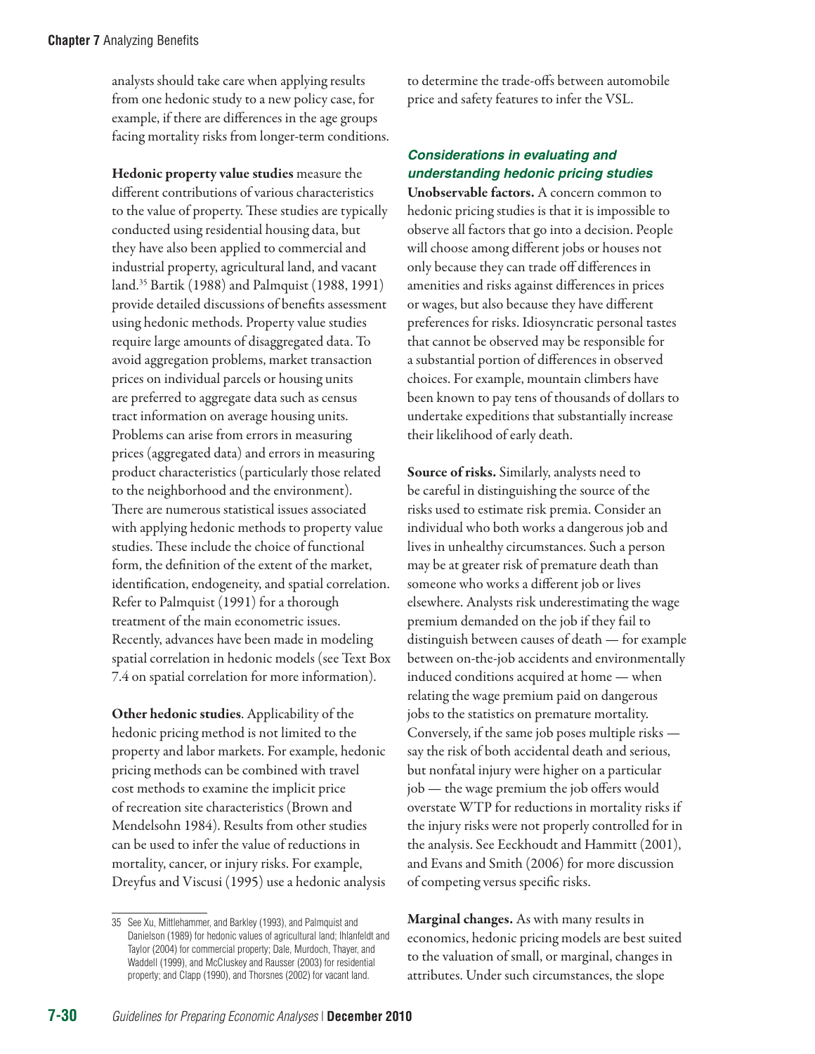analysts should take care when applying results from one hedonic study to a new policy case, for example, if there are differences in the age groups facing mortality risks from longer-term conditions.

**Hedonic property value studies** measure the different contributions of various characteristics to the value of property. These studies are typically conducted using residential housing data, but they have also been applied to commercial and industrial property, agricultural land, and vacant land.[35] Bartik (1988) and Palmquist (1988, 1991) provide detailed discussions of benefits assessment using hedonic methods. Property value studies require large amounts of disaggregated data. To avoid aggregation problems, market transaction prices on individual parcels or housing units are preferred to aggregate data such as census tract information on average housing units. Problems can arise from errors in measuring prices (aggregated data) and errors in measuring product characteristics (particularly those related to the neighborhood and the environment). There are numerous statistical issues associated with applying hedonic methods to property value studies. These include the choice of functional form, the definition of the extent of the market, identification, endogeneity, and spatial correlation. Refer to Palmquist (1991) for a thorough treatment of the main econometric issues. Recently, advances have been made in modeling spatial correlation in hedonic models (see Text Box 7.4 on spatial correlation for more information).

**Other hedonic studies**. Applicability of the hedonic pricing method is not limited to the property and labor markets. For example, hedonic pricing methods can be combined with travel cost methods to examine the implicit price of recreation site characteristics (Brown and Mendelsohn 1984). Results from other studies can be used to infer the value of reductions in mortality, cancer, or injury risks. For example, Dreyfus and Viscusi (1995) use a hedonic analysis to determine the trade-offs between automobile price and safety features to infer the VSL.

### *Considerations in evaluating and understanding hedonic pricing studies*

**Unobservable factors.** A concern common to hedonic pricing studies is that it is impossible to observe all factors that go into a decision. People will choose among different jobs or houses not only because they can trade off differences in amenities and risks against differences in prices or wages, but also because they have different preferences for risks. Idiosyncratic personal tastes that cannot be observed may be responsible for a substantial portion of differences in observed choices. For example, mountain climbers have been known to pay tens of thousands of dollars to undertake expeditions that substantially increase their likelihood of early death.

**Source of risks.** Similarly, analysts need to be careful in distinguishing the source of the risks used to estimate risk premia. Consider an individual who both works a dangerous job and lives in unhealthy circumstances. Such a person may be at greater risk of premature death than someone who works a different job or lives elsewhere. Analysts risk underestimating the wage premium demanded on the job if they fail to distinguish between causes of death — for example between on-the-job accidents and environmentally induced conditions acquired at home — when relating the wage premium paid on dangerous jobs to the statistics on premature mortality. Conversely, if the same job poses multiple risks — say the risk of both accidental death and serious, but nonfatal injury were higher on a particular job — the wage premium the job offers would overstate WTP for reductions in mortality risks if the injury risks were not properly controlled for in the analysis. See Eeckhoudt and Hammitt (2001), and Evans and Smith (2006) for more discussion of competing versus specific risks.

**Marginal changes.** As with many results in economics, hedonic pricing models are best suited to the valuation of small, or marginal, changes in attributes. Under such circumstances, the slope

---

35 See Xu, Mittlehammer, and Barkley (1993), and Palmquist and Danielson (1989) for hedonic values of agricultural land; Ihlanfeldt and Taylor (2004) for commercial property; Dale, Murdoch, Thayer, and Waddell (1999), and McCluskey and Rausser (2003) for residential property; and Clapp (1990), and Thorsnes (2002) for vacant land.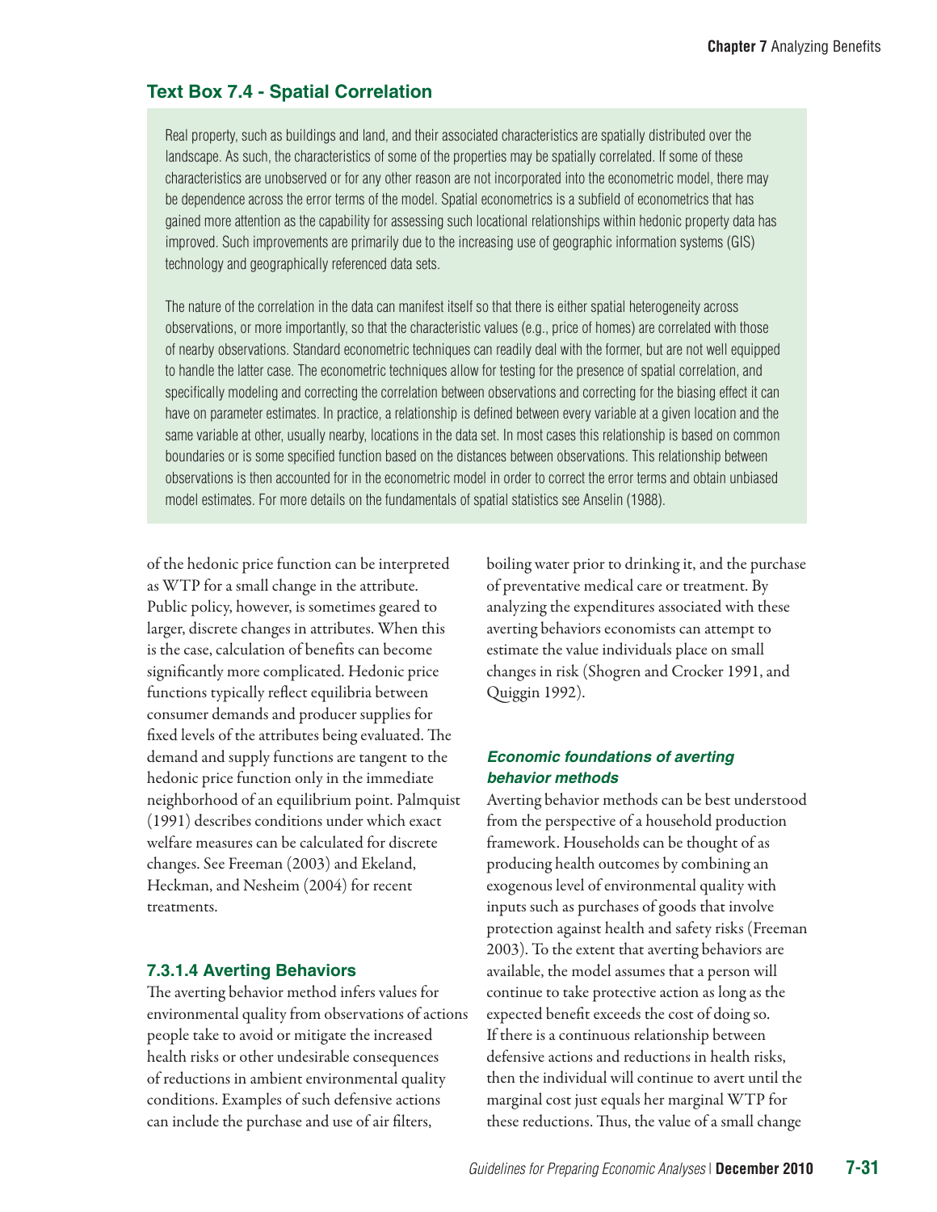### Text Box 7.4 - Spatial Correlation

Real property, such as buildings and land, and their associated characteristics are spatially distributed over the landscape. As such, the characteristics of some of the properties may be spatially correlated. If some of these characteristics are unobserved or for any other reason are not incorporated into the econometric model, there may be dependence across the error terms of the model. Spatial econometrics is a subfield of econometrics that has gained more attention as the capability for assessing such locational relationships within hedonic property data has improved. Such improvements are primarily due to the increasing use of geographic information systems (GIS) technology and geographically referenced data sets.

The nature of the correlation in the data can manifest itself so that there is either spatial heterogeneity across observations, or more importantly, so that the characteristic values (e.g., price of homes) are correlated with those of nearby observations. Standard econometric techniques can readily deal with the former, but are not well equipped to handle the latter case. The econometric techniques allow for testing for the presence of spatial correlation, and specifically modeling and correcting the correlation between observations and correcting for the biasing effect it can have on parameter estimates. In practice, a relationship is defined between every variable at a given location and the same variable at other, usually nearby, locations in the data set. In most cases this relationship is based on common boundaries or is some specified function based on the distances between observations. This relationship between observations is then accounted for in the econometric model in order to correct the error terms and obtain unbiased model estimates. For more details on the fundamentals of spatial statistics see Anselin (1988).

of the hedonic price function can be interpreted as WTP for a small change in the attribute. Public policy, however, is sometimes geared to larger, discrete changes in attributes. When this is the case, calculation of benefits can become significantly more complicated. Hedonic price functions typically reflect equilibria between consumer demands and producer supplies for fixed levels of the attributes being evaluated. The demand and supply functions are tangent to the hedonic price function only in the immediate neighborhood of an equilibrium point. Palmquist (1991) describes conditions under which exact welfare measures can be calculated for discrete changes. See Freeman (2003) and Ekeland, Heckman, and Nesheim (2004) for recent treatments.

#### 7.3.1.4 Averting Behaviors

The averting behavior method infers values for environmental quality from observations of actions people take to avoid or mitigate the increased health risks or other undesirable consequences of reductions in ambient environmental quality conditions. Examples of such defensive actions can include the purchase and use of air filters, boiling water prior to drinking it, and the purchase of preventative medical care or treatment. By analyzing the expenditures associated with these averting behaviors economists can attempt to estimate the value individuals place on small changes in risk (Shogren and Crocker 1991, and Quiggin 1992).

##### *Economic foundations of averting behavior methods*

Averting behavior methods can be best understood from the perspective of a household production framework. Households can be thought of as producing health outcomes by combining an exogenous level of environmental quality with inputs such as purchases of goods that involve protection against health and safety risks (Freeman 2003). To the extent that averting behaviors are available, the model assumes that a person will continue to take protective action as long as the expected benefit exceeds the cost of doing so. If there is a continuous relationship between defensive actions and reductions in health risks, then the individual will continue to avert until the marginal cost just equals her marginal WTP for these reductions. Thus, the value of a small change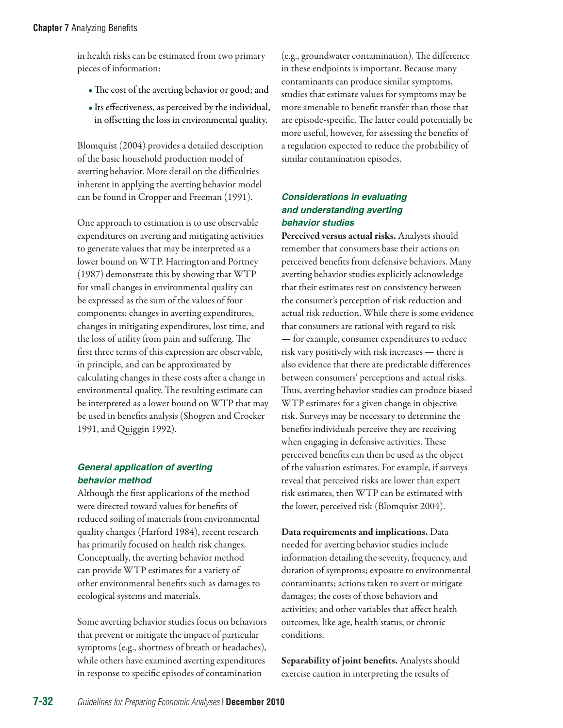in health risks can be estimated from two primary pieces of information:

- The cost of the averting behavior or good; and
- Its effectiveness, as perceived by the individual, in offsetting the loss in environmental quality.

Blomquist (2004) provides a detailed description of the basic household production model of averting behavior. More detail on the difficulties inherent in applying the averting behavior model can be found in Cropper and Freeman (1991).

One approach to estimation is to use observable expenditures on averting and mitigating activities to generate values that may be interpreted as a lower bound on WTP. Harrington and Portney (1987) demonstrate this by showing that WTP for small changes in environmental quality can be expressed as the sum of the values of four components: changes in averting expenditures, changes in mitigating expenditures, lost time, and the loss of utility from pain and suffering. The first three terms of this expression are observable, in principle, and can be approximated by calculating changes in these costs after a change in environmental quality. The resulting estimate can be interpreted as a lower bound on WTP that may be used in benefits analysis (Shogren and Crocker 1991, and Quiggin 1992).

### *General application of averting behavior method*

Although the first applications of the method were directed toward values for benefits of reduced soiling of materials from environmental quality changes (Harford 1984), recent research has primarily focused on health risk changes. Conceptually, the averting behavior method can provide WTP estimates for a variety of other environmental benefits such as damages to ecological systems and materials.

Some averting behavior studies focus on behaviors that prevent or mitigate the impact of particular symptoms (e.g., shortness of breath or headaches), while others have examined averting expenditures in response to specific episodes of contamination (e.g., groundwater contamination). The difference in these endpoints is important. Because many contaminants can produce similar symptoms, studies that estimate values for symptoms may be more amenable to benefit transfer than those that are episode-specific. The latter could potentially be more useful, however, for assessing the benefits of a regulation expected to reduce the probability of similar contamination episodes.

### *Considerations in evaluating and understanding averting behavior studies*

**Perceived versus actual risks.** Analysts should remember that consumers base their actions on perceived benefits from defensive behaviors. Many averting behavior studies explicitly acknowledge that their estimates rest on consistency between the consumer's perception of risk reduction and actual risk reduction. While there is some evidence that consumers are rational with regard to risk — for example, consumer expenditures to reduce risk vary positively with risk increases — there is also evidence that there are predictable differences between consumers' perceptions and actual risks. Thus, averting behavior studies can produce biased WTP estimates for a given change in objective risk. Surveys may be necessary to determine the benefits individuals perceive they are receiving when engaging in defensive activities. These perceived benefits can then be used as the object of the valuation estimates. For example, if surveys reveal that perceived risks are lower than expert risk estimates, then WTP can be estimated with the lower, perceived risk (Blomquist 2004).

**Data requirements and implications.** Data needed for averting behavior studies include information detailing the severity, frequency, and duration of symptoms; exposure to environmental contaminants; actions taken to avert or mitigate damages; the costs of those behaviors and activities; and other variables that affect health outcomes, like age, health status, or chronic conditions.

**Separability of joint benefits.** Analysts should exercise caution in interpreting the results of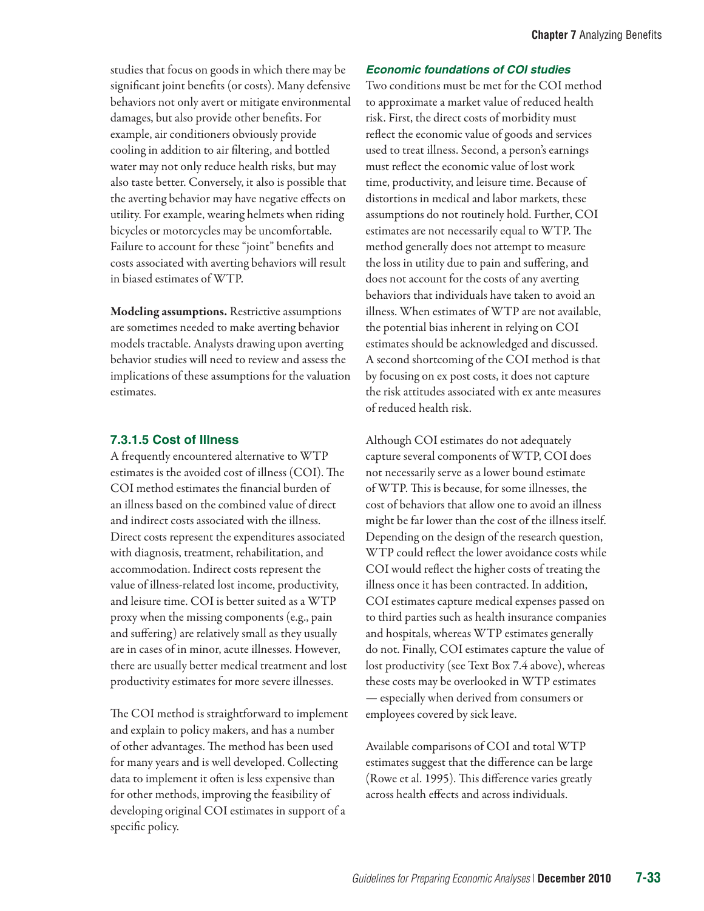studies that focus on goods in which there may be significant joint benefits (or costs). Many defensive behaviors not only avert or mitigate environmental damages, but also provide other benefits. For example, air conditioners obviously provide cooling in addition to air filtering, and bottled water may not only reduce health risks, but may also taste better. Conversely, it also is possible that the averting behavior may have negative effects on utility. For example, wearing helmets when riding bicycles or motorcycles may be uncomfortable. Failure to account for these "joint" benefits and costs associated with averting behaviors will result in biased estimates of WTP.

**Modeling assumptions.** Restrictive assumptions are sometimes needed to make averting behavior models tractable. Analysts drawing upon averting behavior studies will need to review and assess the implications of these assumptions for the valuation estimates.

### 7.3.1.5 Cost of Illness

A frequently encountered alternative to WTP estimates is the avoided cost of illness (COI). The COI method estimates the financial burden of an illness based on the combined value of direct and indirect costs associated with the illness. Direct costs represent the expenditures associated with diagnosis, treatment, rehabilitation, and accommodation. Indirect costs represent the value of illness-related lost income, productivity, and leisure time. COI is better suited as a WTP proxy when the missing components (e.g., pain and suffering) are relatively small as they usually are in cases of in minor, acute illnesses. However, there are usually better medical treatment and lost productivity estimates for more severe illnesses.

The COI method is straightforward to implement and explain to policy makers, and has a number of other advantages. The method has been used for many years and is well developed. Collecting data to implement it often is less expensive than for other methods, improving the feasibility of developing original COI estimates in support of a specific policy.

#### *Economic foundations of COI studies*

Two conditions must be met for the COI method to approximate a market value of reduced health risk. First, the direct costs of morbidity must reflect the economic value of goods and services used to treat illness. Second, a person's earnings must reflect the economic value of lost work time, productivity, and leisure time. Because of distortions in medical and labor markets, these assumptions do not routinely hold. Further, COI estimates are not necessarily equal to WTP. The method generally does not attempt to measure the loss in utility due to pain and suffering, and does not account for the costs of any averting behaviors that individuals have taken to avoid an illness. When estimates of WTP are not available, the potential bias inherent in relying on COI estimates should be acknowledged and discussed. A second shortcoming of the COI method is that by focusing on ex post costs, it does not capture the risk attitudes associated with ex ante measures of reduced health risk.

Although COI estimates do not adequately capture several components of WTP, COI does not necessarily serve as a lower bound estimate of WTP. This is because, for some illnesses, the cost of behaviors that allow one to avoid an illness might be far lower than the cost of the illness itself. Depending on the design of the research question, WTP could reflect the lower avoidance costs while COI would reflect the higher costs of treating the illness once it has been contracted. In addition, COI estimates capture medical expenses passed on to third parties such as health insurance companies and hospitals, whereas WTP estimates generally do not. Finally, COI estimates capture the value of lost productivity (see Text Box 7.4 above), whereas these costs may be overlooked in WTP estimates — especially when derived from consumers or employees covered by sick leave.

Available comparisons of COI and total WTP estimates suggest that the difference can be large (Rowe et al. 1995). This difference varies greatly across health effects and across individuals.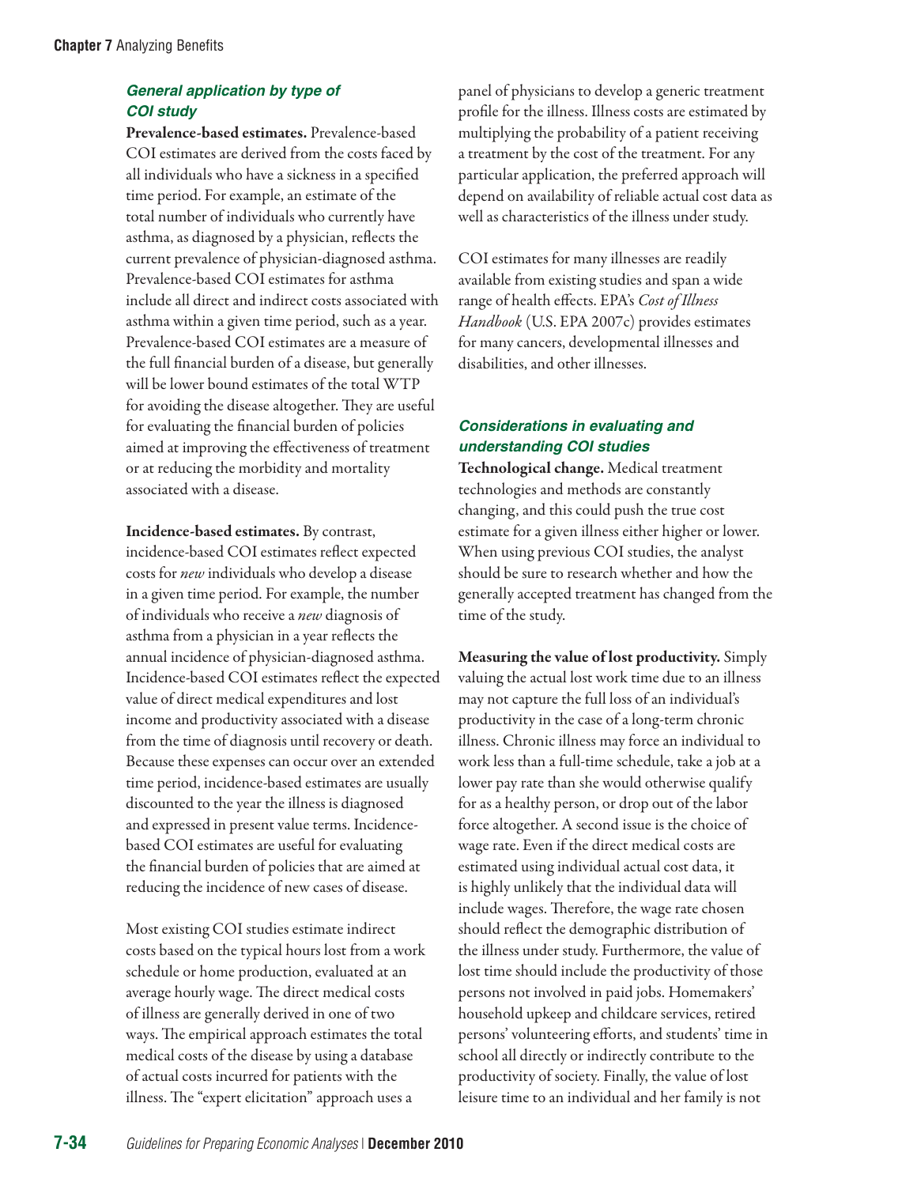#### *General application by type of COI study*

**Prevalence-based estimates.** Prevalence-based COI estimates are derived from the costs faced by all individuals who have a sickness in a specified time period. For example, an estimate of the total number of individuals who currently have asthma, as diagnosed by a physician, reflects the current prevalence of physician-diagnosed asthma. Prevalence-based COI estimates for asthma include all direct and indirect costs associated with asthma within a given time period, such as a year. Prevalence-based COI estimates are a measure of the full financial burden of a disease, but generally will be lower bound estimates of the total WTP for avoiding the disease altogether. They are useful for evaluating the financial burden of policies aimed at improving the effectiveness of treatment or at reducing the morbidity and mortality associated with a disease.

**Incidence-based estimates.** By contrast, incidence-based COI estimates reflect expected costs for *new* individuals who develop a disease in a given time period. For example, the number of individuals who receive a *new* diagnosis of asthma from a physician in a year reflects the annual incidence of physician-diagnosed asthma. Incidence-based COI estimates reflect the expected value of direct medical expenditures and lost income and productivity associated with a disease from the time of diagnosis until recovery or death. Because these expenses can occur over an extended time period, incidence-based estimates are usually discounted to the year the illness is diagnosed and expressed in present value terms. Incidence-based COI estimates are useful for evaluating the financial burden of policies that are aimed at reducing the incidence of new cases of disease.

Most existing COI studies estimate indirect costs based on the typical hours lost from a work schedule or home production, evaluated at an average hourly wage. The direct medical costs of illness are generally derived in one of two ways. The empirical approach estimates the total medical costs of the disease by using a database of actual costs incurred for patients with the illness. The "expert elicitation" approach uses a panel of physicians to develop a generic treatment profile for the illness. Illness costs are estimated by multiplying the probability of a patient receiving a treatment by the cost of the treatment. For any particular application, the preferred approach will depend on availability of reliable actual cost data as well as characteristics of the illness under study.

COI estimates for many illnesses are readily available from existing studies and span a wide range of health effects. EPA's *Cost of Illness Handbook* (U.S. EPA 2007c) provides estimates for many cancers, developmental illnesses and disabilities, and other illnesses.

#### *Considerations in evaluating and understanding COI studies*

**Technological change.** Medical treatment technologies and methods are constantly changing, and this could push the true cost estimate for a given illness either higher or lower. When using previous COI studies, the analyst should be sure to research whether and how the generally accepted treatment has changed from the time of the study.

**Measuring the value of lost productivity.** Simply valuing the actual lost work time due to an illness may not capture the full loss of an individual's productivity in the case of a long-term chronic illness. Chronic illness may force an individual to work less than a full-time schedule, take a job at a lower pay rate than she would otherwise qualify for as a healthy person, or drop out of the labor force altogether. A second issue is the choice of wage rate. Even if the direct medical costs are estimated using individual actual cost data, it is highly unlikely that the individual data will include wages. Therefore, the wage rate chosen should reflect the demographic distribution of the illness under study. Furthermore, the value of lost time should include the productivity of those persons not involved in paid jobs. Homemakers' household upkeep and childcare services, retired persons' volunteering efforts, and students' time in school all directly or indirectly contribute to the productivity of society. Finally, the value of lost leisure time to an individual and her family is not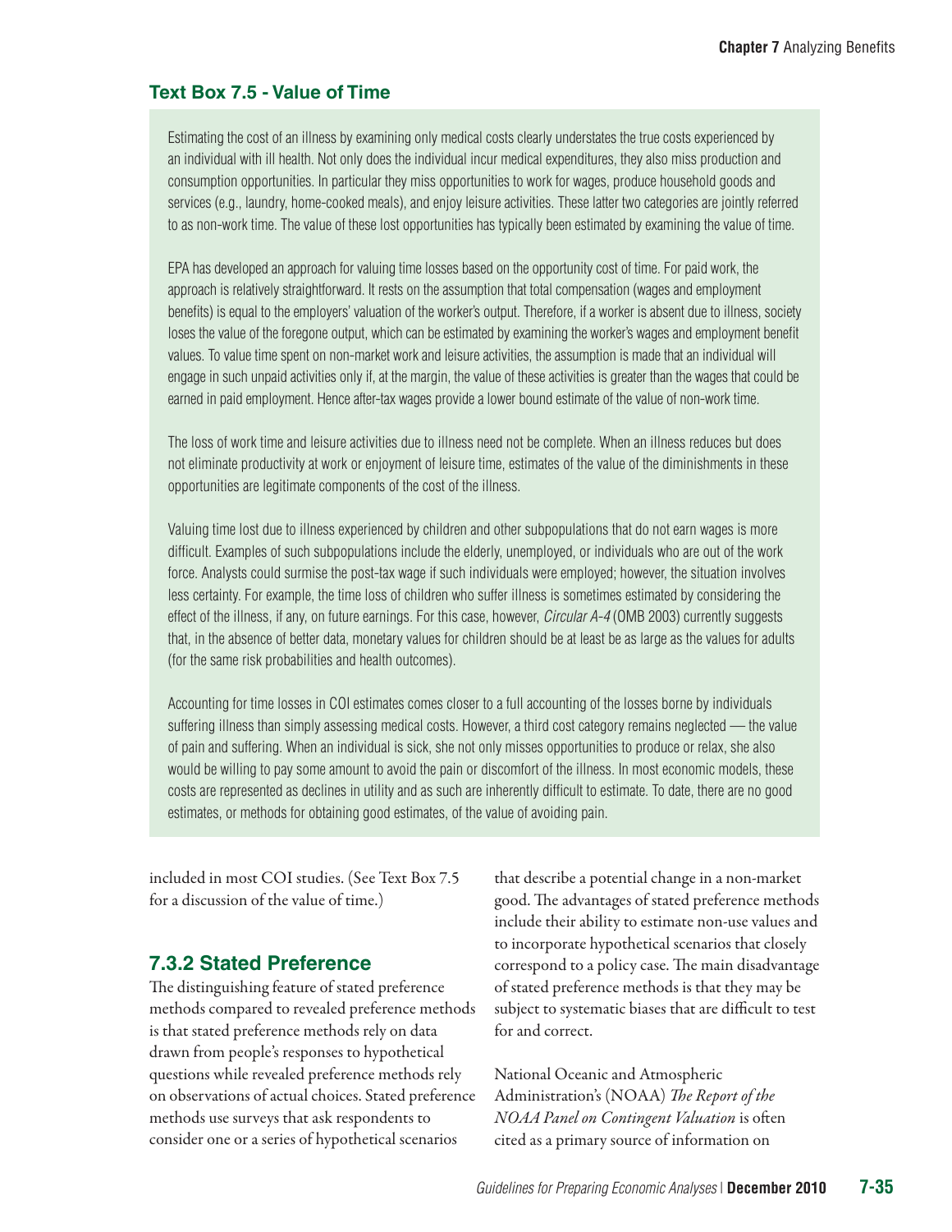### Text Box 7.5 - Value of Time

Estimating the cost of an illness by examining only medical costs clearly understates the true costs experienced by an individual with ill health. Not only does the individual incur medical expenditures, they also miss production and consumption opportunities. In particular they miss opportunities to work for wages, produce household goods and services (e.g., laundry, home-cooked meals), and enjoy leisure activities. These latter two categories are jointly referred to as non-work time. The value of these lost opportunities has typically been estimated by examining the value of time.

EPA has developed an approach for valuing time losses based on the opportunity cost of time. For paid work, the approach is relatively straightforward. It rests on the assumption that total compensation (wages and employment benefits) is equal to the employers' valuation of the worker's output. Therefore, if a worker is absent due to illness, society loses the value of the foregone output, which can be estimated by examining the worker's wages and employment benefit values. To value time spent on non-market work and leisure activities, the assumption is made that an individual will engage in such unpaid activities only if, at the margin, the value of these activities is greater than the wages that could be earned in paid employment. Hence after-tax wages provide a lower bound estimate of the value of non-work time.

The loss of work time and leisure activities due to illness need not be complete. When an illness reduces but does not eliminate productivity at work or enjoyment of leisure time, estimates of the value of the diminishments in these opportunities are legitimate components of the cost of the illness.

Valuing time lost due to illness experienced by children and other subpopulations that do not earn wages is more difficult. Examples of such subpopulations include the elderly, unemployed, or individuals who are out of the work force. Analysts could surmise the post-tax wage if such individuals were employed; however, the situation involves less certainty. For example, the time loss of children who suffer illness is sometimes estimated by considering the effect of the illness, if any, on future earnings. For this case, however, *Circular A-4* (OMB 2003) currently suggests that, in the absence of better data, monetary values for children should be at least be as large as the values for adults (for the same risk probabilities and health outcomes).

Accounting for time losses in COI estimates comes closer to a full accounting of the losses borne by individuals suffering illness than simply assessing medical costs. However, a third cost category remains neglected — the value of pain and suffering. When an individual is sick, she not only misses opportunities to produce or relax, she also would be willing to pay some amount to avoid the pain or discomfort of the illness. In most economic models, these costs are represented as declines in utility and as such are inherently difficult to estimate. To date, there are no good estimates, or methods for obtaining good estimates, of the value of avoiding pain.

included in most COI studies. (See Text Box 7.5 for a discussion of the value of time.)

## 7.3.2 Stated Preference

The distinguishing feature of stated preference methods compared to revealed preference methods is that stated preference methods rely on data drawn from people's responses to hypothetical questions while revealed preference methods rely on observations of actual choices. Stated preference methods use surveys that ask respondents to consider one or a series of hypothetical scenarios that describe a potential change in a non-market good. The advantages of stated preference methods include their ability to estimate non-use values and to incorporate hypothetical scenarios that closely correspond to a policy case. The main disadvantage of stated preference methods is that they may be subject to systematic biases that are difficult to test for and correct.

National Oceanic and Atmospheric Administration's (NOAA) *The Report of the NOAA Panel on Contingent Valuation* is often cited as a primary source of information on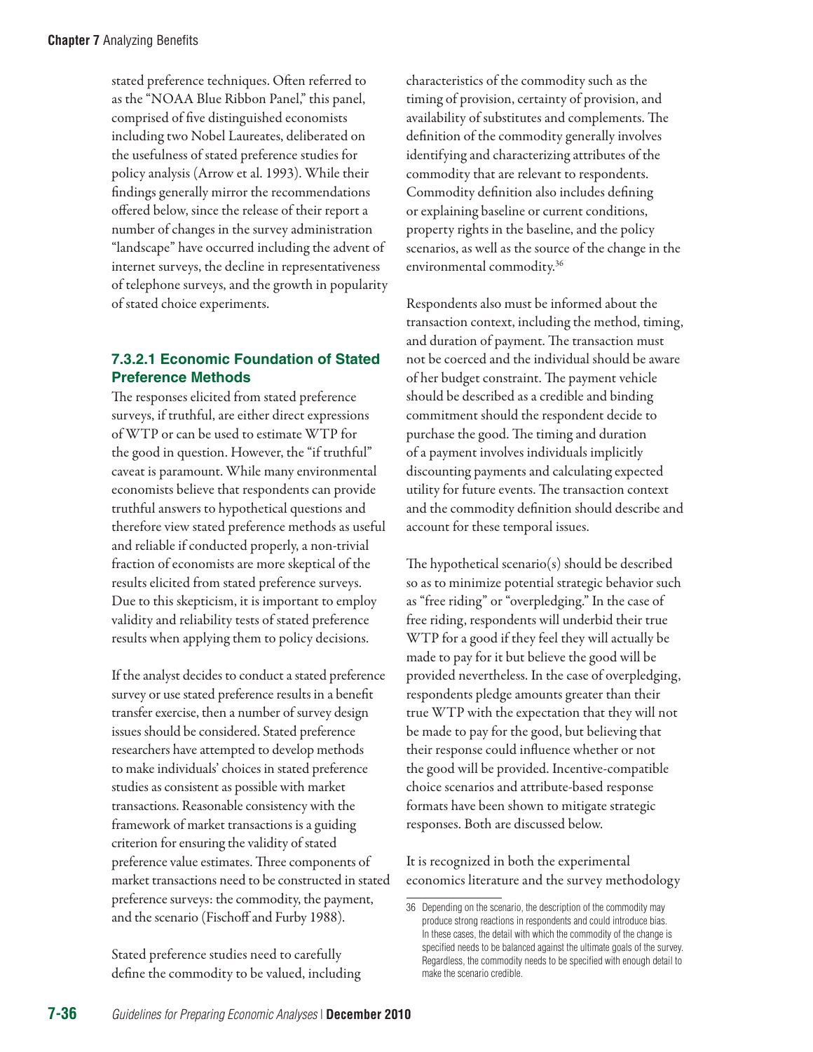stated preference techniques. Often referred to as the "NOAA Blue Ribbon Panel," this panel, comprised of five distinguished economists including two Nobel Laureates, deliberated on the usefulness of stated preference studies for policy analysis (Arrow et al. 1993). While their findings generally mirror the recommendations offered below, since the release of their report a number of changes in the survey administration "landscape" have occurred including the advent of internet surveys, the decline in representativeness of telephone surveys, and the growth in popularity of stated choice experiments.

### 7.3.2.1 Economic Foundation of Stated Preference Methods

The responses elicited from stated preference surveys, if truthful, are either direct expressions of WTP or can be used to estimate WTP for the good in question. However, the "if truthful" caveat is paramount. While many environmental economists believe that respondents can provide truthful answers to hypothetical questions and therefore view stated preference methods as useful and reliable if conducted properly, a non-trivial fraction of economists are more skeptical of the results elicited from stated preference surveys. Due to this skepticism, it is important to employ validity and reliability tests of stated preference results when applying them to policy decisions.

If the analyst decides to conduct a stated preference survey or use stated preference results in a benefit transfer exercise, then a number of survey design issues should be considered. Stated preference researchers have attempted to develop methods to make individuals' choices in stated preference studies as consistent as possible with market transactions. Reasonable consistency with the framework of market transactions is a guiding criterion for ensuring the validity of stated preference value estimates. Three components of market transactions need to be constructed in stated preference surveys: the commodity, the payment, and the scenario (Fischoff and Furby 1988).

Stated preference studies need to carefully define the commodity to be valued, including characteristics of the commodity such as the timing of provision, certainty of provision, and availability of substitutes and complements. The definition of the commodity generally involves identifying and characterizing attributes of the commodity that are relevant to respondents. Commodity definition also includes defining or explaining baseline or current conditions, property rights in the baseline, and the policy scenarios, as well as the source of the change in the environmental commodity.[36]

Respondents also must be informed about the transaction context, including the method, timing, and duration of payment. The transaction must not be coerced and the individual should be aware of her budget constraint. The payment vehicle should be described as a credible and binding commitment should the respondent decide to purchase the good. The timing and duration of a payment involves individuals implicitly discounting payments and calculating expected utility for future events. The transaction context and the commodity definition should describe and account for these temporal issues.

The hypothetical scenario(s) should be described so as to minimize potential strategic behavior such as "free riding" or "overpledging." In the case of free riding, respondents will underbid their true WTP for a good if they feel they will actually be made to pay for it but believe the good will be provided nevertheless. In the case of overpledging, respondents pledge amounts greater than their true WTP with the expectation that they will not be made to pay for the good, but believing that their response could influence whether or not the good will be provided. Incentive-compatible choice scenarios and attribute-based response formats have been shown to mitigate strategic responses. Both are discussed below.

It is recognized in both the experimental economics literature and the survey methodology

---

36 Depending on the scenario, the description of the commodity may produce strong reactions in respondents and could introduce bias. In these cases, the detail with which the commodity of the change is specified needs to be balanced against the ultimate goals of the survey. Regardless, the commodity needs to be specified with enough detail to make the scenario credible.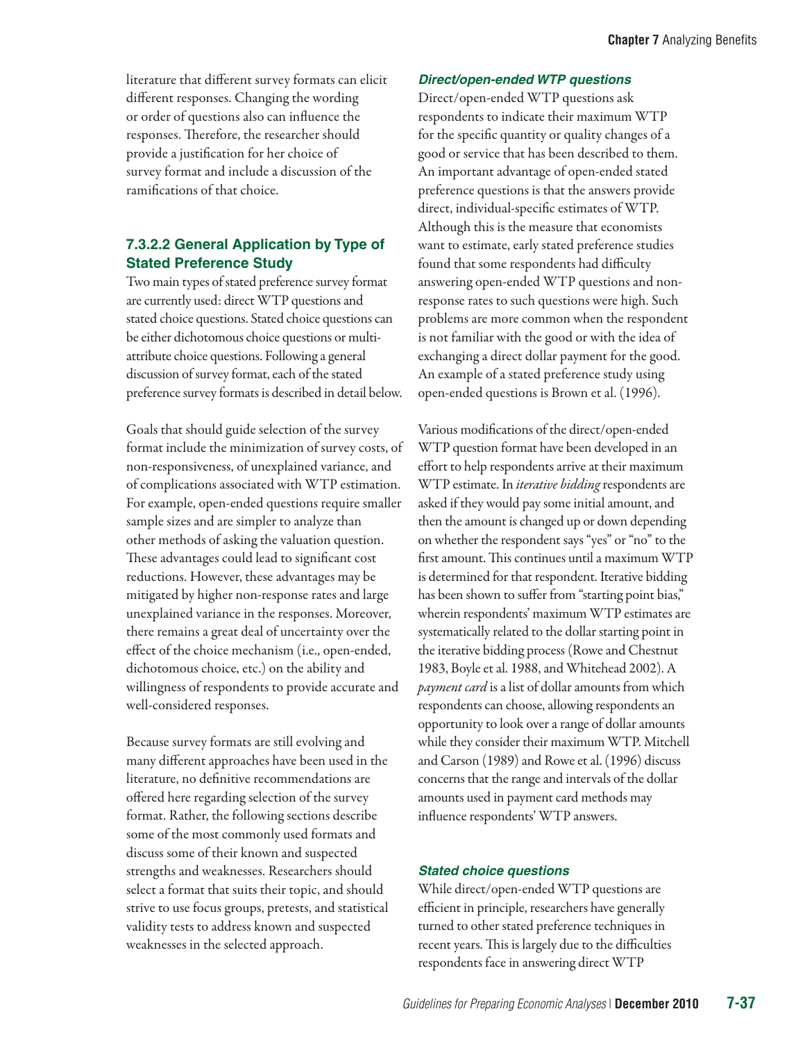literature that different survey formats can elicit different responses. Changing the wording or order of questions also can influence the responses. Therefore, the researcher should provide a justification for her choice of survey format and include a discussion of the ramifications of that choice.

### 7.3.2.2 General Application by Type of Stated Preference Study

Two main types of stated preference survey format are currently used: direct WTP questions and stated choice questions. Stated choice questions can be either dichotomous choice questions or multi-attribute choice questions. Following a general discussion of survey format, each of the stated preference survey formats is described in detail below.

Goals that should guide selection of the survey format include the minimization of survey costs, of non-responsiveness, of unexplained variance, and of complications associated with WTP estimation. For example, open-ended questions require smaller sample sizes and are simpler to analyze than other methods of asking the valuation question. These advantages could lead to significant cost reductions. However, these advantages may be mitigated by higher non-response rates and large unexplained variance in the responses. Moreover, there remains a great deal of uncertainty over the effect of the choice mechanism (i.e., open-ended, dichotomous choice, etc.) on the ability and willingness of respondents to provide accurate and well-considered responses.

Because survey formats are still evolving and many different approaches have been used in the literature, no definitive recommendations are offered here regarding selection of the survey format. Rather, the following sections describe some of the most commonly used formats and discuss some of their known and suspected strengths and weaknesses. Researchers should select a format that suits their topic, and should strive to use focus groups, pretests, and statistical validity tests to address known and suspected weaknesses in the selected approach.

#### *Direct/open-ended WTP questions*

Direct/open-ended WTP questions ask respondents to indicate their maximum WTP for the specific quantity or quality changes of a good or service that has been described to them. An important advantage of open-ended stated preference questions is that the answers provide direct, individual-specific estimates of WTP. Although this is the measure that economists want to estimate, early stated preference studies found that some respondents had difficulty answering open-ended WTP questions and non-response rates to such questions were high. Such problems are more common when the respondent is not familiar with the good or with the idea of exchanging a direct dollar payment for the good. An example of a stated preference study using open-ended questions is Brown et al. (1996).

Various modifications of the direct/open-ended WTP question format have been developed in an effort to help respondents arrive at their maximum WTP estimate. In *iterative bidding* respondents are asked if they would pay some initial amount, and then the amount is changed up or down depending on whether the respondent says "yes" or "no" to the first amount. This continues until a maximum WTP is determined for that respondent. Iterative bidding has been shown to suffer from "starting point bias," wherein respondents' maximum WTP estimates are systematically related to the dollar starting point in the iterative bidding process (Rowe and Chestnut 1983, Boyle et al. 1988, and Whitehead 2002). A *payment card* is a list of dollar amounts from which respondents can choose, allowing respondents an opportunity to look over a range of dollar amounts while they consider their maximum WTP. Mitchell and Carson (1989) and Rowe et al. (1996) discuss concerns that the range and intervals of the dollar amounts used in payment card methods may influence respondents' WTP answers.

#### *Stated choice questions*

While direct/open-ended WTP questions are efficient in principle, researchers have generally turned to other stated preference techniques in recent years. This is largely due to the difficulties respondents face in answering direct WTP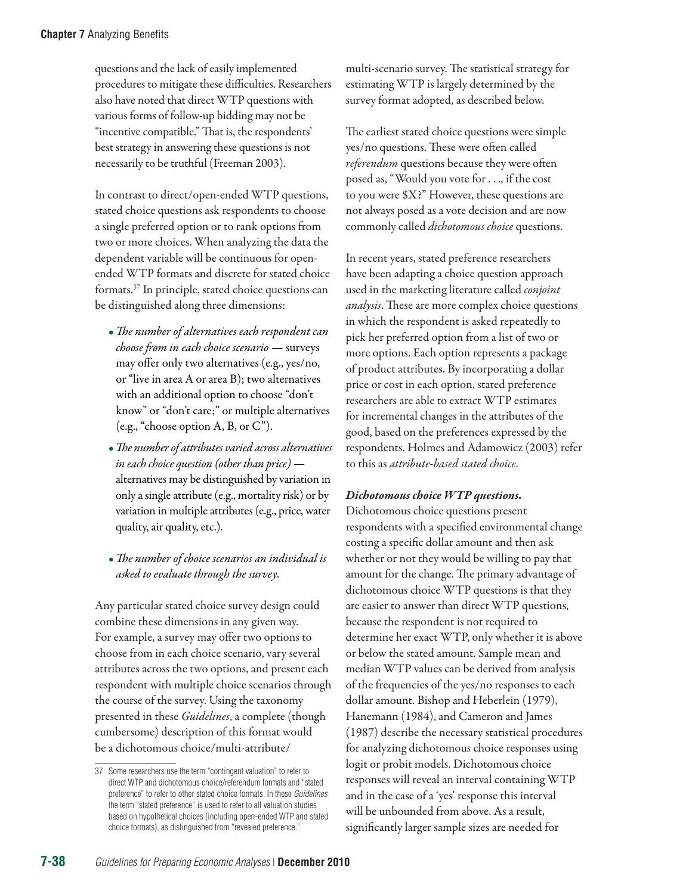questions and the lack of easily implemented procedures to mitigate these difficulties. Researchers also have noted that direct WTP questions with various forms of follow-up bidding may not be "incentive compatible." That is, the respondents' best strategy in answering these questions is not necessarily to be truthful (Freeman 2003).

In contrast to direct/open-ended WTP questions, stated choice questions ask respondents to choose a single preferred option or to rank options from two or more choices. When analyzing the data the dependent variable will be continuous for open-ended WTP formats and discrete for stated choice formats.[37] In principle, stated choice questions can be distinguished along three dimensions:

- *The number of alternatives each respondent can choose from in each choice scenario* — surveys may offer only two alternatives (e.g., yes/no, or "live in area A or area B); two alternatives with an additional option to choose "don't know" or "don't care;" or multiple alternatives (e.g., "choose option A, B, or C").
- *The number of attributes varied across alternatives in each choice question (other than price)* — alternatives may be distinguished by variation in only a single attribute (e.g., mortality risk) or by variation in multiple attributes (e.g., price, water quality, air quality, etc.).
- *The number of choice scenarios an individual is asked to evaluate through the survey.*

Any particular stated choice survey design could combine these dimensions in any given way. For example, a survey may offer two options to choose from in each choice scenario, vary several attributes across the two options, and present each respondent with multiple choice scenarios through the course of the survey. Using the taxonomy presented in these *Guidelines*, a complete (though cumbersome) description of this format would be a dichotomous choice/multi-attribute/multi-scenario survey. The statistical strategy for estimating WTP is largely determined by the survey format adopted, as described below.

The earliest stated choice questions were simple yes/no questions. These were often called *referendum* questions because they were often posed as, "Would you vote for . . ., if the cost to you were $X?" However, these questions are not always posed as a vote decision and are now commonly called *dichotomous choice* questions.

In recent years, stated preference researchers have been adapting a choice question approach used in the marketing literature called *conjoint analysis*. These are more complex choice questions in which the respondent is asked repeatedly to pick her preferred option from a list of two or more options. Each option represents a package of product attributes. By incorporating a dollar price or cost in each option, stated preference researchers are able to extract WTP estimates for incremental changes in the attributes of the good, based on the preferences expressed by the respondents. Holmes and Adamowicz (2003) refer to this as *attribute-based stated choice*.

***Dichotomous choice WTP questions.*** Dichotomous choice questions present respondents with a specified environmental change costing a specific dollar amount and then ask whether or not they would be willing to pay that amount for the change. The primary advantage of dichotomous choice WTP questions is that they are easier to answer than direct WTP questions, because the respondent is not required to determine her exact WTP, only whether it is above or below the stated amount. Sample mean and median WTP values can be derived from analysis of the frequencies of the yes/no responses to each dollar amount. Bishop and Heberlein (1979), Hanemann (1984), and Cameron and James (1987) describe the necessary statistical procedures for analyzing dichotomous choice responses using logit or probit models. Dichotomous choice responses will reveal an interval containing WTP and in the case of a 'yes' response this interval will be unbounded from above. As a result, significantly larger sample sizes are needed for

---

[37] Some researchers use the term "contingent valuation" to refer to direct WTP and dichotomous choice/referendum formats and "stated preference" to refer to other stated choice formats. In these *Guidelines* the term "stated preference" is used to refer to all valuation studies based on hypothetical choices (including open-ended WTP and stated choice formats), as distinguished from "revealed preference."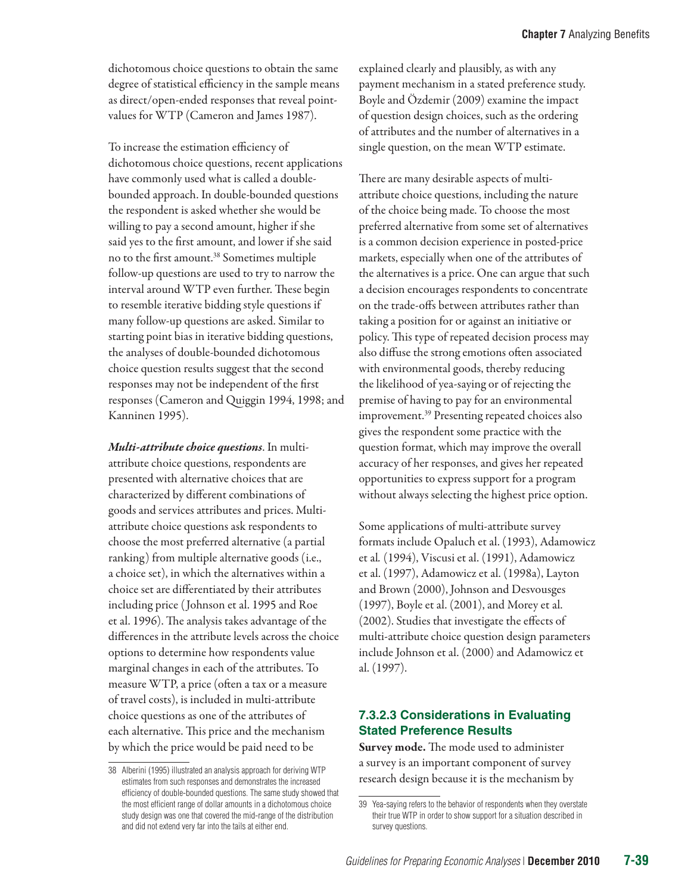dichotomous choice questions to obtain the same degree of statistical efficiency in the sample means as direct/open-ended responses that reveal point-values for WTP (Cameron and James 1987).

To increase the estimation efficiency of dichotomous choice questions, recent applications have commonly used what is called a double-bounded approach. In double-bounded questions the respondent is asked whether she would be willing to pay a second amount, higher if she said yes to the first amount, and lower if she said no to the first amount.[38] Sometimes multiple follow-up questions are used to try to narrow the interval around WTP even further. These begin to resemble iterative bidding style questions if many follow-up questions are asked. Similar to starting point bias in iterative bidding questions, the analyses of double-bounded dichotomous choice question results suggest that the second responses may not be independent of the first responses (Cameron and Quiggin 1994, 1998; and Kanninen 1995).

***Multi-attribute choice questions***. In multi-attribute choice questions, respondents are presented with alternative choices that are characterized by different combinations of goods and services attributes and prices. Multi-attribute choice questions ask respondents to choose the most preferred alternative (a partial ranking) from multiple alternative goods (i.e., a choice set), in which the alternatives within a choice set are differentiated by their attributes including price (Johnson et al. 1995 and Roe et al. 1996). The analysis takes advantage of the differences in the attribute levels across the choice options to determine how respondents value marginal changes in each of the attributes. To measure WTP, a price (often a tax or a measure of travel costs), is included in multi-attribute choice questions as one of the attributes of each alternative. This price and the mechanism by which the price would be paid need to be explained clearly and plausibly, as with any payment mechanism in a stated preference study. Boyle and Özdemir (2009) examine the impact of question design choices, such as the ordering of attributes and the number of alternatives in a single question, on the mean WTP estimate.

There are many desirable aspects of multi-attribute choice questions, including the nature of the choice being made. To choose the most preferred alternative from some set of alternatives is a common decision experience in posted-price markets, especially when one of the attributes of the alternatives is a price. One can argue that such a decision encourages respondents to concentrate on the trade-offs between attributes rather than taking a position for or against an initiative or policy. This type of repeated decision process may also diffuse the strong emotions often associated with environmental goods, thereby reducing the likelihood of yea-saying or of rejecting the premise of having to pay for an environmental improvement.[39] Presenting repeated choices also gives the respondent some practice with the question format, which may improve the overall accuracy of her responses, and gives her repeated opportunities to express support for a program without always selecting the highest price option.

Some applications of multi-attribute survey formats include Opaluch et al. (1993), Adamowicz et al. (1994), Viscusi et al. (1991), Adamowicz et al. (1997), Adamowicz et al. (1998a), Layton and Brown (2000), Johnson and Desvousges (1997), Boyle et al. (2001), and Morey et al. (2002). Studies that investigate the effects of multi-attribute choice question design parameters include Johnson et al. (2000) and Adamowicz et al. (1997).

#### 7.3.2.3 Considerations in Evaluating Stated Preference Results

**Survey mode.** The mode used to administer a survey is an important component of survey research design because it is the mechanism by

---

38 Alberini (1995) illustrated an analysis approach for deriving WTP estimates from such responses and demonstrates the increased efficiency of double-bounded questions. The same study showed that the most efficient range of dollar amounts in a dichotomous choice study design was one that covered the mid-range of the distribution and did not extend very far into the tails at either end.

39 Yea-saying refers to the behavior of respondents when they overstate their true WTP in order to show support for a situation described in survey questions.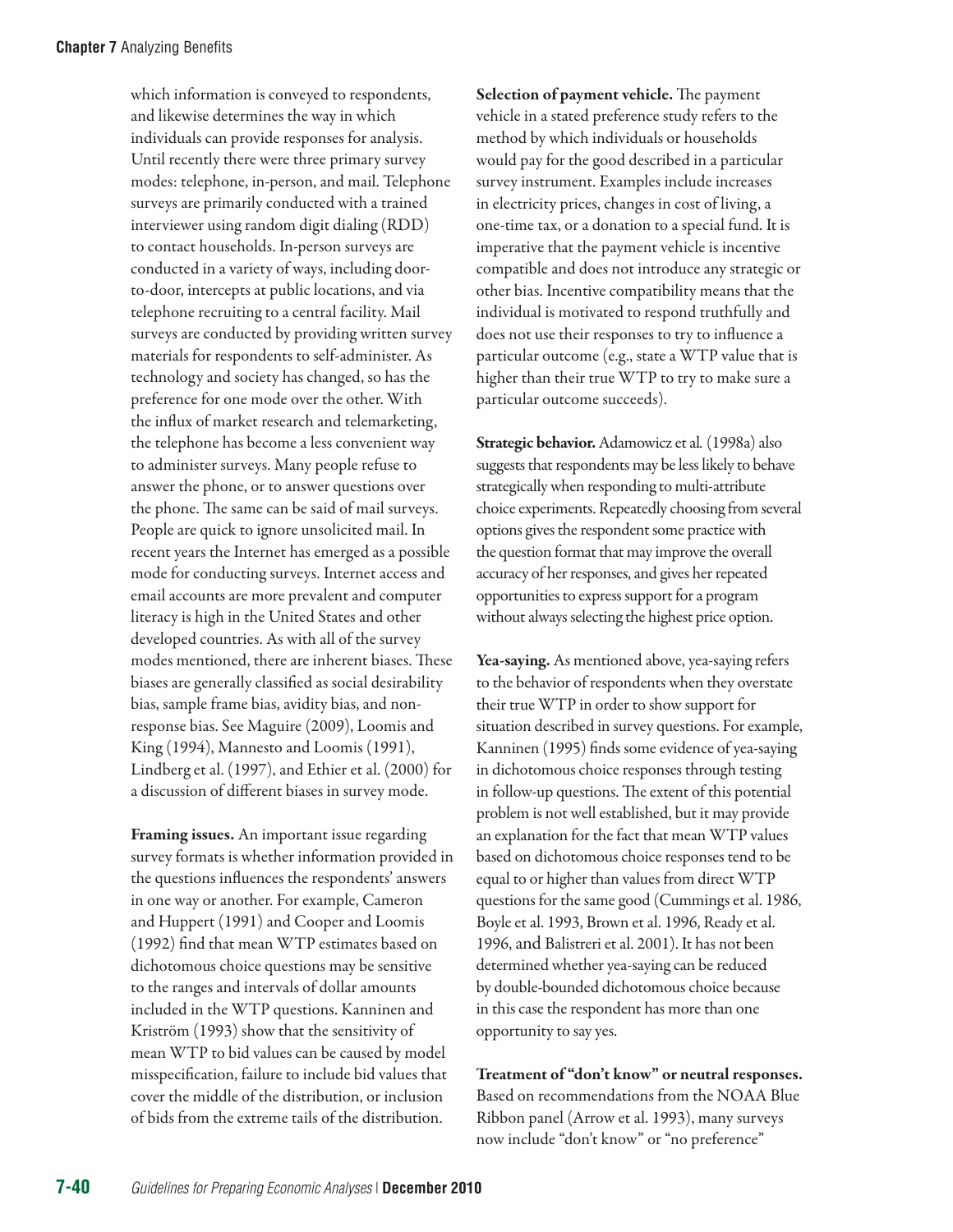which information is conveyed to respondents, and likewise determines the way in which individuals can provide responses for analysis. Until recently there were three primary survey modes: telephone, in-person, and mail. Telephone surveys are primarily conducted with a trained interviewer using random digit dialing (RDD) to contact households. In-person surveys are conducted in a variety of ways, including door-to-door, intercepts at public locations, and via telephone recruiting to a central facility. Mail surveys are conducted by providing written survey materials for respondents to self-administer. As technology and society has changed, so has the preference for one mode over the other. With the influx of market research and telemarketing, the telephone has become a less convenient way to administer surveys. Many people refuse to answer the phone, or to answer questions over the phone. The same can be said of mail surveys. People are quick to ignore unsolicited mail. In recent years the Internet has emerged as a possible mode for conducting surveys. Internet access and email accounts are more prevalent and computer literacy is high in the United States and other developed countries. As with all of the survey modes mentioned, there are inherent biases. These biases are generally classified as social desirability bias, sample frame bias, avidity bias, and non-response bias. See Maguire (2009), Loomis and King (1994), Mannesto and Loomis (1991), Lindberg et al. (1997), and Ethier et al. (2000) for a discussion of different biases in survey mode.

**Framing issues.** An important issue regarding survey formats is whether information provided in the questions influences the respondents' answers in one way or another. For example, Cameron and Huppert (1991) and Cooper and Loomis (1992) find that mean WTP estimates based on dichotomous choice questions may be sensitive to the ranges and intervals of dollar amounts included in the WTP questions. Kanninen and Kriström (1993) show that the sensitivity of mean WTP to bid values can be caused by model misspecification, failure to include bid values that cover the middle of the distribution, or inclusion of bids from the extreme tails of the distribution.

**Selection of payment vehicle.** The payment vehicle in a stated preference study refers to the method by which individuals or households would pay for the good described in a particular survey instrument. Examples include increases in electricity prices, changes in cost of living, a one-time tax, or a donation to a special fund. It is imperative that the payment vehicle is incentive compatible and does not introduce any strategic or other bias. Incentive compatibility means that the individual is motivated to respond truthfully and does not use their responses to try to influence a particular outcome (e.g., state a WTP value that is higher than their true WTP to try to make sure a particular outcome succeeds).

**Strategic behavior.** Adamowicz et al. (1998a) also suggests that respondents may be less likely to behave strategically when responding to multi-attribute choice experiments. Repeatedly choosing from several options gives the respondent some practice with the question format that may improve the overall accuracy of her responses, and gives her repeated opportunities to express support for a program without always selecting the highest price option.

**Yea-saying.** As mentioned above, yea-saying refers to the behavior of respondents when they overstate their true WTP in order to show support for situation described in survey questions. For example, Kanninen (1995) finds some evidence of yea-saying in dichotomous choice responses through testing in follow-up questions. The extent of this potential problem is not well established, but it may provide an explanation for the fact that mean WTP values based on dichotomous choice responses tend to be equal to or higher than values from direct WTP questions for the same good (Cummings et al. 1986, Boyle et al. 1993, Brown et al. 1996, Ready et al. 1996, and Balistreri et al. 2001). It has not been determined whether yea-saying can be reduced by double-bounded dichotomous choice because in this case the respondent has more than one opportunity to say yes.

**Treatment of "don't know" or neutral responses.** Based on recommendations from the NOAA Blue Ribbon panel (Arrow et al. 1993), many surveys now include "don't know" or "no preference"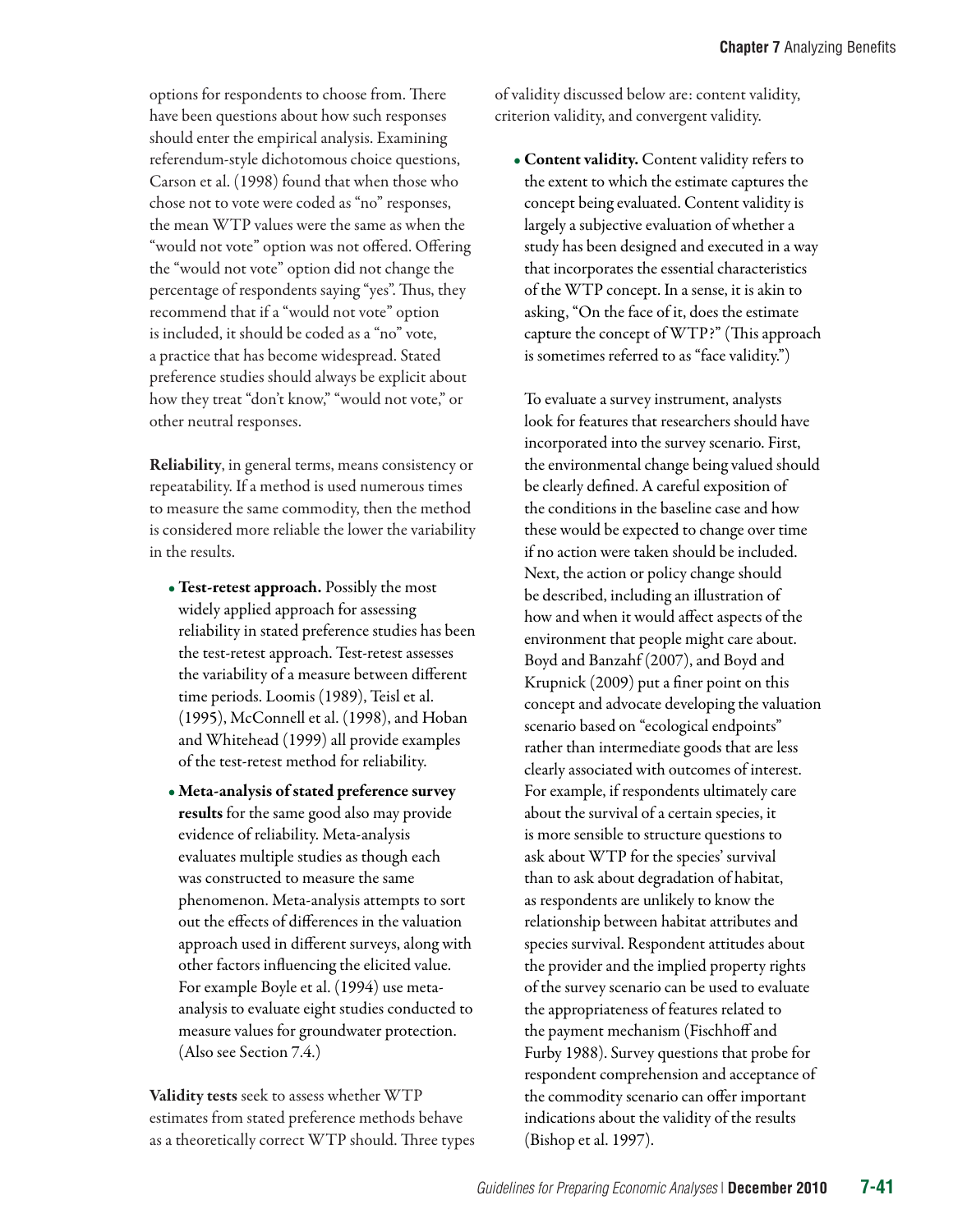options for respondents to choose from. There have been questions about how such responses should enter the empirical analysis. Examining referendum-style dichotomous choice questions, Carson et al. (1998) found that when those who chose not to vote were coded as "no" responses, the mean WTP values were the same as when the "would not vote" option was not offered. Offering the "would not vote" option did not change the percentage of respondents saying "yes". Thus, they recommend that if a "would not vote" option is included, it should be coded as a "no" vote, a practice that has become widespread. Stated preference studies should always be explicit about how they treat "don't know," "would not vote," or other neutral responses.

**Reliability**, in general terms, means consistency or repeatability. If a method is used numerous times to measure the same commodity, then the method is considered more reliable the lower the variability in the results.

- **Test-retest approach.** Possibly the most widely applied approach for assessing reliability in stated preference studies has been the test-retest approach. Test-retest assesses the variability of a measure between different time periods. Loomis (1989), Teisl et al. (1995), McConnell et al. (1998), and Hoban and Whitehead (1999) all provide examples of the test-retest method for reliability.
- **Meta-analysis of stated preference survey results** for the same good also may provide evidence of reliability. Meta-analysis evaluates multiple studies as though each was constructed to measure the same phenomenon. Meta-analysis attempts to sort out the effects of differences in the valuation approach used in different surveys, along with other factors influencing the elicited value. For example Boyle et al. (1994) use meta-analysis to evaluate eight studies conducted to measure values for groundwater protection. (Also see Section 7.4.)

**Validity tests** seek to assess whether WTP estimates from stated preference methods behave as a theoretically correct WTP should. Three types of validity discussed below are: content validity, criterion validity, and convergent validity.

- **Content validity.** Content validity refers to the extent to which the estimate captures the concept being evaluated. Content validity is largely a subjective evaluation of whether a study has been designed and executed in a way that incorporates the essential characteristics of the WTP concept. In a sense, it is akin to asking, "On the face of it, does the estimate capture the concept of WTP?" (This approach is sometimes referred to as "face validity.")

  To evaluate a survey instrument, analysts look for features that researchers should have incorporated into the survey scenario. First, the environmental change being valued should be clearly defined. A careful exposition of the conditions in the baseline case and how these would be expected to change over time if no action were taken should be included. Next, the action or policy change should be described, including an illustration of how and when it would affect aspects of the environment that people might care about. Boyd and Banzahf (2007), and Boyd and Krupnick (2009) put a finer point on this concept and advocate developing the valuation scenario based on "ecological endpoints" rather than intermediate goods that are less clearly associated with outcomes of interest. For example, if respondents ultimately care about the survival of a certain species, it is more sensible to structure questions to ask about WTP for the species' survival than to ask about degradation of habitat, as respondents are unlikely to know the relationship between habitat attributes and species survival. Respondent attitudes about the provider and the implied property rights of the survey scenario can be used to evaluate the appropriateness of features related to the payment mechanism (Fischhoff and Furby 1988). Survey questions that probe for respondent comprehension and acceptance of the commodity scenario can offer important indications about the validity of the results (Bishop et al. 1997).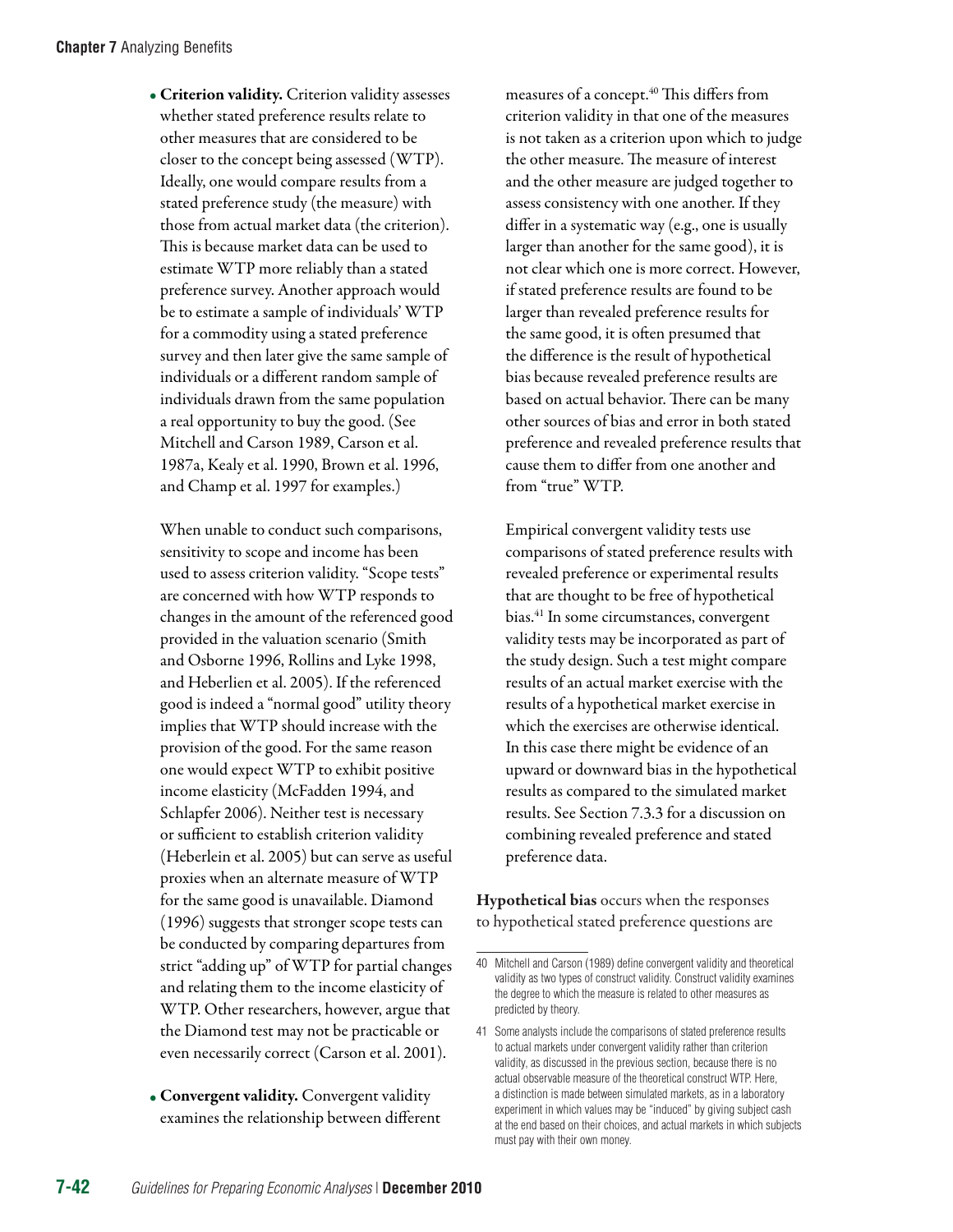- **Criterion validity.** Criterion validity assesses whether stated preference results relate to other measures that are considered to be closer to the concept being assessed (WTP). Ideally, one would compare results from a stated preference study (the measure) with those from actual market data (the criterion). This is because market data can be used to estimate WTP more reliably than a stated preference survey. Another approach would be to estimate a sample of individuals' WTP for a commodity using a stated preference survey and then later give the same sample of individuals or a different random sample of individuals drawn from the same population a real opportunity to buy the good. (See Mitchell and Carson 1989, Carson et al. 1987a, Kealy et al. 1990, Brown et al. 1996, and Champ et al. 1997 for examples.)

  When unable to conduct such comparisons, sensitivity to scope and income has been used to assess criterion validity. "Scope tests" are concerned with how WTP responds to changes in the amount of the referenced good provided in the valuation scenario (Smith and Osborne 1996, Rollins and Lyke 1998, and Heberlien et al. 2005). If the referenced good is indeed a "normal good" utility theory implies that WTP should increase with the provision of the good. For the same reason one would expect WTP to exhibit positive income elasticity (McFadden 1994, and Schlapfer 2006). Neither test is necessary or sufficient to establish criterion validity (Heberlein et al. 2005) but can serve as useful proxies when an alternate measure of WTP for the same good is unavailable. Diamond (1996) suggests that stronger scope tests can be conducted by comparing departures from strict "adding up" of WTP for partial changes and relating them to the income elasticity of WTP. Other researchers, however, argue that the Diamond test may not be practicable or even necessarily correct (Carson et al. 2001).

- **Convergent validity.** Convergent validity examines the relationship between different measures of a concept.[40] This differs from criterion validity in that one of the measures is not taken as a criterion upon which to judge the other measure. The measure of interest and the other measure are judged together to assess consistency with one another. If they differ in a systematic way (e.g., one is usually larger than another for the same good), it is not clear which one is more correct. However, if stated preference results are found to be larger than revealed preference results for the same good, it is often presumed that the difference is the result of hypothetical bias because revealed preference results are based on actual behavior. There can be many other sources of bias and error in both stated preference and revealed preference results that cause them to differ from one another and from "true" WTP.

  Empirical convergent validity tests use comparisons of stated preference results with revealed preference or experimental results that are thought to be free of hypothetical bias.[41] In some circumstances, convergent validity tests may be incorporated as part of the study design. Such a test might compare results of an actual market exercise with the results of a hypothetical market exercise in which the exercises are otherwise identical. In this case there might be evidence of an upward or downward bias in the hypothetical results as compared to the simulated market results. See Section 7.3.3 for a discussion on combining revealed preference and stated preference data.

**Hypothetical bias** occurs when the responses to hypothetical stated preference questions are

---

40 Mitchell and Carson (1989) define convergent validity and theoretical validity as two types of construct validity. Construct validity examines the degree to which the measure is related to other measures as predicted by theory.

41 Some analysts include the comparisons of stated preference results to actual markets under convergent validity rather than criterion validity, as discussed in the previous section, because there is no actual observable measure of the theoretical construct WTP. Here, a distinction is made between simulated markets, as in a laboratory experiment in which values may be "induced" by giving subject cash at the end based on their choices, and actual markets in which subjects must pay with their own money.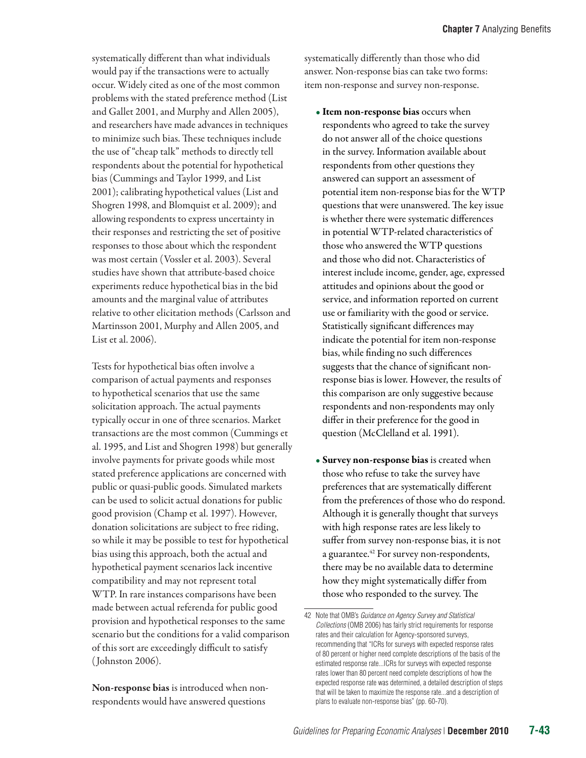systematically different than what individuals would pay if the transactions were to actually occur. Widely cited as one of the most common problems with the stated preference method (List and Gallet 2001, and Murphy and Allen 2005), and researchers have made advances in techniques to minimize such bias. These techniques include the use of "cheap talk" methods to directly tell respondents about the potential for hypothetical bias (Cummings and Taylor 1999, and List 2001); calibrating hypothetical values (List and Shogren 1998, and Blomquist et al. 2009); and allowing respondents to express uncertainty in their responses and restricting the set of positive responses to those about which the respondent was most certain (Vossler et al. 2003). Several studies have shown that attribute-based choice experiments reduce hypothetical bias in the bid amounts and the marginal value of attributes relative to other elicitation methods (Carlsson and Martinsson 2001, Murphy and Allen 2005, and List et al. 2006).

Tests for hypothetical bias often involve a comparison of actual payments and responses to hypothetical scenarios that use the same solicitation approach. The actual payments typically occur in one of three scenarios. Market transactions are the most common (Cummings et al. 1995, and List and Shogren 1998) but generally involve payments for private goods while most stated preference applications are concerned with public or quasi-public goods. Simulated markets can be used to solicit actual donations for public good provision (Champ et al. 1997). However, donation solicitations are subject to free riding, so while it may be possible to test for hypothetical bias using this approach, both the actual and hypothetical payment scenarios lack incentive compatibility and may not represent total WTP. In rare instances comparisons have been made between actual referenda for public good provision and hypothetical responses to the same scenario but the conditions for a valid comparison of this sort are exceedingly difficult to satisfy (Johnston 2006).

**Non-response bias** is introduced when non-respondents would have answered questions systematically differently than those who did answer. Non-response bias can take two forms: item non-response and survey non-response.

- **Item non-response bias** occurs when respondents who agreed to take the survey do not answer all of the choice questions in the survey. Information available about respondents from other questions they answered can support an assessment of potential item non-response bias for the WTP questions that were unanswered. The key issue is whether there were systematic differences in potential WTP-related characteristics of those who answered the WTP questions and those who did not. Characteristics of interest include income, gender, age, expressed attitudes and opinions about the good or service, and information reported on current use or familiarity with the good or service. Statistically significant differences may indicate the potential for item non-response bias, while finding no such differences suggests that the chance of significant non-response bias is lower. However, the results of this comparison are only suggestive because respondents and non-respondents may only differ in their preference for the good in question (McClelland et al. 1991).

- **Survey non-response bias** is created when those who refuse to take the survey have preferences that are systematically different from the preferences of those who do respond. Although it is generally thought that surveys with high response rates are less likely to suffer from survey non-response bias, it is not a guarantee.[42] For survey non-respondents, there may be no available data to determine how they might systematically differ from those who responded to the survey. The

---

[42] Note that OMB's *Guidance on Agency Survey and Statistical Collections* (OMB 2006) has fairly strict requirements for response rates and their calculation for Agency-sponsored surveys, recommending that "ICRs for surveys with expected response rates of 80 percent or higher need complete descriptions of the basis of the estimated response rate...ICRs for surveys with expected response rates lower than 80 percent need complete descriptions of how the expected response rate was determined, a detailed description of steps that will be taken to maximize the response rate...and a description of plans to evaluate non-response bias" (pp. 60-70).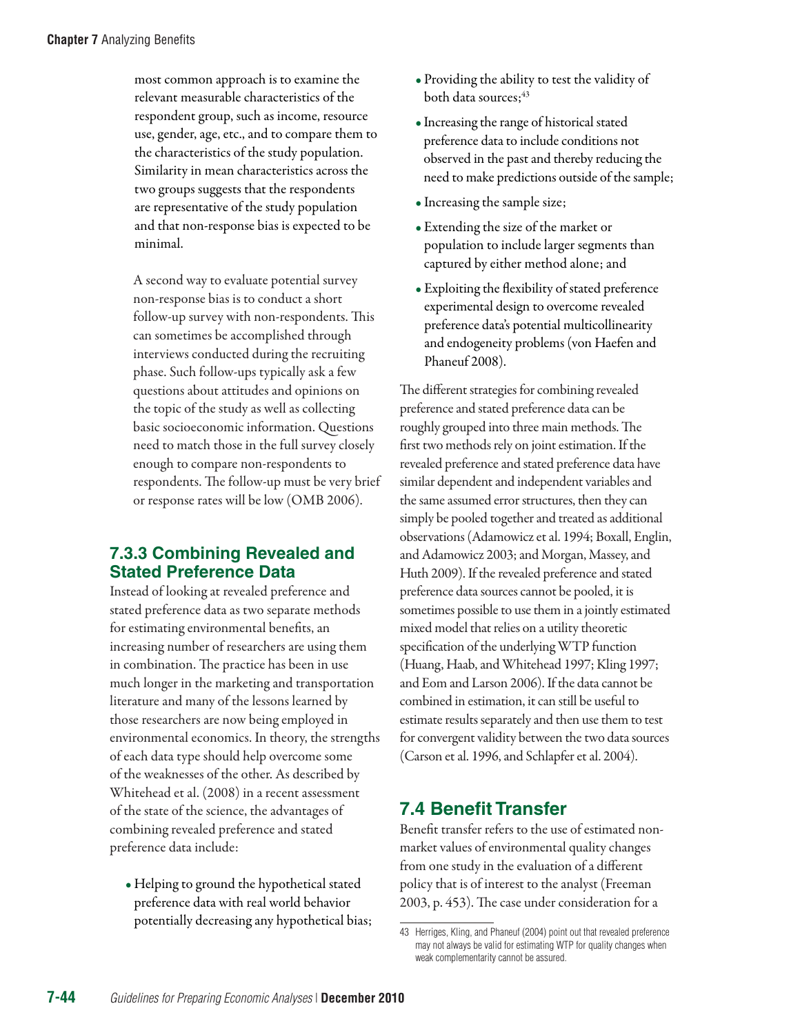most common approach is to examine the relevant measurable characteristics of the respondent group, such as income, resource use, gender, age, etc., and to compare them to the characteristics of the study population. Similarity in mean characteristics across the two groups suggests that the respondents are representative of the study population and that non-response bias is expected to be minimal.

A second way to evaluate potential survey non-response bias is to conduct a short follow-up survey with non-respondents. This can sometimes be accomplished through interviews conducted during the recruiting phase. Such follow-ups typically ask a few questions about attitudes and opinions on the topic of the study as well as collecting basic socioeconomic information. Questions need to match those in the full survey closely enough to compare non-respondents to respondents. The follow-up must be very brief or response rates will be low (OMB 2006).

### 7.3.3 Combining Revealed and Stated Preference Data

Instead of looking at revealed preference and stated preference data as two separate methods for estimating environmental benefits, an increasing number of researchers are using them in combination. The practice has been in use much longer in the marketing and transportation literature and many of the lessons learned by those researchers are now being employed in environmental economics. In theory, the strengths of each data type should help overcome some of the weaknesses of the other. As described by Whitehead et al. (2008) in a recent assessment of the state of the science, the advantages of combining revealed preference and stated preference data include:

- Helping to ground the hypothetical stated preference data with real world behavior potentially decreasing any hypothetical bias;
- Providing the ability to test the validity of both data sources;[43]
- Increasing the range of historical stated preference data to include conditions not observed in the past and thereby reducing the need to make predictions outside of the sample;
- Increasing the sample size;
- Extending the size of the market or population to include larger segments than captured by either method alone; and
- Exploiting the flexibility of stated preference experimental design to overcome revealed preference data's potential multicollinearity and endogeneity problems (von Haefen and Phaneuf 2008).

The different strategies for combining revealed preference and stated preference data can be roughly grouped into three main methods. The first two methods rely on joint estimation. If the revealed preference and stated preference data have similar dependent and independent variables and the same assumed error structures, then they can simply be pooled together and treated as additional observations (Adamowicz et al. 1994; Boxall, Englin, and Adamowicz 2003; and Morgan, Massey, and Huth 2009). If the revealed preference and stated preference data sources cannot be pooled, it is sometimes possible to use them in a jointly estimated mixed model that relies on a utility theoretic specification of the underlying WTP function (Huang, Haab, and Whitehead 1997; Kling 1997; and Eom and Larson 2006). If the data cannot be combined in estimation, it can still be useful to estimate results separately and then use them to test for convergent validity between the two data sources (Carson et al. 1996, and Schlapfer et al. 2004).

## 7.4 Benefit Transfer

Benefit transfer refers to the use of estimated non-market values of environmental quality changes from one study in the evaluation of a different policy that is of interest to the analyst (Freeman 2003, p. 453). The case under consideration for a

---

43 Herriges, Kling, and Phaneuf (2004) point out that revealed preference may not always be valid for estimating WTP for quality changes when weak complementarity cannot be assured.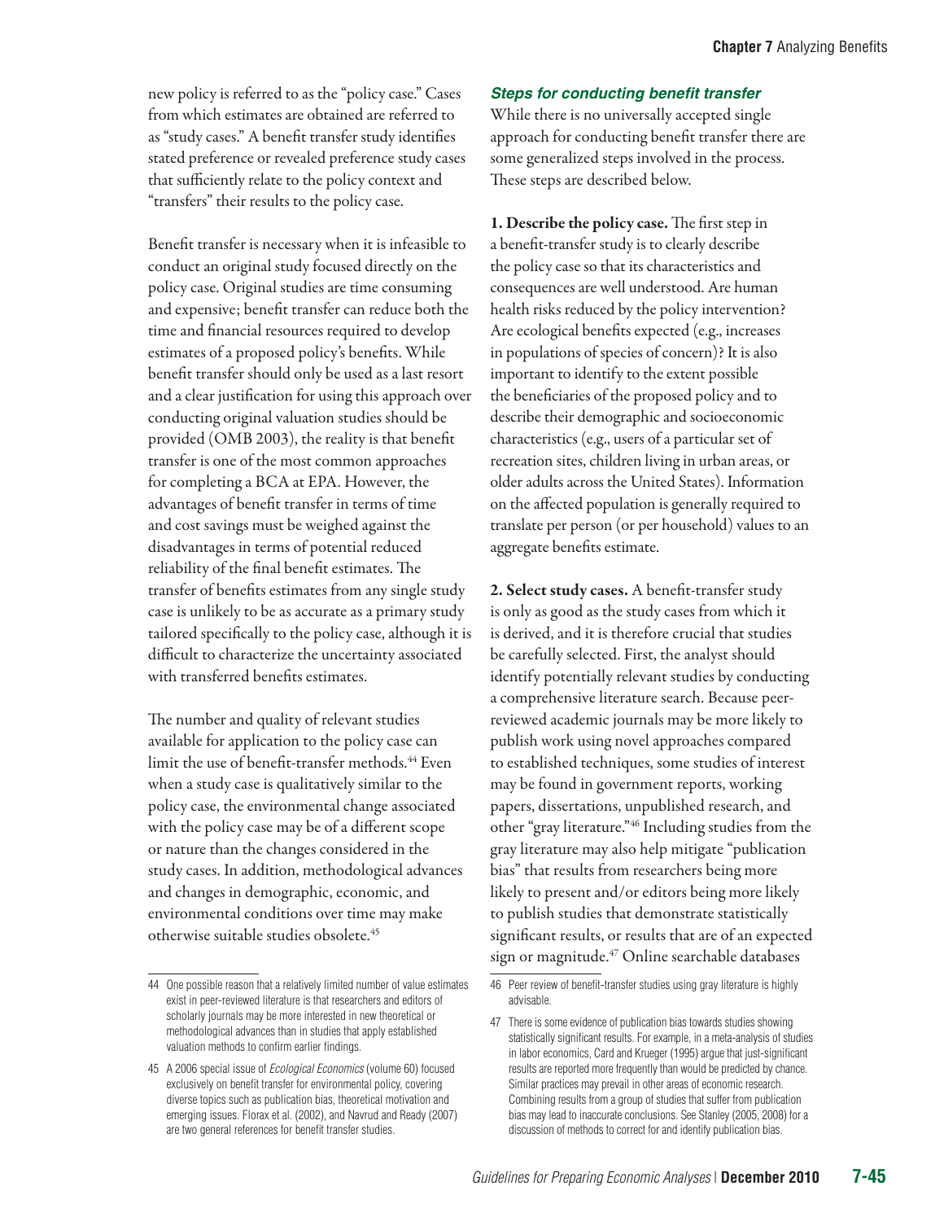new policy is referred to as the "policy case." Cases from which estimates are obtained are referred to as "study cases." A benefit transfer study identifies stated preference or revealed preference study cases that sufficiently relate to the policy context and "transfers" their results to the policy case.

Benefit transfer is necessary when it is infeasible to conduct an original study focused directly on the policy case. Original studies are time consuming and expensive; benefit transfer can reduce both the time and financial resources required to develop estimates of a proposed policy's benefits. While benefit transfer should only be used as a last resort and a clear justification for using this approach over conducting original valuation studies should be provided (OMB 2003), the reality is that benefit transfer is one of the most common approaches for completing a BCA at EPA. However, the advantages of benefit transfer in terms of time and cost savings must be weighed against the disadvantages in terms of potential reduced reliability of the final benefit estimates. The transfer of benefits estimates from any single study case is unlikely to be as accurate as a primary study tailored specifically to the policy case, although it is difficult to characterize the uncertainty associated with transferred benefits estimates.

The number and quality of relevant studies available for application to the policy case can limit the use of benefit-transfer methods.[44] Even when a study case is qualitatively similar to the policy case, the environmental change associated with the policy case may be of a different scope or nature than the changes considered in the study cases. In addition, methodological advances and changes in demographic, economic, and environmental conditions over time may make otherwise suitable studies obsolete.[45]

### *Steps for conducting benefit transfer*

While there is no universally accepted single approach for conducting benefit transfer there are some generalized steps involved in the process. These steps are described below.

**1. Describe the policy case.** The first step in a benefit-transfer study is to clearly describe the policy case so that its characteristics and consequences are well understood. Are human health risks reduced by the policy intervention? Are ecological benefits expected (e.g., increases in populations of species of concern)? It is also important to identify to the extent possible the beneficiaries of the proposed policy and to describe their demographic and socioeconomic characteristics (e.g., users of a particular set of recreation sites, children living in urban areas, or older adults across the United States). Information on the affected population is generally required to translate per person (or per household) values to an aggregate benefits estimate.

**2. Select study cases.** A benefit-transfer study is only as good as the study cases from which it is derived, and it is therefore crucial that studies be carefully selected. First, the analyst should identify potentially relevant studies by conducting a comprehensive literature search. Because peer-reviewed academic journals may be more likely to publish work using novel approaches compared to established techniques, some studies of interest may be found in government reports, working papers, dissertations, unpublished research, and other "gray literature."[46] Including studies from the gray literature may also help mitigate "publication bias" that results from researchers being more likely to present and/or editors being more likely to publish studies that demonstrate statistically significant results, or results that are of an expected sign or magnitude.[47] Online searchable databases

---

44 One possible reason that a relatively limited number of value estimates exist in peer-reviewed literature is that researchers and editors of scholarly journals may be more interested in new theoretical or methodological advances than in studies that apply established valuation methods to confirm earlier findings.

45 A 2006 special issue of *Ecological Economics* (volume 60) focused exclusively on benefit transfer for environmental policy, covering diverse topics such as publication bias, theoretical motivation and emerging issues. Florax et al. (2002), and Navrud and Ready (2007) are two general references for benefit transfer studies.

46 Peer review of benefit-transfer studies using gray literature is highly advisable.

47 There is some evidence of publication bias towards studies showing statistically significant results. For example, in a meta-analysis of studies in labor economics, Card and Krueger (1995) argue that just-significant results are reported more frequently than would be predicted by chance. Similar practices may prevail in other areas of economic research. Combining results from a group of studies that suffer from publication bias may lead to inaccurate conclusions. See Stanley (2005, 2008) for a discussion of methods to correct for and identify publication bias.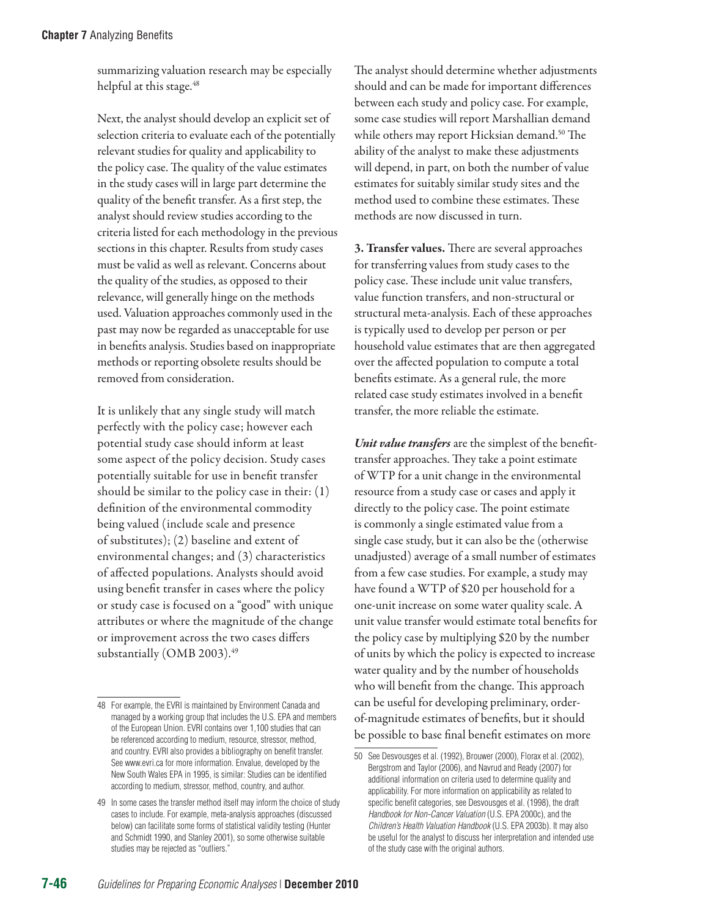summarizing valuation research may be especially helpful at this stage.[48]

Next, the analyst should develop an explicit set of selection criteria to evaluate each of the potentially relevant studies for quality and applicability to the policy case. The quality of the value estimates in the study cases will in large part determine the quality of the benefit transfer. As a first step, the analyst should review studies according to the criteria listed for each methodology in the previous sections in this chapter. Results from study cases must be valid as well as relevant. Concerns about the quality of the studies, as opposed to their relevance, will generally hinge on the methods used. Valuation approaches commonly used in the past may now be regarded as unacceptable for use in benefits analysis. Studies based on inappropriate methods or reporting obsolete results should be removed from consideration.

It is unlikely that any single study will match perfectly with the policy case; however each potential study case should inform at least some aspect of the policy decision. Study cases potentially suitable for use in benefit transfer should be similar to the policy case in their: (1) definition of the environmental commodity being valued (include scale and presence of substitutes); (2) baseline and extent of environmental changes; and (3) characteristics of affected populations. Analysts should avoid using benefit transfer in cases where the policy or study case is focused on a "good" with unique attributes or where the magnitude of the change or improvement across the two cases differs substantially (OMB 2003).[49]

The analyst should determine whether adjustments should and can be made for important differences between each study and policy case. For example, some case studies will report Marshallian demand while others may report Hicksian demand.[50] The ability of the analyst to make these adjustments will depend, in part, on both the number of value estimates for suitably similar study sites and the method used to combine these estimates. These methods are now discussed in turn.

**3. Transfer values.** There are several approaches for transferring values from study cases to the policy case. These include unit value transfers, value function transfers, and non-structural or structural meta-analysis. Each of these approaches is typically used to develop per person or per household value estimates that are then aggregated over the affected population to compute a total benefits estimate. As a general rule, the more related case study estimates involved in a benefit transfer, the more reliable the estimate.

***Unit value transfers*** are the simplest of the benefit-transfer approaches. They take a point estimate of WTP for a unit change in the environmental resource from a study case or cases and apply it directly to the policy case. The point estimate is commonly a single estimated value from a single case study, but it can also be the (otherwise unadjusted) average of a small number of estimates from a few case studies. For example, a study may have found a WTP of $20 per household for a one-unit increase on some water quality scale. A unit value transfer would estimate total benefits for the policy case by multiplying $20 by the number of units by which the policy is expected to increase water quality and by the number of households who will benefit from the change. This approach can be useful for developing preliminary, order-of-magnitude estimates of benefits, but it should be possible to base final benefit estimates on more

---

48 For example, the EVRI is maintained by Environment Canada and managed by a working group that includes the U.S. EPA and members of the European Union. EVRI contains over 1,100 studies that can be referenced according to medium, resource, stressor, method, and country. EVRI also provides a bibliography on benefit transfer. See www.evri.ca for more information. Envalue, developed by the New South Wales EPA in 1995, is similar: Studies can be identified according to medium, stressor, method, country, and author.

49 In some cases the transfer method itself may inform the choice of study cases to include. For example, meta-analysis approaches (discussed below) can facilitate some forms of statistical validity testing (Hunter and Schmidt 1990, and Stanley 2001), so some otherwise suitable studies may be rejected as "outliers."

50 See Desvousges et al. (1992), Brouwer (2000), Florax et al. (2002), Bergstrom and Taylor (2006), and Navrud and Ready (2007) for additional information on criteria used to determine quality and applicability. For more information on applicability as related to specific benefit categories, see Desvousges et al. (1998), the draft *Handbook for Non-Cancer Valuation* (U.S. EPA 2000c), and the *Children's Health Valuation Handbook* (U.S. EPA 2003b). It may also be useful for the analyst to discuss her interpretation and intended use of the study case with the original authors.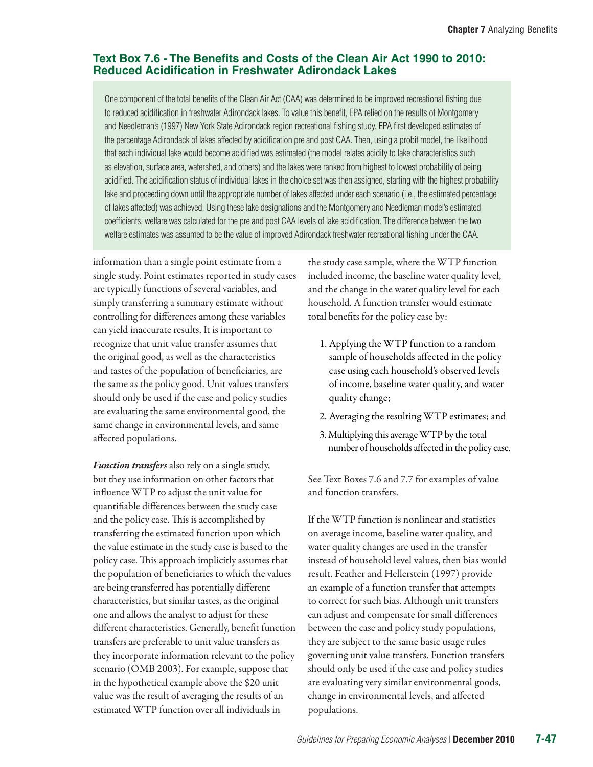### Text Box 7.6 - The Benefits and Costs of the Clean Air Act 1990 to 2010: Reduced Acidification in Freshwater Adirondack Lakes

One component of the total benefits of the Clean Air Act (CAA) was determined to be improved recreational fishing due to reduced acidification in freshwater Adirondack lakes. To value this benefit, EPA relied on the results of Montgomery and Needleman's (1997) New York State Adirondack region recreational fishing study. EPA first developed estimates of the percentage Adirondack of lakes affected by acidification pre and post CAA. Then, using a probit model, the likelihood that each individual lake would become acidified was estimated (the model relates acidity to lake characteristics such as elevation, surface area, watershed, and others) and the lakes were ranked from highest to lowest probability of being acidified. The acidification status of individual lakes in the choice set was then assigned, starting with the highest probability lake and proceeding down until the appropriate number of lakes affected under each scenario (i.e., the estimated percentage of lakes affected) was achieved. Using these lake designations and the Montgomery and Needleman model's estimated coefficients, welfare was calculated for the pre and post CAA levels of lake acidification. The difference between the two welfare estimates was assumed to be the value of improved Adirondack freshwater recreational fishing under the CAA.

information than a single point estimate from a single study. Point estimates reported in study cases are typically functions of several variables, and simply transferring a summary estimate without controlling for differences among these variables can yield inaccurate results. It is important to recognize that unit value transfer assumes that the original good, as well as the characteristics and tastes of the population of beneficiaries, are the same as the policy good. Unit values transfers should only be used if the case and policy studies are evaluating the same environmental good, the same change in environmental levels, and same affected populations.

***Function transfers*** also rely on a single study, but they use information on other factors that influence WTP to adjust the unit value for quantifiable differences between the study case and the policy case. This is accomplished by transferring the estimated function upon which the value estimate in the study case is based to the policy case. This approach implicitly assumes that the population of beneficiaries to which the values are being transferred has potentially different characteristics, but similar tastes, as the original one and allows the analyst to adjust for these different characteristics. Generally, benefit function transfers are preferable to unit value transfers as they incorporate information relevant to the policy scenario (OMB 2003). For example, suppose that in the hypothetical example above the $20 unit value was the result of averaging the results of an estimated WTP function over all individuals in the study case sample, where the WTP function included income, the baseline water quality level, and the change in the water quality level for each household. A function transfer would estimate total benefits for the policy case by:

1. Applying the WTP function to a random sample of households affected in the policy case using each household's observed levels of income, baseline water quality, and water quality change;
2. Averaging the resulting WTP estimates; and
3. Multiplying this average WTP by the total number of households affected in the policy case.

See Text Boxes 7.6 and 7.7 for examples of value and function transfers.

If the WTP function is nonlinear and statistics on average income, baseline water quality, and water quality changes are used in the transfer instead of household level values, then bias would result. Feather and Hellerstein (1997) provide an example of a function transfer that attempts to correct for such bias. Although unit transfers can adjust and compensate for small differences between the case and policy study populations, they are subject to the same basic usage rules governing unit value transfers. Function transfers should only be used if the case and policy studies are evaluating very similar environmental goods, change in environmental levels, and affected populations.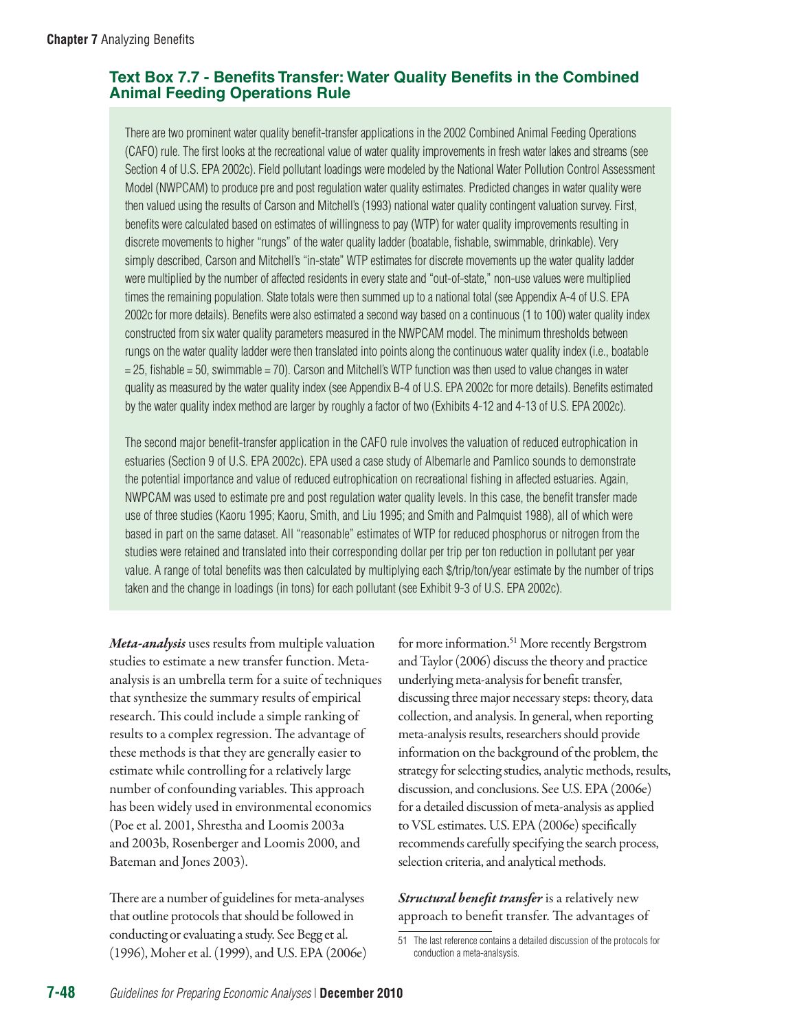### Text Box 7.7 - Benefits Transfer: Water Quality Benefits in the Combined Animal Feeding Operations Rule

There are two prominent water quality benefit-transfer applications in the 2002 Combined Animal Feeding Operations (CAFO) rule. The first looks at the recreational value of water quality improvements in fresh water lakes and streams (see Section 4 of U.S. EPA 2002c). Field pollutant loadings were modeled by the National Water Pollution Control Assessment Model (NWPCAM) to produce pre and post regulation water quality estimates. Predicted changes in water quality were then valued using the results of Carson and Mitchell's (1993) national water quality contingent valuation survey. First, benefits were calculated based on estimates of willingness to pay (WTP) for water quality improvements resulting in discrete movements to higher "rungs" of the water quality ladder (boatable, fishable, swimmable, drinkable). Very simply described, Carson and Mitchell's "in-state" WTP estimates for discrete movements up the water quality ladder were multiplied by the number of affected residents in every state and "out-of-state," non-use values were multiplied times the remaining population. State totals were then summed up to a national total (see Appendix A-4 of U.S. EPA 2002c for more details). Benefits were also estimated a second way based on a continuous (1 to 100) water quality index constructed from six water quality parameters measured in the NWPCAM model. The minimum thresholds between rungs on the water quality ladder were then translated into points along the continuous water quality index (i.e., boatable = 25, fishable = 50, swimmable = 70). Carson and Mitchell's WTP function was then used to value changes in water quality as measured by the water quality index (see Appendix B-4 of U.S. EPA 2002c for more details). Benefits estimated by the water quality index method are larger by roughly a factor of two (Exhibits 4-12 and 4-13 of U.S. EPA 2002c).

The second major benefit-transfer application in the CAFO rule involves the valuation of reduced eutrophication in estuaries (Section 9 of U.S. EPA 2002c). EPA used a case study of Albemarle and Pamlico sounds to demonstrate the potential importance and value of reduced eutrophication on recreational fishing in affected estuaries. Again, NWPCAM was used to estimate pre and post regulation water quality levels. In this case, the benefit transfer made use of three studies (Kaoru 1995; Kaoru, Smith, and Liu 1995; and Smith and Palmquist 1988), all of which were based in part on the same dataset. All "reasonable" estimates of WTP for reduced phosphorus or nitrogen from the studies were retained and translated into their corresponding dollar per trip per ton reduction in pollutant per year value. A range of total benefits was then calculated by multiplying each $/trip/ton/year estimate by the number of trips taken and the change in loadings (in tons) for each pollutant (see Exhibit 9-3 of U.S. EPA 2002c).

***Meta-analysis*** uses results from multiple valuation studies to estimate a new transfer function. Meta-analysis is an umbrella term for a suite of techniques that synthesize the summary results of empirical research. This could include a simple ranking of results to a complex regression. The advantage of these methods is that they are generally easier to estimate while controlling for a relatively large number of confounding variables. This approach has been widely used in environmental economics (Poe et al. 2001, Shrestha and Loomis 2003a and 2003b, Rosenberger and Loomis 2000, and Bateman and Jones 2003).

There are a number of guidelines for meta-analyses that outline protocols that should be followed in conducting or evaluating a study. See Begg et al. (1996), Moher et al. (1999), and U.S. EPA (2006e) for more information.[51] More recently Bergstrom and Taylor (2006) discuss the theory and practice underlying meta-analysis for benefit transfer, discussing three major necessary steps: theory, data collection, and analysis. In general, when reporting meta-analysis results, researchers should provide information on the background of the problem, the strategy for selecting studies, analytic methods, results, discussion, and conclusions. See U.S. EPA (2006e) for a detailed discussion of meta-analysis as applied to VSL estimates. U.S. EPA (2006e) specifically recommends carefully specifying the search process, selection criteria, and analytical methods.

***Structural benefit transfer*** is a relatively new approach to benefit transfer. The advantages of

51 The last reference contains a detailed discussion of the protocols for conduction a meta-analsysis.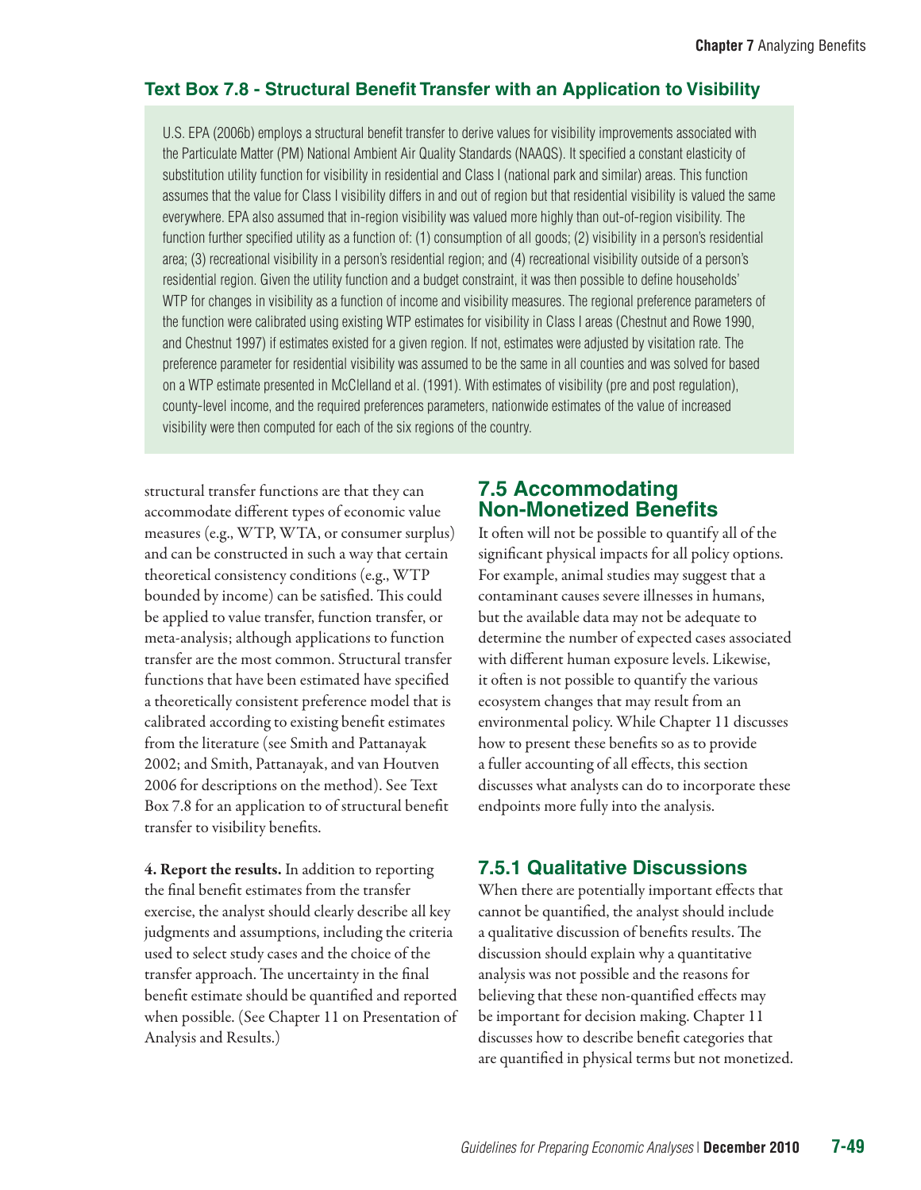### Text Box 7.8 - Structural Benefit Transfer with an Application to Visibility

U.S. EPA (2006b) employs a structural benefit transfer to derive values for visibility improvements associated with the Particulate Matter (PM) National Ambient Air Quality Standards (NAAQS). It specified a constant elasticity of substitution utility function for visibility in residential and Class I (national park and similar) areas. This function assumes that the value for Class I visibility differs in and out of region but that residential visibility is valued the same everywhere. EPA also assumed that in-region visibility was valued more highly than out-of-region visibility. The function further specified utility as a function of: (1) consumption of all goods; (2) visibility in a person's residential area; (3) recreational visibility in a person's residential region; and (4) recreational visibility outside of a person's residential region. Given the utility function and a budget constraint, it was then possible to define households' WTP for changes in visibility as a function of income and visibility measures. The regional preference parameters of the function were calibrated using existing WTP estimates for visibility in Class I areas (Chestnut and Rowe 1990, and Chestnut 1997) if estimates existed for a given region. If not, estimates were adjusted by visitation rate. The preference parameter for residential visibility was assumed to be the same in all counties and was solved for based on a WTP estimate presented in McClelland et al. (1991). With estimates of visibility (pre and post regulation), county-level income, and the required preferences parameters, nationwide estimates of the value of increased visibility were then computed for each of the six regions of the country.

structural transfer functions are that they can accommodate different types of economic value measures (e.g., WTP, WTA, or consumer surplus) and can be constructed in such a way that certain theoretical consistency conditions (e.g., WTP bounded by income) can be satisfied. This could be applied to value transfer, function transfer, or meta-analysis; although applications to function transfer are the most common. Structural transfer functions that have been estimated have specified a theoretically consistent preference model that is calibrated according to existing benefit estimates from the literature (see Smith and Pattanayak 2002; and Smith, Pattanayak, and van Houtven 2006 for descriptions on the method). See Text Box 7.8 for an application to of structural benefit transfer to visibility benefits.

**4. Report the results.** In addition to reporting the final benefit estimates from the transfer exercise, the analyst should clearly describe all key judgments and assumptions, including the criteria used to select study cases and the choice of the transfer approach. The uncertainty in the final benefit estimate should be quantified and reported when possible. (See Chapter 11 on Presentation of Analysis and Results.)

## 7.5 Accommodating Non-Monetized Benefits

It often will not be possible to quantify all of the significant physical impacts for all policy options. For example, animal studies may suggest that a contaminant causes severe illnesses in humans, but the available data may not be adequate to determine the number of expected cases associated with different human exposure levels. Likewise, it often is not possible to quantify the various ecosystem changes that may result from an environmental policy. While Chapter 11 discusses how to present these benefits so as to provide a fuller accounting of all effects, this section discusses what analysts can do to incorporate these endpoints more fully into the analysis.

### 7.5.1 Qualitative Discussions

When there are potentially important effects that cannot be quantified, the analyst should include a qualitative discussion of benefits results. The discussion should explain why a quantitative analysis was not possible and the reasons for believing that these non-quantified effects may be important for decision making. Chapter 11 discusses how to describe benefit categories that are quantified in physical terms but not monetized.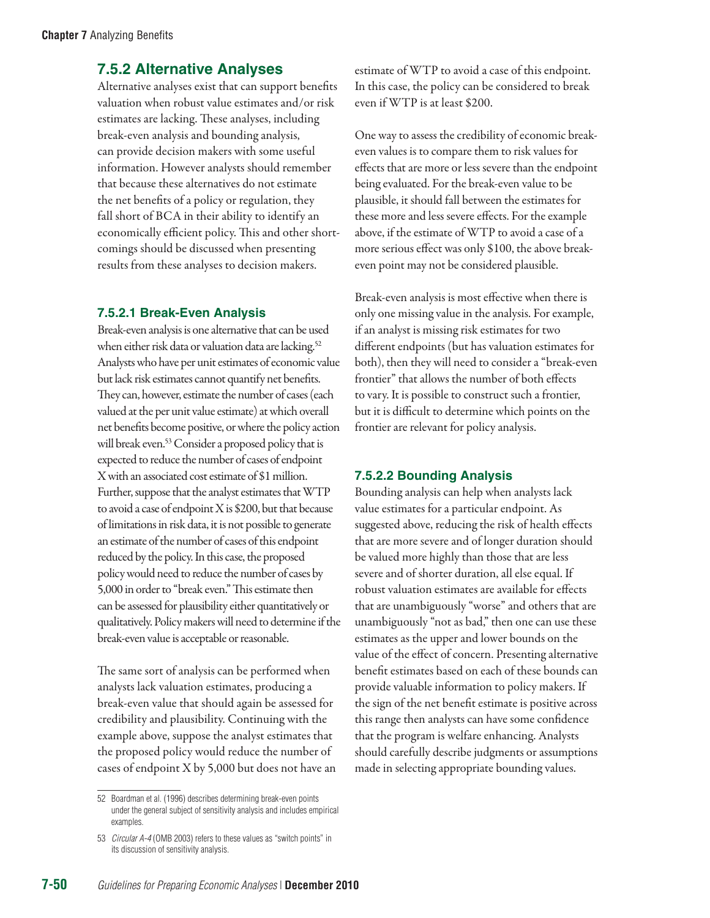## 7.5.2 Alternative Analyses

Alternative analyses exist that can support benefits valuation when robust value estimates and/or risk estimates are lacking. These analyses, including break-even analysis and bounding analysis, can provide decision makers with some useful information. However analysts should remember that because these alternatives do not estimate the net benefits of a policy or regulation, they fall short of BCA in their ability to identify an economically efficient policy. This and other shortcomings should be discussed when presenting results from these analyses to decision makers.

### 7.5.2.1 Break-Even Analysis

Break-even analysis is one alternative that can be used when either risk data or valuation data are lacking.[52] Analysts who have per unit estimates of economic value but lack risk estimates cannot quantify net benefits. They can, however, estimate the number of cases (each valued at the per unit value estimate) at which overall net benefits become positive, or where the policy action will break even.[53] Consider a proposed policy that is expected to reduce the number of cases of endpoint X with an associated cost estimate of $1 million. Further, suppose that the analyst estimates that WTP to avoid a case of endpoint X is $200, but that because of limitations in risk data, it is not possible to generate an estimate of the number of cases of this endpoint reduced by the policy. In this case, the proposed policy would need to reduce the number of cases by 5,000 in order to "break even." This estimate then can be assessed for plausibility either quantitatively or qualitatively. Policy makers will need to determine if the break-even value is acceptable or reasonable.

The same sort of analysis can be performed when analysts lack valuation estimates, producing a break-even value that should again be assessed for credibility and plausibility. Continuing with the example above, suppose the analyst estimates that the proposed policy would reduce the number of cases of endpoint X by 5,000 but does not have an estimate of WTP to avoid a case of this endpoint. In this case, the policy can be considered to break even if WTP is at least $200.

One way to assess the credibility of economic break-even values is to compare them to risk values for effects that are more or less severe than the endpoint being evaluated. For the break-even value to be plausible, it should fall between the estimates for these more and less severe effects. For the example above, if the estimate of WTP to avoid a case of a more serious effect was only $100, the above break-even point may not be considered plausible.

Break-even analysis is most effective when there is only one missing value in the analysis. For example, if an analyst is missing risk estimates for two different endpoints (but has valuation estimates for both), then they will need to consider a "break-even frontier" that allows the number of both effects to vary. It is possible to construct such a frontier, but it is difficult to determine which points on the frontier are relevant for policy analysis.

### 7.5.2.2 Bounding Analysis

Bounding analysis can help when analysts lack value estimates for a particular endpoint. As suggested above, reducing the risk of health effects that are more severe and of longer duration should be valued more highly than those that are less severe and of shorter duration, all else equal. If robust valuation estimates are available for effects that are unambiguously "worse" and others that are unambiguously "not as bad," then one can use these estimates as the upper and lower bounds on the value of the effect of concern. Presenting alternative benefit estimates based on each of these bounds can provide valuable information to policy makers. If the sign of the net benefit estimate is positive across this range then analysts can have some confidence that the program is welfare enhancing. Analysts should carefully describe judgments or assumptions made in selecting appropriate bounding values.

---

52 Boardman et al. (1996) describes determining break-even points under the general subject of sensitivity analysis and includes empirical examples.

53 *Circular A-4* (OMB 2003) refers to these values as "switch points" in its discussion of sensitivity analysis.